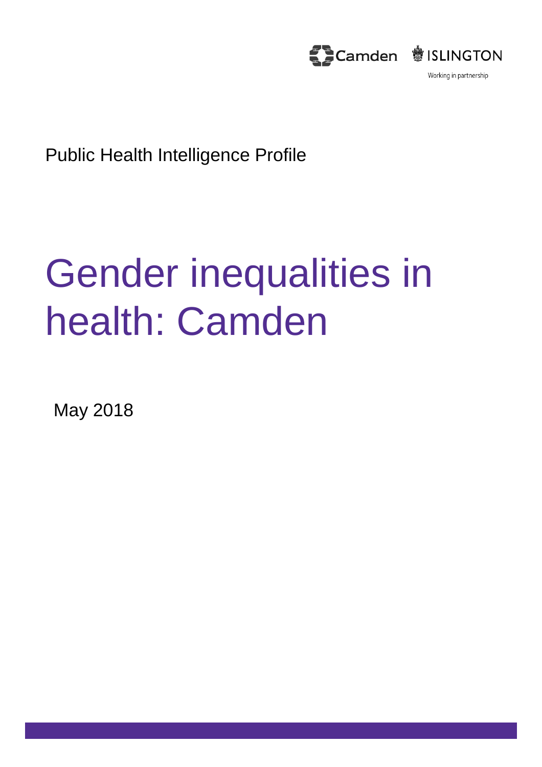Camden ISLINGTON

Working in partnership

Public Health Intelligence Profile

# Gender inequalities in health: Camden

May 2018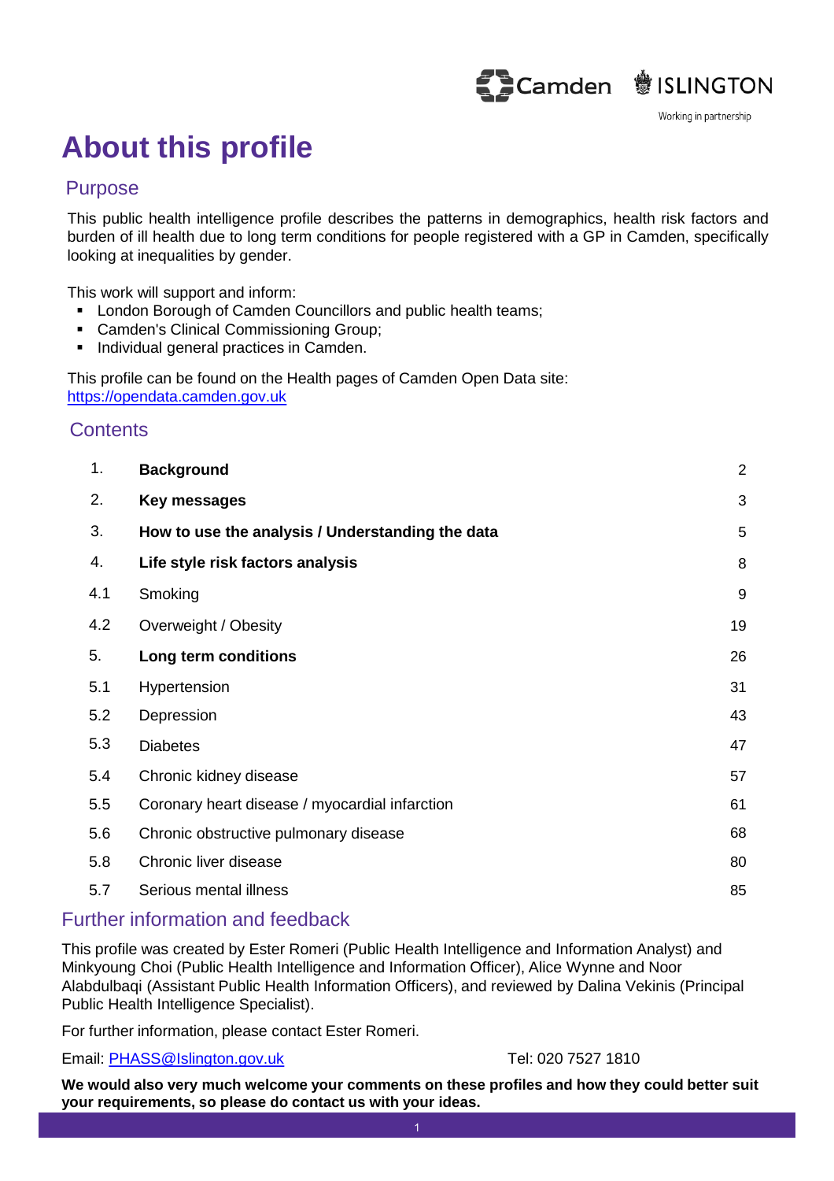# About this profile

## Purpose

This public health intelligence profile describes the patterns in demographics, health risk factors and burden of ill health due to long term conditions for people registered with a GP in Camden, specifically looking at inequalities by gender.

This work will support and inform:

- London Borough of Camden Councillors and public health teams;
- Camden's Clinical Commissioning Group;
- Individual general practices in Camden.

This profile can be found on the Health pages of Camden Open Data site: https://opendata.camden.gov.uk

## Contents

| | | |
|---|---|---|
| 1. | **Background** | 2 |
| 2. | **Key messages** | 3 |
| 3. | **How to use the analysis / Understanding the data** | 5 |
| 4. | **Life style risk factors analysis** | 8 |
| 4.1 | Smoking | 9 |
| 4.2 | Overweight / Obesity | 19 |
| 5. | **Long term conditions** | 26 |
| 5.1 | Hypertension | 31 |
| 5.2 | Depression | 43 |
| 5.3 | Diabetes | 47 |
| 5.4 | Chronic kidney disease | 57 |
| 5.5 | Coronary heart disease / myocardial infarction | 61 |
| 5.6 | Chronic obstructive pulmonary disease | 68 |
| 5.8 | Chronic liver disease | 80 |
| 5.7 | Serious mental illness | 85 |

## Further information and feedback

This profile was created by Ester Romeri (Public Health Intelligence and Information Analyst) and Minkyoung Choi (Public Health Intelligence and Information Officer), Alice Wynne and Noor Alabdulbaqi (Assistant Public Health Information Officers), and reviewed by Dalina Vekinis (Principal Public Health Intelligence Specialist).

For further information, please contact Ester Romeri.

Email: PHASS@Islington.gov.uk Tel: 020 7527 1810

**We would also very much welcome your comments on these profiles and how they could better suit your requirements, so please do contact us with your ideas.**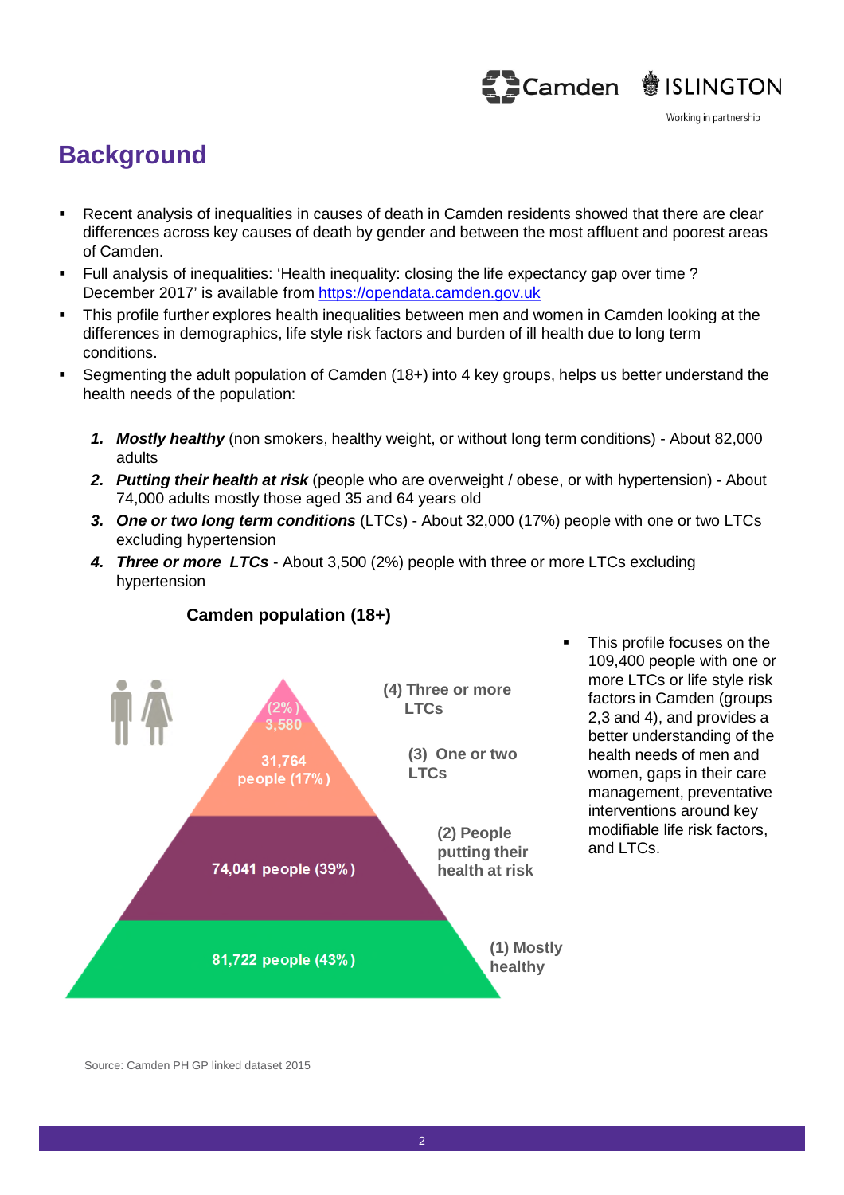# Background

- Recent analysis of inequalities in causes of death in Camden residents showed that there are clear differences across key causes of death by gender and between the most affluent and poorest areas of Camden.
- Full analysis of inequalities: 'Health inequality: closing the life expectancy gap over time ? December 2017' is available from https://opendata.camden.gov.uk
- This profile further explores health inequalities between men and women in Camden looking at the differences in demographics, life style risk factors and burden of ill health due to long term conditions.
- Segmenting the adult population of Camden (18+) into 4 key groups, helps us better understand the health needs of the population:

1. ***Mostly healthy*** (non smokers, healthy weight, or without long term conditions) - About 82,000 adults
2. ***Putting their health at risk*** (people who are overweight / obese, or with hypertension) - About 74,000 adults mostly those aged 35 and 64 years old
3. ***One or two long term conditions*** (LTCs) - About 32,000 (17%) people with one or two LTCs excluding hypertension
4. ***Three or more LTCs*** - About 3,500 (2%) people with three or more LTCs excluding hypertension

**Camden population (18+)**

| Group | People |
|---|---|
| (4) Three or more LTCs | 3,580 (2%) |
| (3) One or two LTCs | 31,764 people (17%) |
| (2) People putting their health at risk | 74,041 people (39%) |
| (1) Mostly healthy | 81,722 people (43%) |

- This profile focuses on the 109,400 people with one or more LTCs or life style risk factors in Camden (groups 2,3 and 4), and provides a better understanding of the health needs of men and women, gaps in their care management, preventative interventions around key modifiable life risk factors, and LTCs.

Source: Camden PH GP linked dataset 2015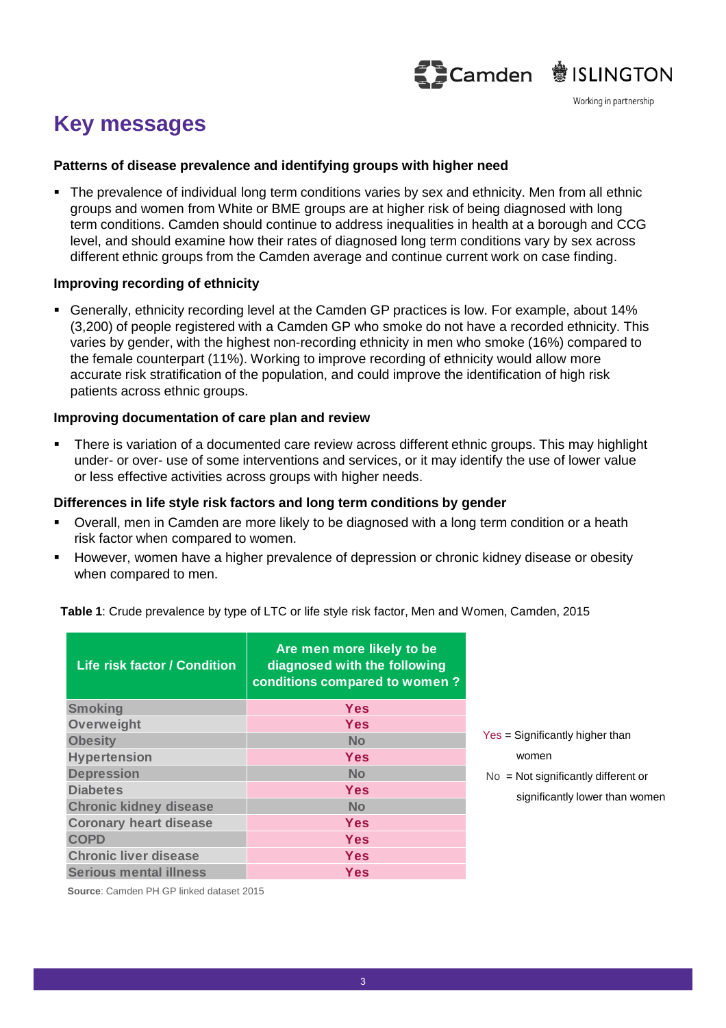# Key messages

### Patterns of disease prevalence and identifying groups with higher need

- The prevalence of individual long term conditions varies by sex and ethnicity. Men from all ethnic groups and women from White or BME groups are at higher risk of being diagnosed with long term conditions. Camden should continue to address inequalities in health at a borough and CCG level, and should examine how their rates of diagnosed long term conditions vary by sex across different ethnic groups from the Camden average and continue current work on case finding.

### Improving recording of ethnicity

- Generally, ethnicity recording level at the Camden GP practices is low. For example, about 14% (3,200) of people registered with a Camden GP who smoke do not have a recorded ethnicity. This varies by gender, with the highest non-recording ethnicity in men who smoke (16%) compared to the female counterpart (11%). Working to improve recording of ethnicity would allow more accurate risk stratification of the population, and could improve the identification of high risk patients across ethnic groups.

### Improving documentation of care plan and review

- There is variation of a documented care review across different ethnic groups. This may highlight under- or over- use of some interventions and services, or it may identify the use of lower value or less effective activities across groups with higher needs.

### Differences in life style risk factors and long term conditions by gender

- Overall, men in Camden are more likely to be diagnosed with a long term condition or a heath risk factor when compared to women.
- However, women have a higher prevalence of depression or chronic kidney disease or obesity when compared to men.

**Table 1**: Crude prevalence by type of LTC or life style risk factor, Men and Women, Camden, 2015

| Life risk factor / Condition | Are men more likely to be diagnosed with the following conditions compared to women ? |
|---|---|
| Smoking | Yes |
| Overweight | Yes |
| Obesity | No |
| Hypertension | Yes |
| Depression | No |
| Diabetes | Yes |
| Chronic kidney disease | No |
| Coronary heart disease | Yes |
| COPD | Yes |
| Chronic liver disease | Yes |
| Serious mental illness | Yes |

Yes = Significantly higher than women

No = Not significantly different or significantly lower than women

**Source**: Camden PH GP linked dataset 2015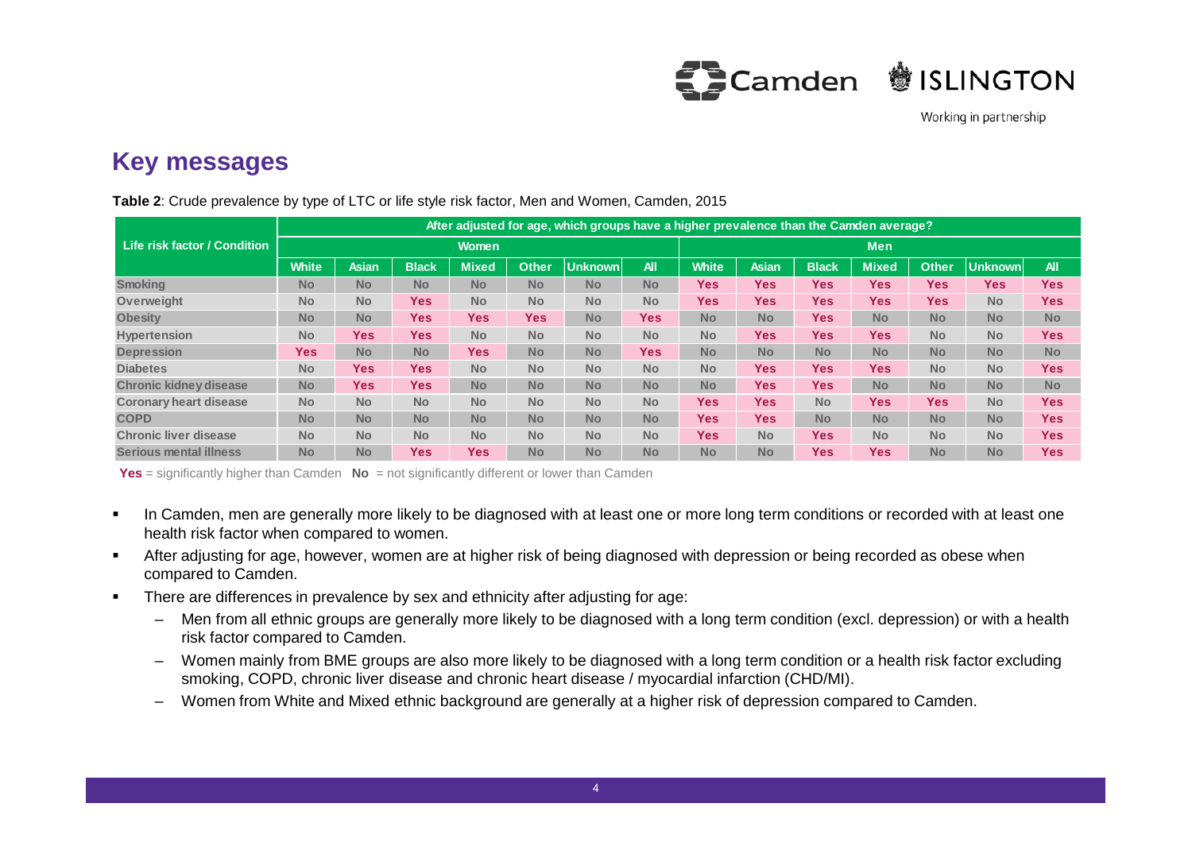## Key messages

**Table 2**: Crude prevalence by type of LTC or life style risk factor, Men and Women, Camden, 2015

| Life risk factor / Condition | After adjusted for age, which groups have a higher prevalence than the Camden average? | | | | | | | | | | | | | |
|---|---|---|---|---|---|---|---|---|---|---|---|---|---|---|
| | Women | | | | | | | Men | | | | | | |
| | White | Asian | Black | Mixed | Other | Unknown | All | White | Asian | Black | Mixed | Other | Unknown | All |
| Smoking | No | No | No | No | No | No | No | Yes | Yes | Yes | Yes | Yes | Yes | Yes |
| Overweight | No | No | Yes | No | No | No | No | Yes | Yes | Yes | Yes | Yes | No | Yes |
| Obesity | No | No | Yes | Yes | Yes | No | Yes | No | No | Yes | No | No | No | No |
| Hypertension | No | Yes | Yes | No | No | No | No | No | Yes | Yes | Yes | No | No | Yes |
| Depression | Yes | No | No | Yes | No | No | Yes | No | No | No | No | No | No | No |
| Diabetes | No | Yes | Yes | No | No | No | No | No | Yes | Yes | Yes | No | No | Yes |
| Chronic kidney disease | No | Yes | Yes | No | No | No | No | No | Yes | Yes | No | No | No | No |
| Coronary heart disease | No | No | No | No | No | No | No | Yes | Yes | No | Yes | Yes | No | Yes |
| COPD | No | No | No | No | No | No | No | Yes | Yes | No | No | No | No | Yes |
| Chronic liver disease | No | No | No | No | No | No | No | Yes | No | Yes | No | No | No | Yes |
| Serious mental illness | No | No | Yes | Yes | No | No | No | No | No | Yes | Yes | No | No | Yes |

**Yes** = significantly higher than Camden **No** = not significantly different or lower than Camden

- In Camden, men are generally more likely to be diagnosed with at least one or more long term conditions or recorded with at least one health risk factor when compared to women.
- After adjusting for age, however, women are at higher risk of being diagnosed with depression or being recorded as obese when compared to Camden.
- There are differences in prevalence by sex and ethnicity after adjusting for age:
  - Men from all ethnic groups are generally more likely to be diagnosed with a long term condition (excl. depression) or with a health risk factor compared to Camden.
  - Women mainly from BME groups are also more likely to be diagnosed with a long term condition or a health risk factor excluding smoking, COPD, chronic liver disease and chronic heart disease / myocardial infarction (CHD/MI).
  - Women from White and Mixed ethnic background are generally at a higher risk of depression compared to Camden.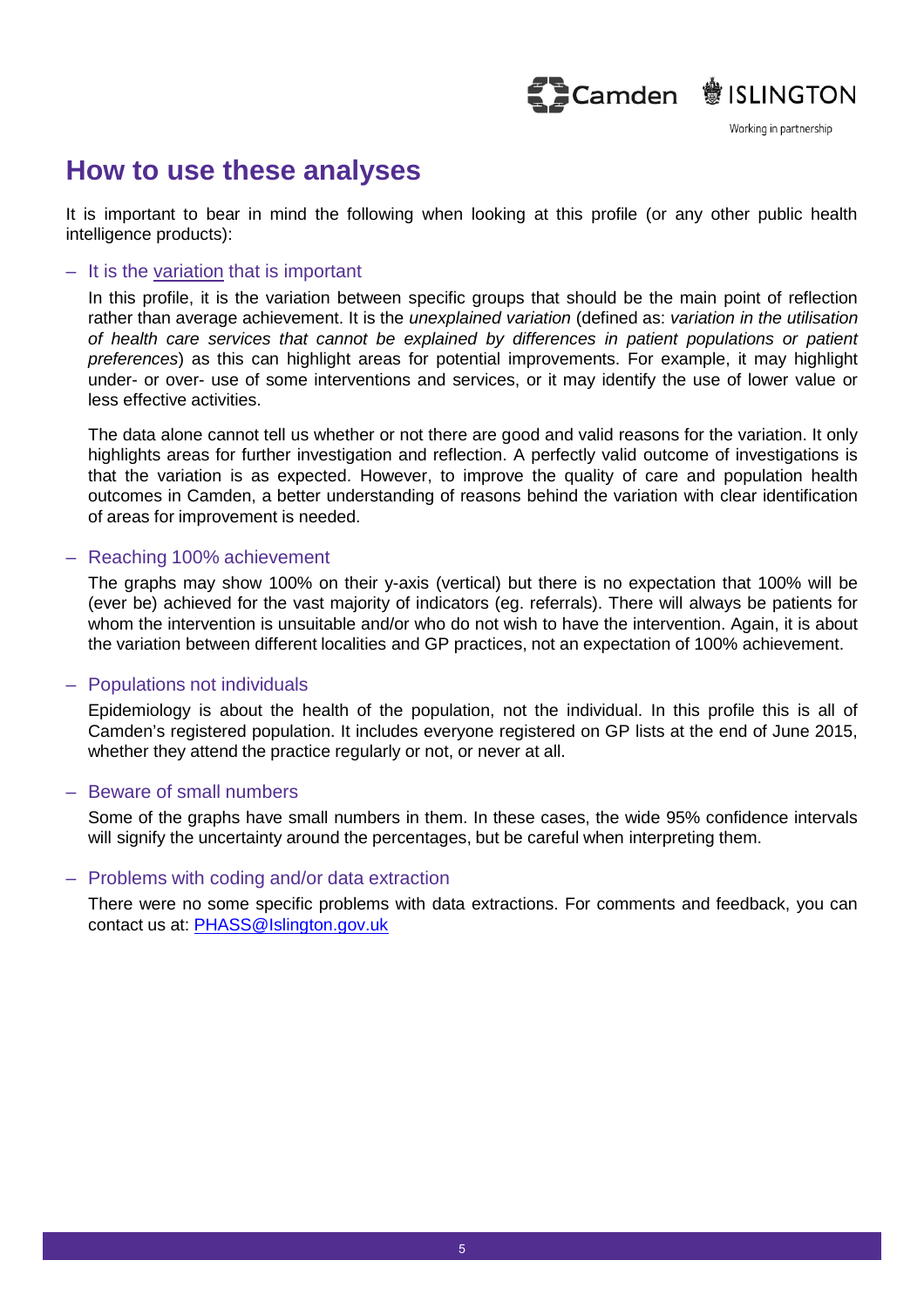# How to use these analyses

It is important to bear in mind the following when looking at this profile (or any other public health intelligence products):

### – It is the variation that is important

In this profile, it is the variation between specific groups that should be the main point of reflection rather than average achievement. It is the *unexplained variation* (defined as: *variation in the utilisation of health care services that cannot be explained by differences in patient populations or patient preferences*) as this can highlight areas for potential improvements. For example, it may highlight under- or over- use of some interventions and services, or it may identify the use of lower value or less effective activities.

The data alone cannot tell us whether or not there are good and valid reasons for the variation. It only highlights areas for further investigation and reflection. A perfectly valid outcome of investigations is that the variation is as expected. However, to improve the quality of care and population health outcomes in Camden, a better understanding of reasons behind the variation with clear identification of areas for improvement is needed.

### – Reaching 100% achievement

The graphs may show 100% on their y-axis (vertical) but there is no expectation that 100% will be (ever be) achieved for the vast majority of indicators (eg. referrals). There will always be patients for whom the intervention is unsuitable and/or who do not wish to have the intervention. Again, it is about the variation between different localities and GP practices, not an expectation of 100% achievement.

### – Populations not individuals

Epidemiology is about the health of the population, not the individual. In this profile this is all of Camden's registered population. It includes everyone registered on GP lists at the end of June 2015, whether they attend the practice regularly or not, or never at all.

### – Beware of small numbers

Some of the graphs have small numbers in them. In these cases, the wide 95% confidence intervals will signify the uncertainty around the percentages, but be careful when interpreting them.

### – Problems with coding and/or data extraction

There were no some specific problems with data extractions. For comments and feedback, you can contact us at: PHASS@Islington.gov.uk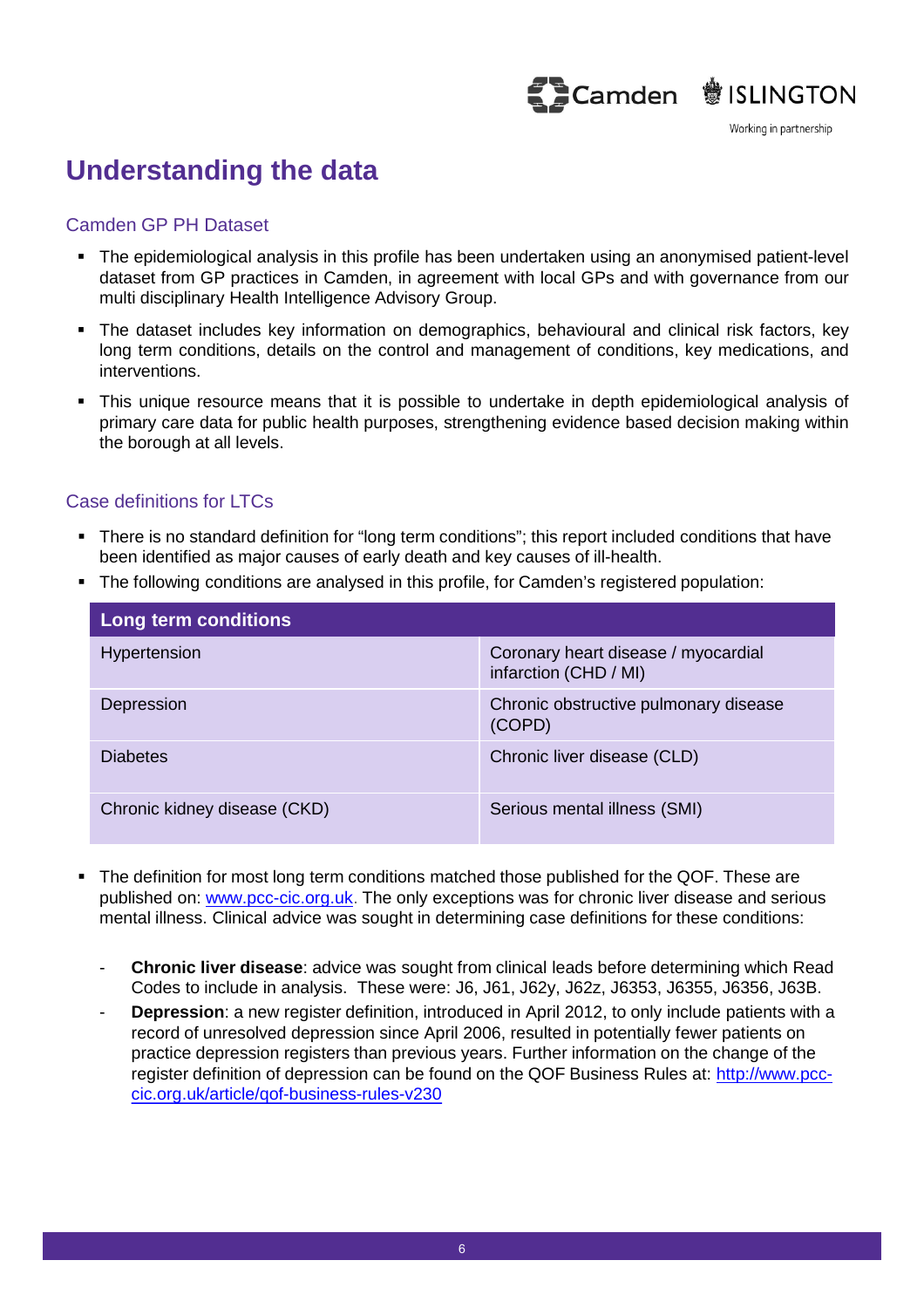# Understanding the data

## Camden GP PH Dataset

- The epidemiological analysis in this profile has been undertaken using an anonymised patient-level dataset from GP practices in Camden, in agreement with local GPs and with governance from our multi disciplinary Health Intelligence Advisory Group.
- The dataset includes key information on demographics, behavioural and clinical risk factors, key long term conditions, details on the control and management of conditions, key medications, and interventions.
- This unique resource means that it is possible to undertake in depth epidemiological analysis of primary care data for public health purposes, strengthening evidence based decision making within the borough at all levels.

## Case definitions for LTCs

- There is no standard definition for "long term conditions"; this report included conditions that have been identified as major causes of early death and key causes of ill-health.
- The following conditions are analysed in this profile, for Camden's registered population:

| Long term conditions | |
|---|---|
| Hypertension | Coronary heart disease / myocardial infarction (CHD / MI) |
| Depression | Chronic obstructive pulmonary disease (COPD) |
| Diabetes | Chronic liver disease (CLD) |
| Chronic kidney disease (CKD) | Serious mental illness (SMI) |

- The definition for most long term conditions matched those published for the QOF. These are published on: www.pcc-cic.org.uk. The only exceptions was for chronic liver disease and serious mental illness. Clinical advice was sought in determining case definitions for these conditions:

  - **Chronic liver disease**: advice was sought from clinical leads before determining which Read Codes to include in analysis. These were: J6, J61, J62y, J62z, J6353, J6355, J6356, J63B.
  - **Depression**: a new register definition, introduced in April 2012, to only include patients with a record of unresolved depression since April 2006, resulted in potentially fewer patients on practice depression registers than previous years. Further information on the change of the register definition of depression can be found on the QOF Business Rules at: http://www.pcc-cic.org.uk/article/qof-business-rules-v230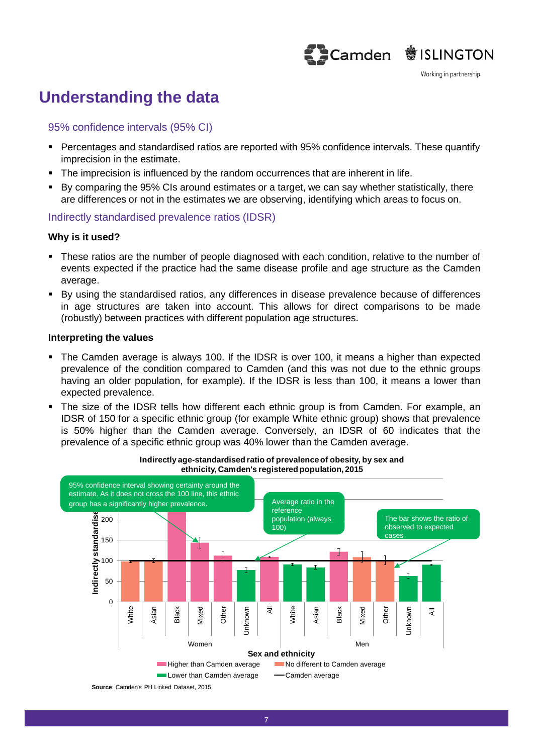# Understanding the data

## 95% confidence intervals (95% CI)

- Percentages and standardised ratios are reported with 95% confidence intervals. These quantify imprecision in the estimate.
- The imprecision is influenced by the random occurrences that are inherent in life.
- By comparing the 95% CIs around estimates or a target, we can say whether statistically, there are differences or not in the estimates we are observing, identifying which areas to focus on.

## Indirectly standardised prevalence ratios (IDSR)

### Why is it used?

- These ratios are the number of people diagnosed with each condition, relative to the number of events expected if the practice had the same disease profile and age structure as the Camden average.
- By using the standardised ratios, any differences in disease prevalence because of differences in age structures are taken into account. This allows for direct comparisons to be made (robustly) between practices with different population age structures.

### Interpreting the values

- The Camden average is always 100. If the IDSR is over 100, it means a higher than expected prevalence of the condition compared to Camden (and this was not due to the ethnic groups having an older population, for example). If the IDSR is less than 100, it means a lower than expected prevalence.
- The size of the IDSR tells how different each ethnic group is from Camden. For example, an IDSR of 150 for a specific ethnic group (for example White ethnic group) shows that prevalence is 50% higher than the Camden average. Conversely, an IDSR of 60 indicates that the prevalence of a specific ethnic group was 40% lower than the Camden average.

**Indirectly age-standardised ratio of prevalence of obesity, by sex and ethnicity, Camden's registered population, 2015**

95% confidence interval showing certainty around the estimate. As it does not cross the 100 line, this ethnic group has a significantly higher prevalence.

Average ratio in the reference population (always 100)

The bar shows the ratio of observed to expected cases

Y-axis: Indirectly standardised ratio (0, 50, 100, 150, 200)

X-axis: Sex and ethnicity — Women: White, Asian, Black, Mixed, Other, Unknown, All; Men: White, Asian, Black, Mixed, Other, Unknown, All

Legend: Higher than Camden average; No different to Camden average; Lower than Camden average; Camden average

**Source**: Camden's PH Linked Dataset, 2015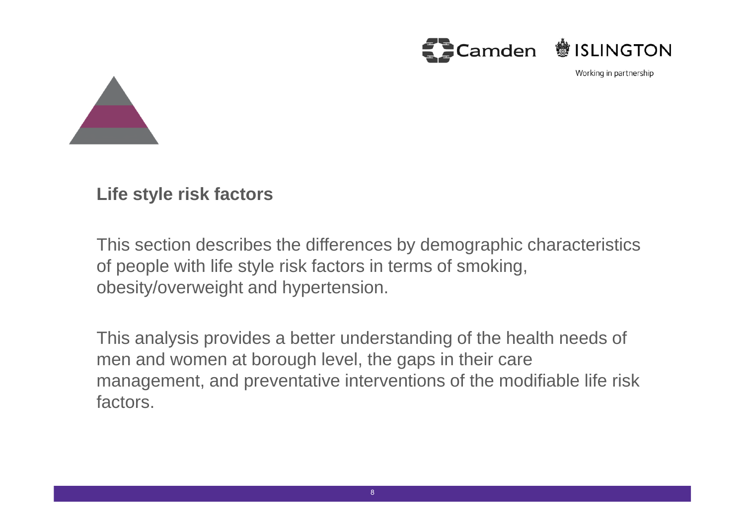## Life style risk factors

This section describes the differences by demographic characteristics of people with life style risk factors in terms of smoking, obesity/overweight and hypertension.

This analysis provides a better understanding of the health needs of men and women at borough level, the gaps in their care management, and preventative interventions of the modifiable life risk factors.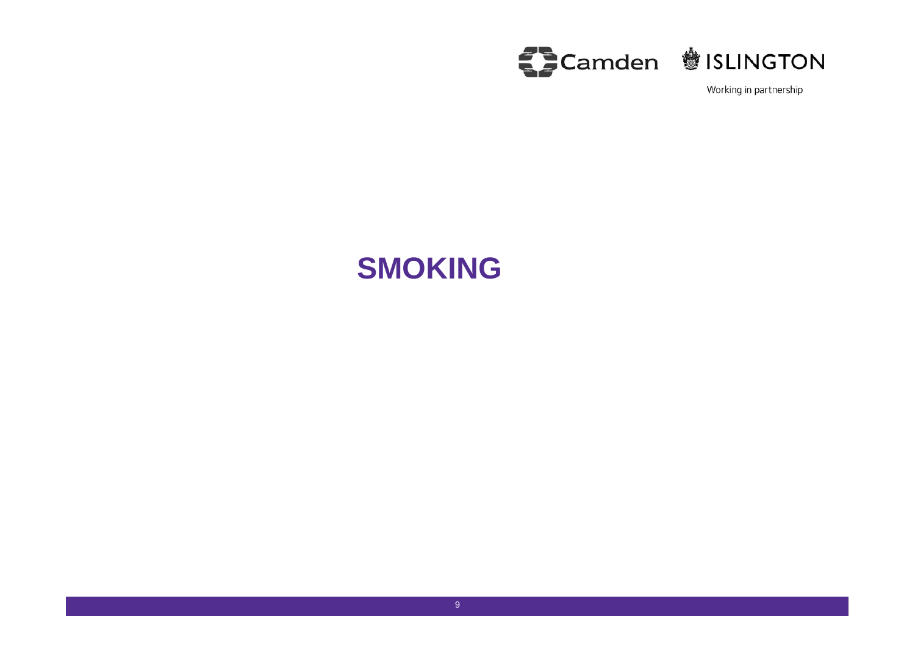# SMOKING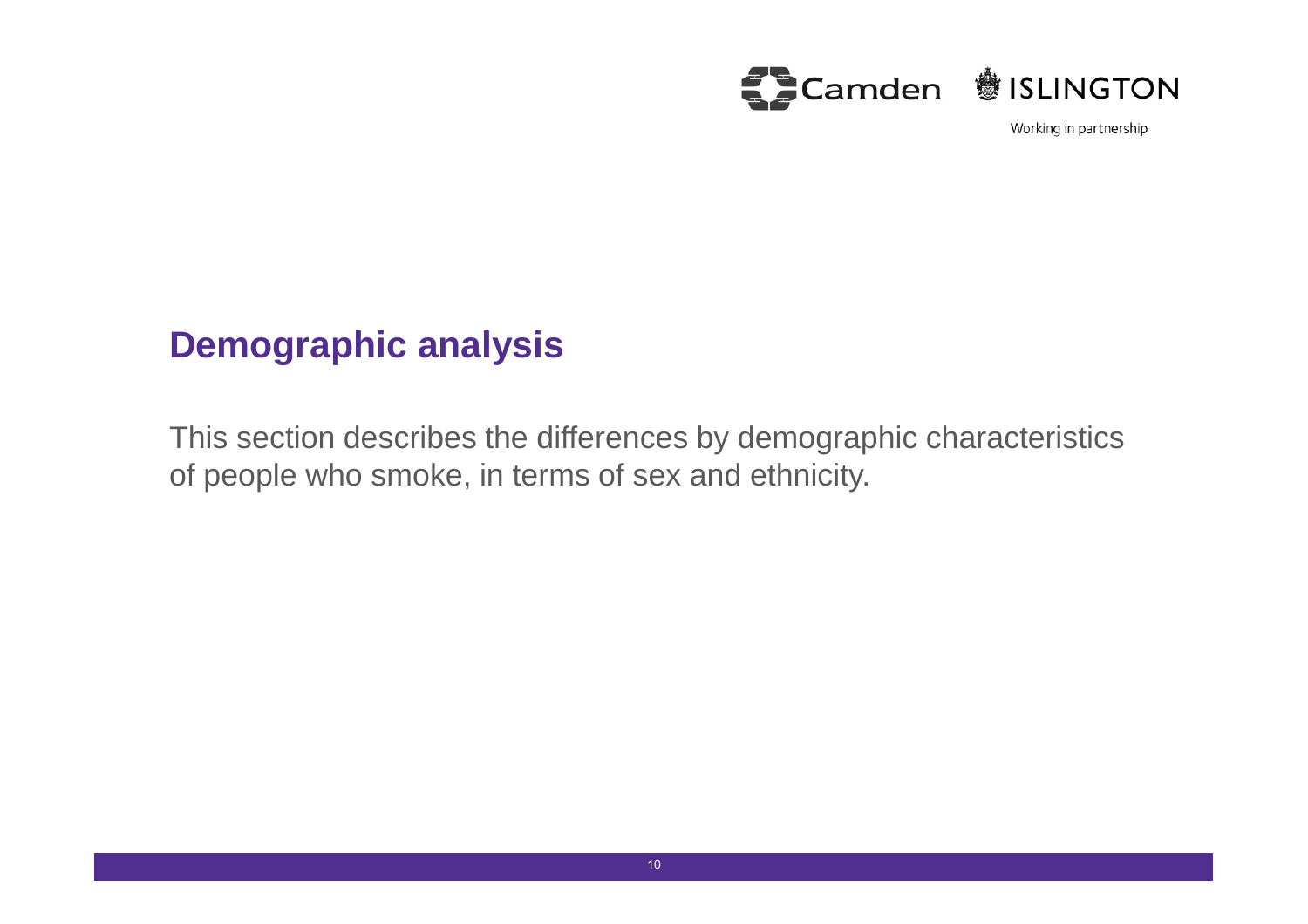# Demographic analysis

This section describes the differences by demographic characteristics of people who smoke, in terms of sex and ethnicity.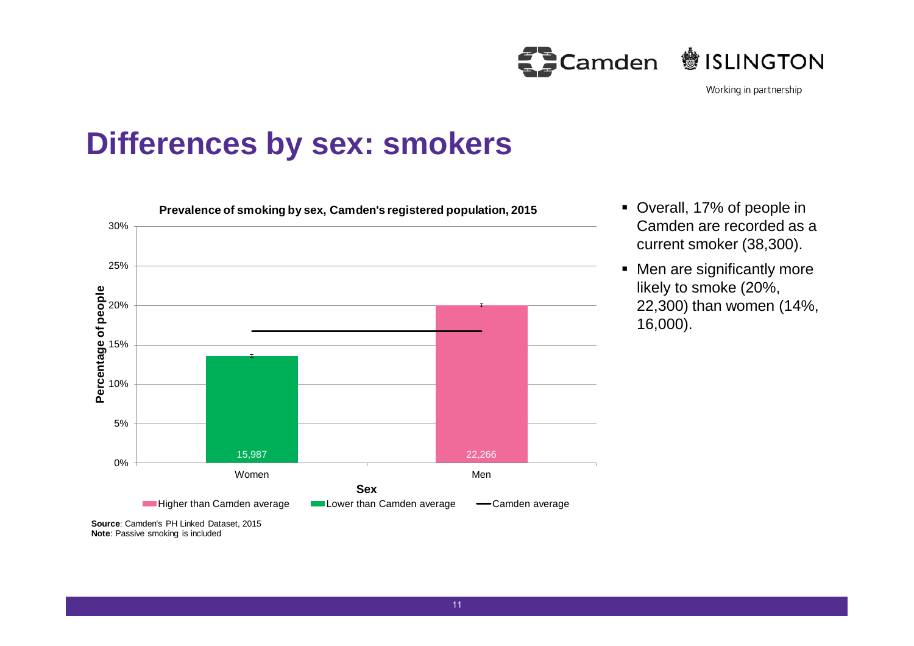# Differences by sex: smokers

**Prevalence of smoking by sex, Camden's registered population, 2015**

| Sex | Percentage of people | Number |
| --- | --- | --- |
| Women | Lower than Camden average | 15,987 |
| Men | Higher than Camden average | 22,266 |

**Source**: Camden's PH Linked Dataset, 2015
**Note**: Passive smoking is included

- Overall, 17% of people in Camden are recorded as a current smoker (38,300).
- Men are significantly more likely to smoke (20%, 22,300) than women (14%, 16,000).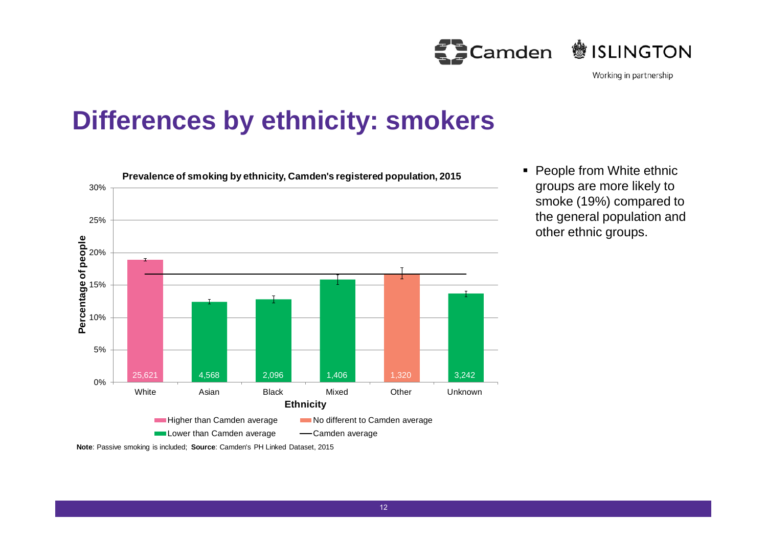# Differences by ethnicity: smokers

**Prevalence of smoking by ethnicity, Camden's registered population, 2015**

| Ethnicity | Number | Comparison to Camden average |
|---|---|---|
| White | 25,621 | Higher than Camden average |
| Asian | 4,568 | Lower than Camden average |
| Black | 2,096 | Lower than Camden average |
| Mixed | 1,406 | Lower than Camden average |
| Other | 1,320 | No different to Camden average |
| Unknown | 3,242 | Lower than Camden average |

**Note**: Passive smoking is included; **Source**: Camden's PH Linked Dataset, 2015

- People from White ethnic groups are more likely to smoke (19%) compared to the general population and other ethnic groups.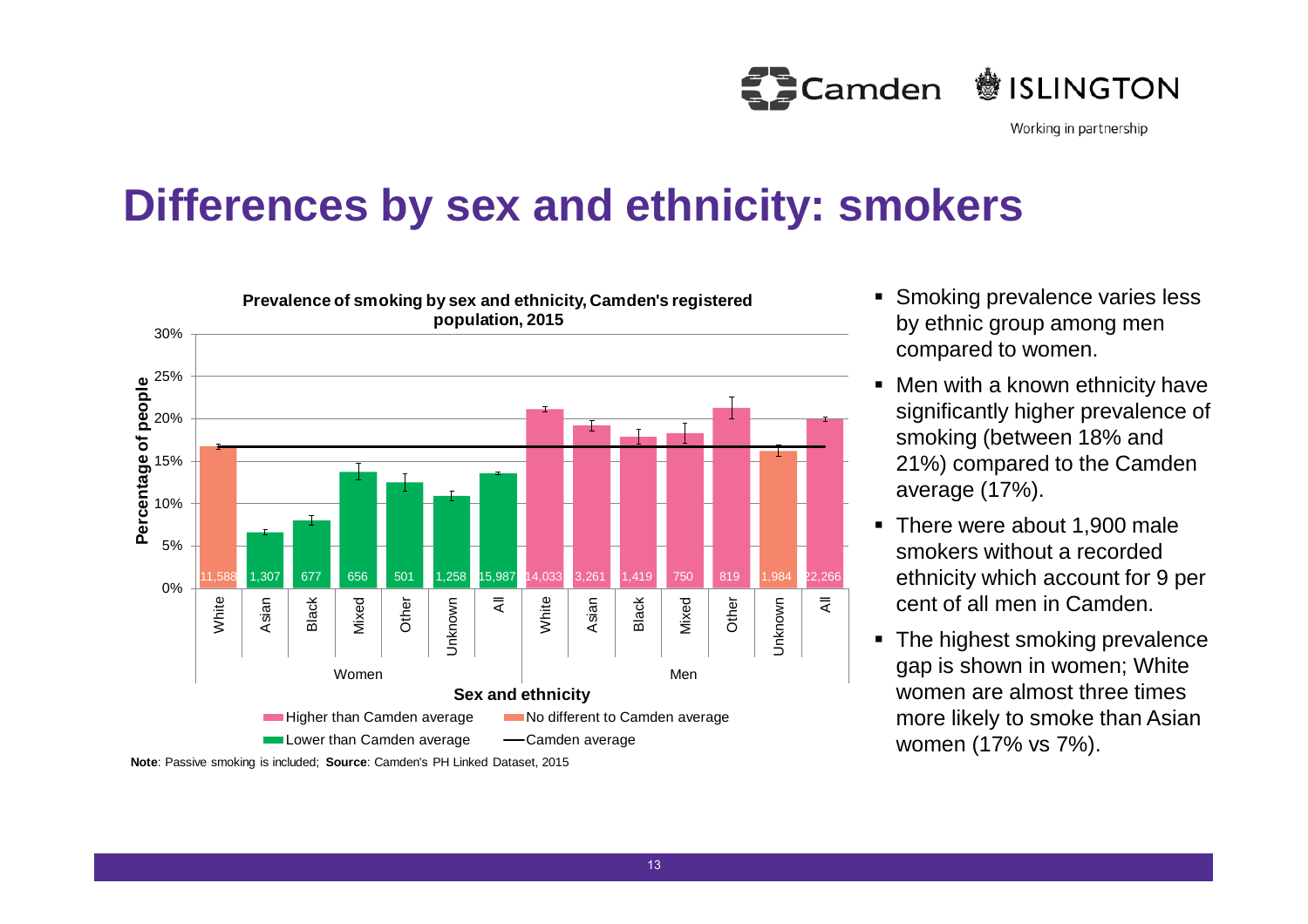# Differences by sex and ethnicity: smokers

**Prevalence of smoking by sex and ethnicity, Camden's registered population, 2015**

| Sex | Ethnicity | Number of people |
|---|---|---|
| Women | White | 11,588 |
| Women | Asian | 1,307 |
| Women | Black | 677 |
| Women | Mixed | 656 |
| Women | Other | 501 |
| Women | Unknown | 1,258 |
| Women | All | 15,987 |
| Men | White | 14,033 |
| Men | Asian | 3,261 |
| Men | Black | 1,419 |
| Men | Mixed | 750 |
| Men | Other | 819 |
| Men | Unknown | 1,984 |
| Men | All | 22,266 |

Legend: Higher than Camden average; No different to Camden average; Lower than Camden average; Camden average

**Note**: Passive smoking is included; **Source**: Camden's PH Linked Dataset, 2015

- Smoking prevalence varies less by ethnic group among men compared to women.
- Men with a known ethnicity have significantly higher prevalence of smoking (between 18% and 21%) compared to the Camden average (17%).
- There were about 1,900 male smokers without a recorded ethnicity which account for 9 per cent of all men in Camden.
- The highest smoking prevalence gap is shown in women; White women are almost three times more likely to smoke than Asian women (17% vs 7%).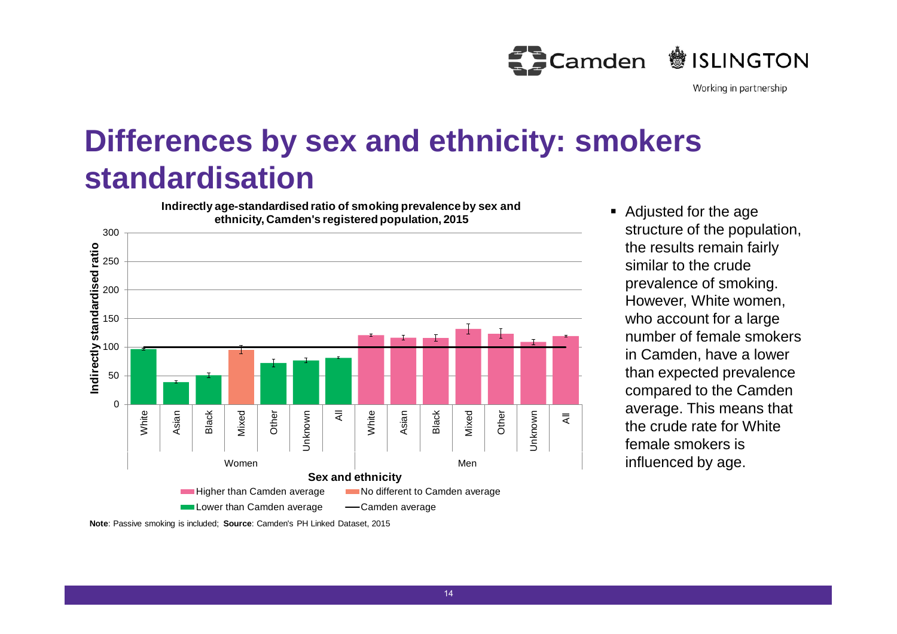# Differences by sex and ethnicity: smokers standardisation

**Indirectly age-standardised ratio of smoking prevalence by sex and ethnicity, Camden's registered population, 2015**

| Sex | Ethnicity | Indirectly standardised ratio (approx.) | Comparison |
|---|---|---|---|
| Women | White | 97 | Lower than Camden average |
| Women | Asian | 39 | Lower than Camden average |
| Women | Black | 51 | Lower than Camden average |
| Women | Mixed | 95 | No different to Camden average |
| Women | Other | 72 | Lower than Camden average |
| Women | Unknown | 77 | Lower than Camden average |
| Women | All | 81 | Lower than Camden average |
| Men | White | 121 | Higher than Camden average |
| Men | Asian | 117 | Higher than Camden average |
| Men | Black | 116 | Higher than Camden average |
| Men | Mixed | 132 | Higher than Camden average |
| Men | Other | 124 | Higher than Camden average |
| Men | Unknown | 110 | Higher than Camden average |
| Men | All | 119 | Higher than Camden average |

Camden average = 100

**Note**: Passive smoking is included; **Source**: Camden's PH Linked Dataset, 2015

- Adjusted for the age structure of the population, the results remain fairly similar to the crude prevalence of smoking. However, White women, who account for a large number of female smokers in Camden, have a lower than expected prevalence compared to the Camden average. This means that the crude rate for White female smokers is influenced by age.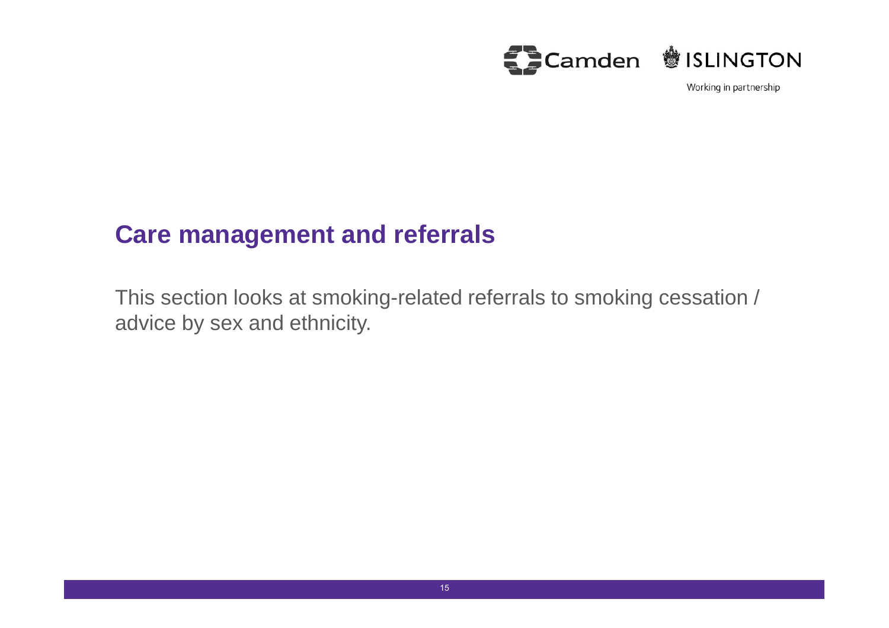## Care management and referrals

This section looks at smoking-related referrals to smoking cessation / advice by sex and ethnicity.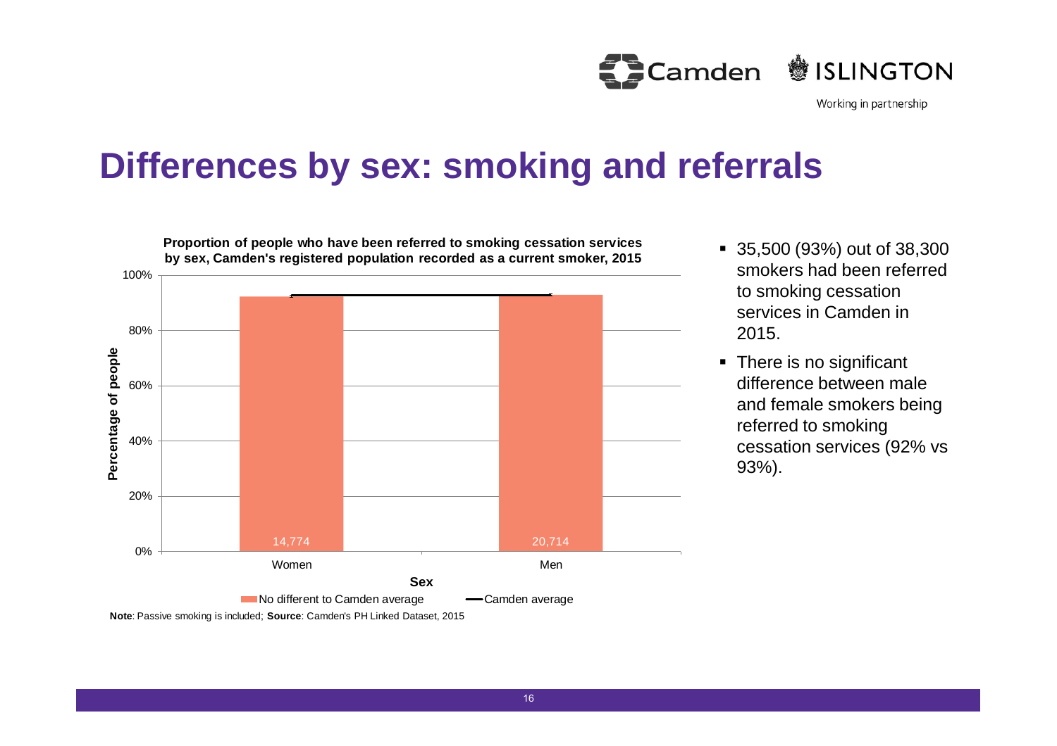# Differences by sex: smoking and referrals

**Proportion of people who have been referred to smoking cessation services by sex, Camden's registered population recorded as a current smoker, 2015**

| Sex | Number referred | Significance |
| --- | --- | --- |
| Women | 14,774 | No different to Camden average |
| Men | 20,714 | No different to Camden average |

Legend: No different to Camden average; Camden average

**Note**: Passive smoking is included; **Source**: Camden's PH Linked Dataset, 2015

- 35,500 (93%) out of 38,300 smokers had been referred to smoking cessation services in Camden in 2015.
- There is no significant difference between male and female smokers being referred to smoking cessation services (92% vs 93%).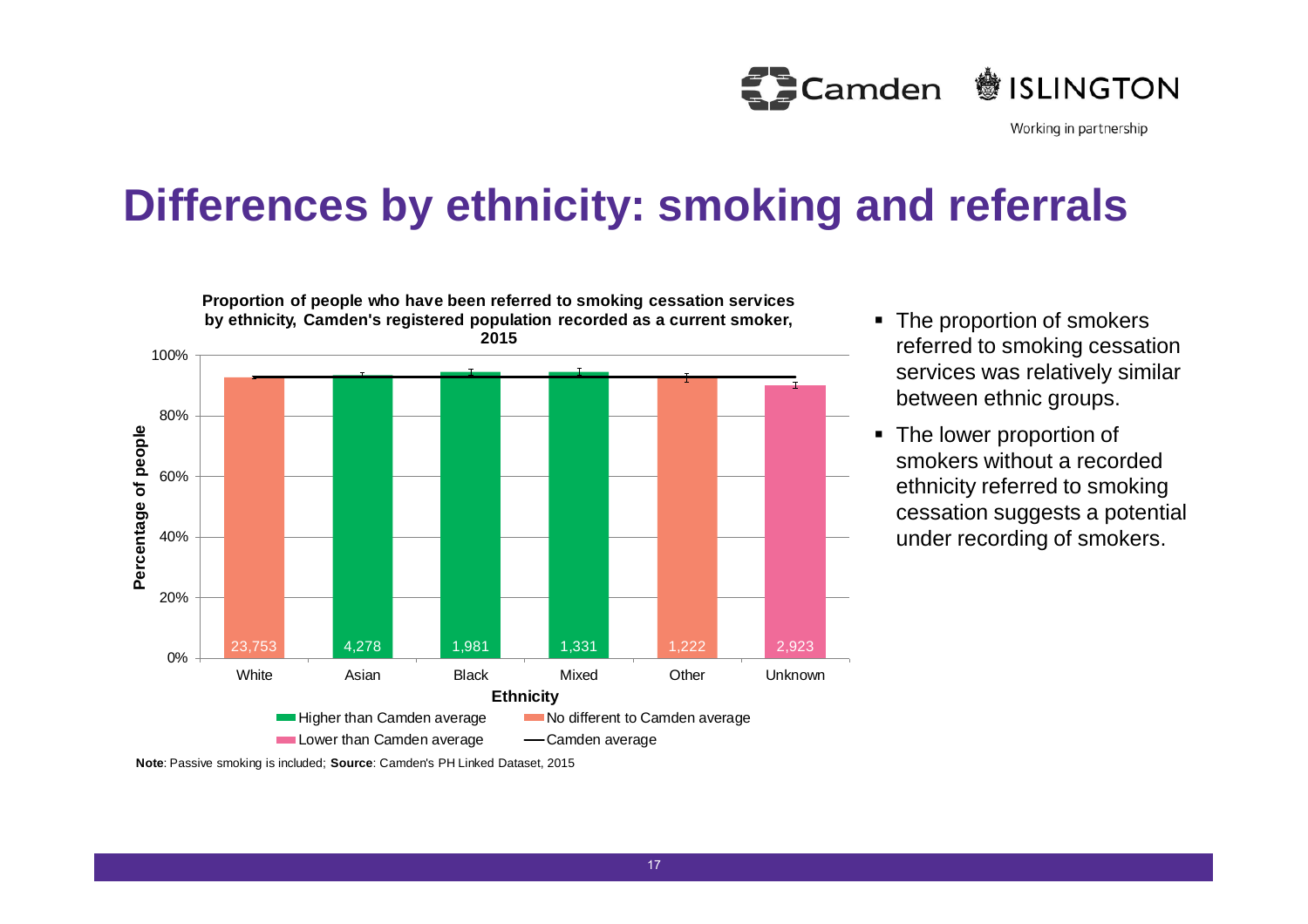# Differences by ethnicity: smoking and referrals

**Proportion of people who have been referred to smoking cessation services by ethnicity, Camden's registered population recorded as a current smoker, 2015**

| Ethnicity | Number of people | Comparison |
|---|---|---|
| White | 23,753 | No different to Camden average |
| Asian | 4,278 | Higher than Camden average |
| Black | 1,981 | Higher than Camden average |
| Mixed | 1,331 | Higher than Camden average |
| Other | 1,222 | No different to Camden average |
| Unknown | 2,923 | Lower than Camden average |

**Note**: Passive smoking is included; **Source**: Camden's PH Linked Dataset, 2015

- The proportion of smokers referred to smoking cessation services was relatively similar between ethnic groups.
- The lower proportion of smokers without a recorded ethnicity referred to smoking cessation suggests a potential under recording of smokers.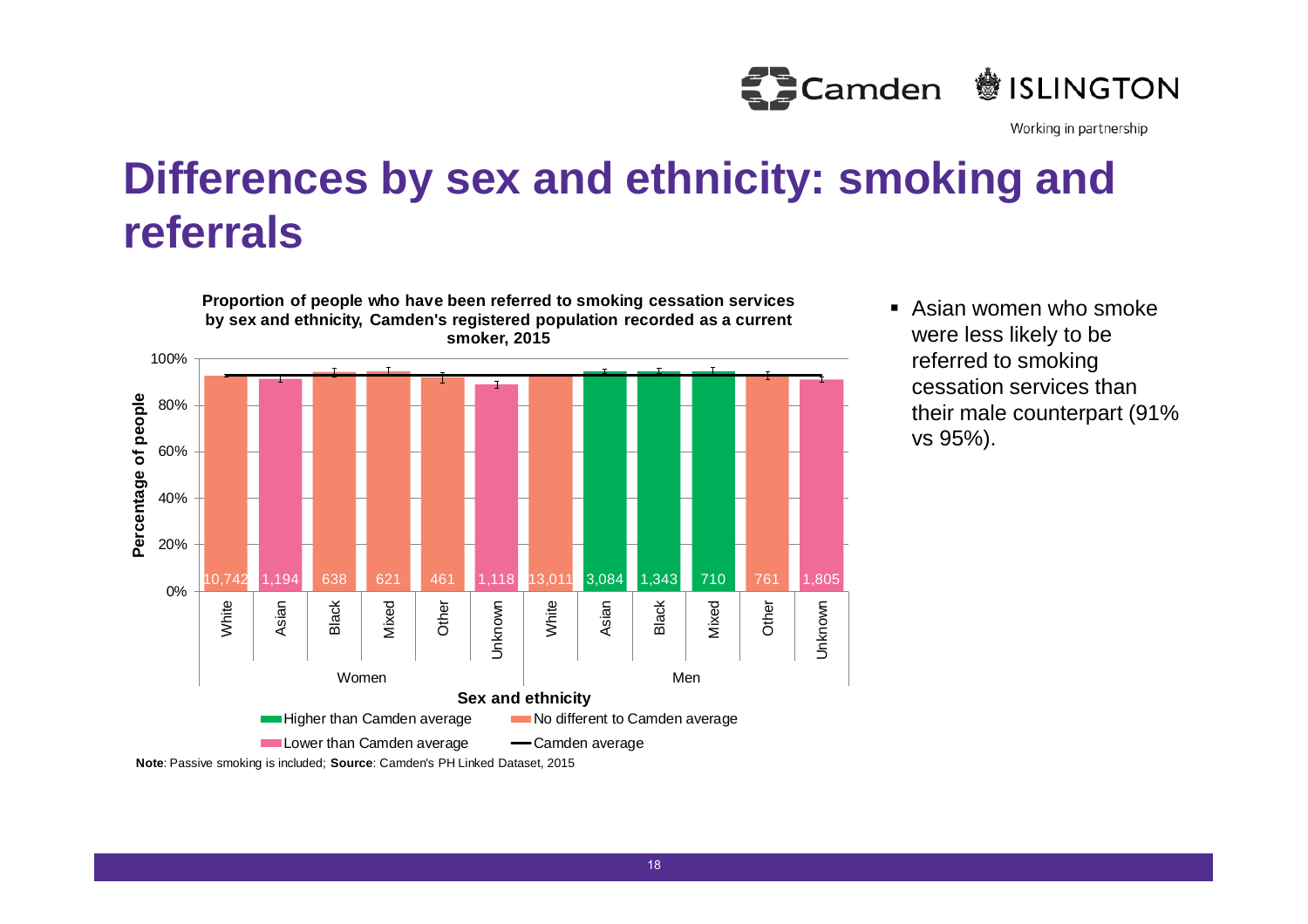# Differences by sex and ethnicity: smoking and referrals

**Proportion of people who have been referred to smoking cessation services by sex and ethnicity, Camden's registered population recorded as a current smoker, 2015**

| Sex | Ethnicity | Number | Comparison to Camden average |
|---|---|---|---|
| Women | White | 10,742 | No different to Camden average |
| Women | Asian | 1,194 | Lower than Camden average |
| Women | Black | 638 | No different to Camden average |
| Women | Mixed | 621 | No different to Camden average |
| Women | Other | 461 | No different to Camden average |
| Women | Unknown | 1,118 | Lower than Camden average |
| Men | White | 13,011 | No different to Camden average |
| Men | Asian | 3,084 | Higher than Camden average |
| Men | Black | 1,343 | Higher than Camden average |
| Men | Mixed | 710 | Higher than Camden average |
| Men | Other | 761 | No different to Camden average |
| Men | Unknown | 1,805 | Lower than Camden average |

**Note**: Passive smoking is included; **Source**: Camden's PH Linked Dataset, 2015

- Asian women who smoke were less likely to be referred to smoking cessation services than their male counterpart (91% vs 95%).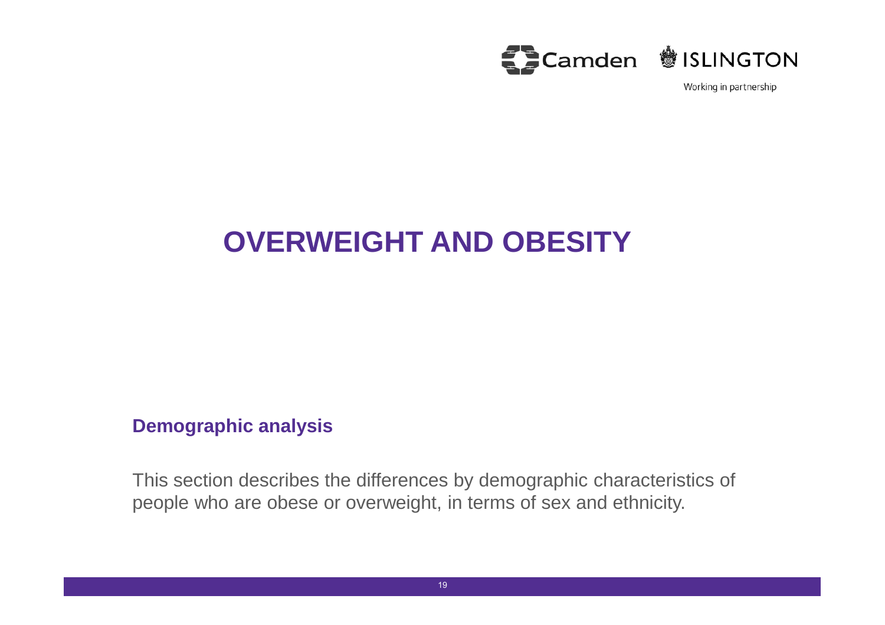# OVERWEIGHT AND OBESITY

## Demographic analysis

This section describes the differences by demographic characteristics of people who are obese or overweight, in terms of sex and ethnicity.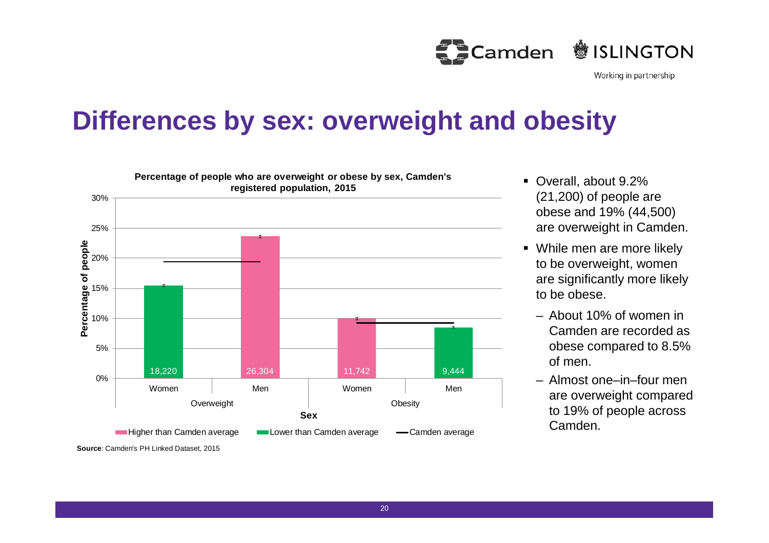# Differences by sex: overweight and obesity

**Percentage of people who are overweight or obese by sex, Camden's registered population, 2015**

| Category | Sex | Number | Comparison |
| --- | --- | --- | --- |
| Overweight | Women | 18,220 | Lower than Camden average |
| Overweight | Men | 26,304 | Higher than Camden average |
| Obesity | Women | 11,742 | Higher than Camden average |
| Obesity | Men | 9,444 | Lower than Camden average |

**Source**: Camden's PH Linked Dataset, 2015

- Overall, about 9.2% (21,200) of people are obese and 19% (44,500) are overweight in Camden.
- While men are more likely to be overweight, women are significantly more likely to be obese.
  - About 10% of women in Camden are recorded as obese compared to 8.5% of men.
  - Almost one–in–four men are overweight compared to 19% of people across Camden.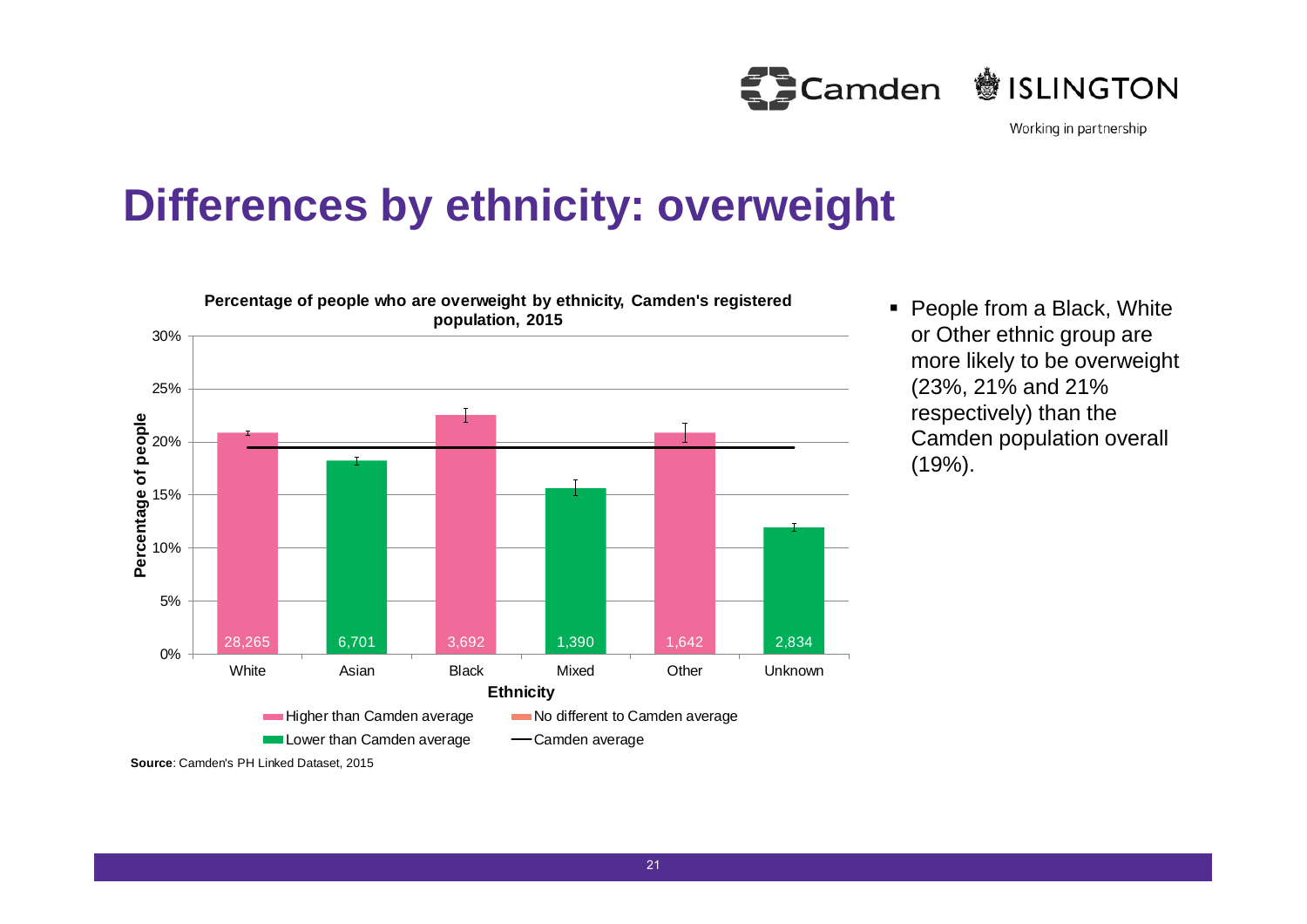# Differences by ethnicity: overweight

**Percentage of people who are overweight by ethnicity, Camden's registered population, 2015**

| Ethnicity | Number overweight | Comparison to Camden average |
|---|---|---|
| White | 28,265 | Higher than Camden average |
| Asian | 6,701 | Lower than Camden average |
| Black | 3,692 | Higher than Camden average |
| Mixed | 1,390 | Lower than Camden average |
| Other | 1,642 | Higher than Camden average |
| Unknown | 2,834 | Lower than Camden average |

**Source**: Camden's PH Linked Dataset, 2015

- People from a Black, White or Other ethnic group are more likely to be overweight (23%, 21% and 21% respectively) than the Camden population overall (19%).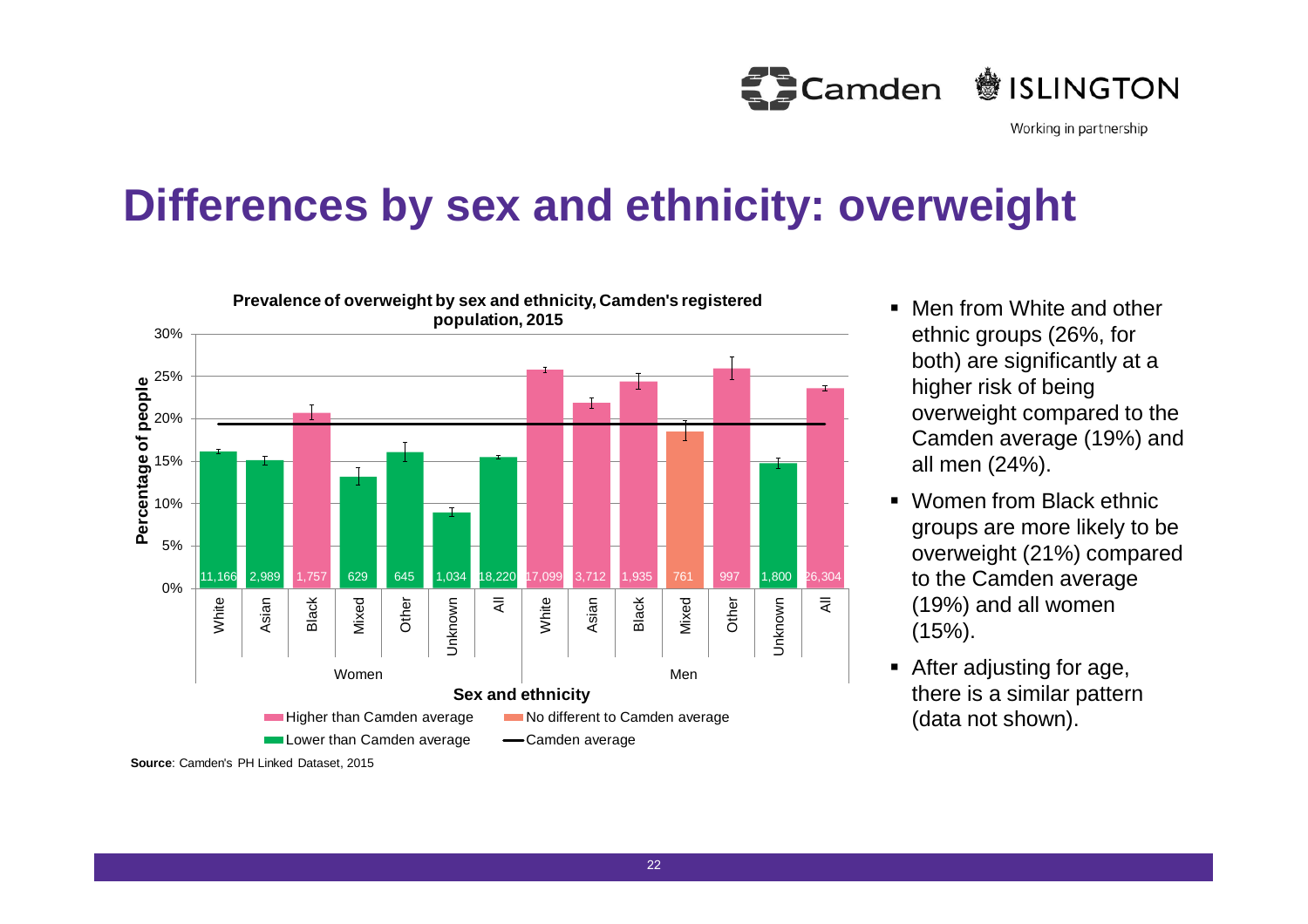# Differences by sex and ethnicity: overweight

**Prevalence of overweight by sex and ethnicity, Camden's registered population, 2015**

| Sex | Ethnicity | Number | Category |
|---|---|---|---|
| Women | White | 11,166 | Lower than Camden average |
| Women | Asian | 2,989 | Lower than Camden average |
| Women | Black | 1,757 | Higher than Camden average |
| Women | Mixed | 629 | Lower than Camden average |
| Women | Other | 645 | Lower than Camden average |
| Women | Unknown | 1,034 | Lower than Camden average |
| Women | All | 18,220 | Lower than Camden average |
| Men | White | 17,099 | Higher than Camden average |
| Men | Asian | 3,712 | Higher than Camden average |
| Men | Black | 1,935 | Higher than Camden average |
| Men | Mixed | 761 | No different to Camden average |
| Men | Other | 997 | Higher than Camden average |
| Men | Unknown | 1,800 | Lower than Camden average |
| Men | All | 26,304 | Higher than Camden average |

**Source**: Camden's PH Linked Dataset, 2015

- Men from White and other ethnic groups (26%, for both) are significantly at a higher risk of being overweight compared to the Camden average (19%) and all men (24%).
- Women from Black ethnic groups are more likely to be overweight (21%) compared to the Camden average (19%) and all women (15%).
- After adjusting for age, there is a similar pattern (data not shown).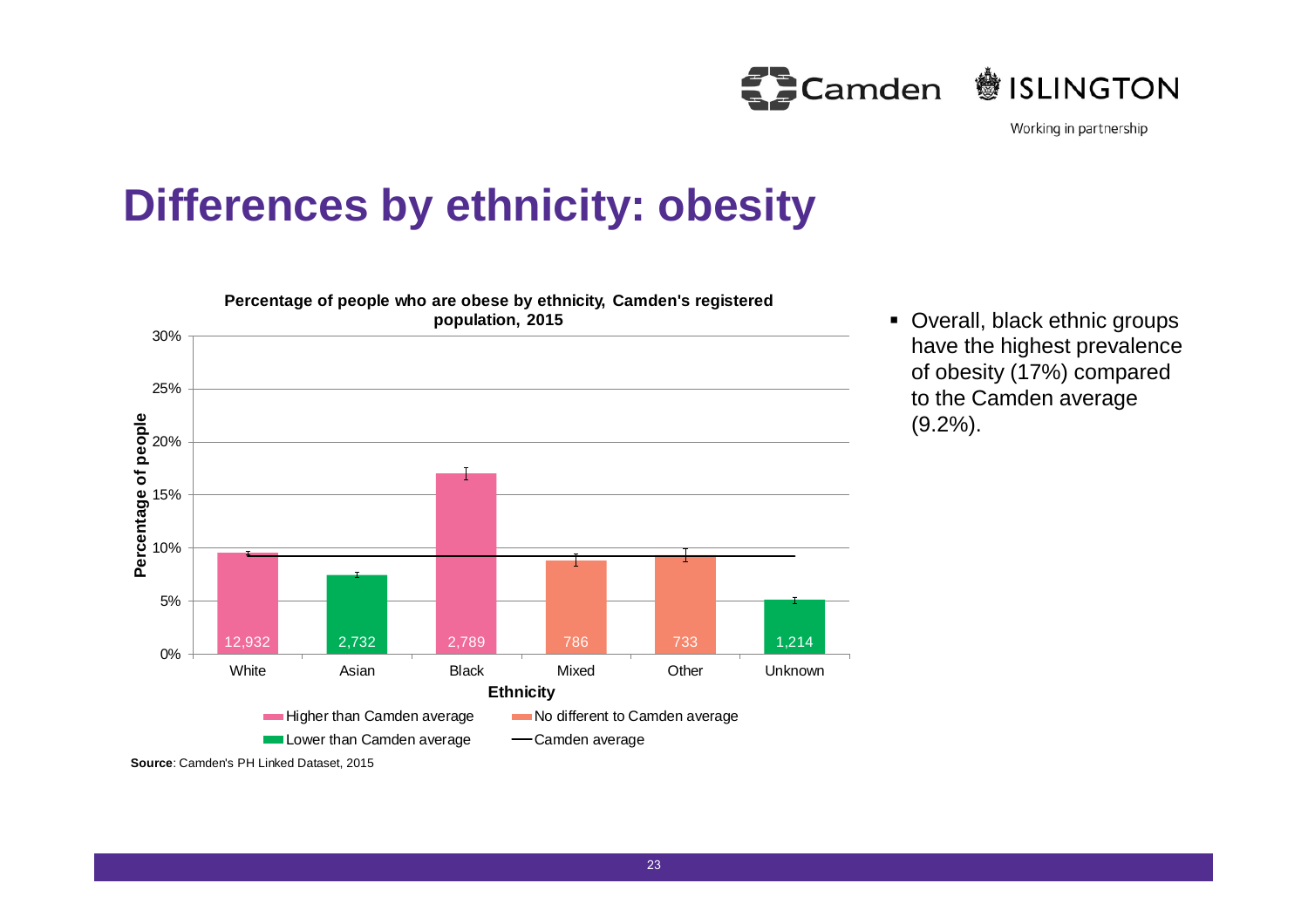# Differences by ethnicity: obesity

**Percentage of people who are obese by ethnicity, Camden's registered population, 2015**

| Ethnicity | Number | Comparison to Camden average |
|---|---|---|
| White | 12,932 | Higher than Camden average |
| Asian | 2,732 | Lower than Camden average |
| Black | 2,789 | Higher than Camden average |
| Mixed | 786 | No different to Camden average |
| Other | 733 | No different to Camden average |
| Unknown | 1,214 | Lower than Camden average |

**Source**: Camden's PH Linked Dataset, 2015

- Overall, black ethnic groups have the highest prevalence of obesity (17%) compared to the Camden average (9.2%).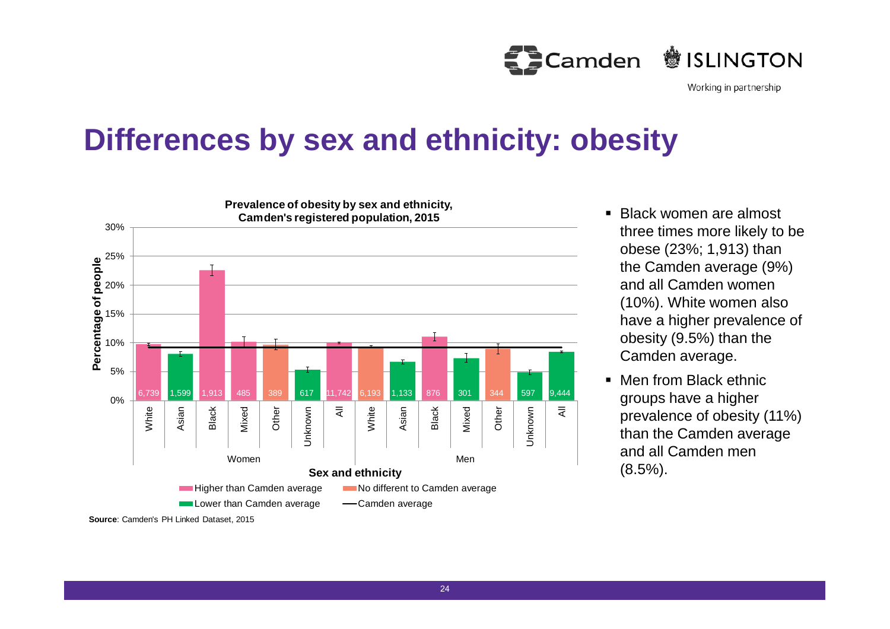# Differences by sex and ethnicity: obesity

**Prevalence of obesity by sex and ethnicity, Camden's registered population, 2015**

| Sex | Ethnicity | Number of people | Comparison to Camden average |
|---|---|---|---|
| Women | White | 6,739 | Higher than Camden average |
| Women | Asian | 1,599 | Lower than Camden average |
| Women | Black | 1,913 | Higher than Camden average |
| Women | Mixed | 485 | Higher than Camden average |
| Women | Other | 389 | No different to Camden average |
| Women | Unknown | 617 | Lower than Camden average |
| Women | All | 11,742 | Higher than Camden average |
| Men | White | 6,193 | No different to Camden average |
| Men | Asian | 1,133 | Lower than Camden average |
| Men | Black | 876 | Higher than Camden average |
| Men | Mixed | 301 | Lower than Camden average |
| Men | Other | 344 | No different to Camden average |
| Men | Unknown | 597 | Lower than Camden average |
| Men | All | 9,444 | Lower than Camden average |

Y-axis: Percentage of people (0%–30%). X-axis: Sex and ethnicity. Legend: Higher than Camden average; No different to Camden average; Lower than Camden average; Camden average.

**Source**: Camden's PH Linked Dataset, 2015

- Black women are almost three times more likely to be obese (23%; 1,913) than the Camden average (9%) and all Camden women (10%). White women also have a higher prevalence of obesity (9.5%) than the Camden average.
- Men from Black ethnic groups have a higher prevalence of obesity (11%) than the Camden average and all Camden men (8.5%).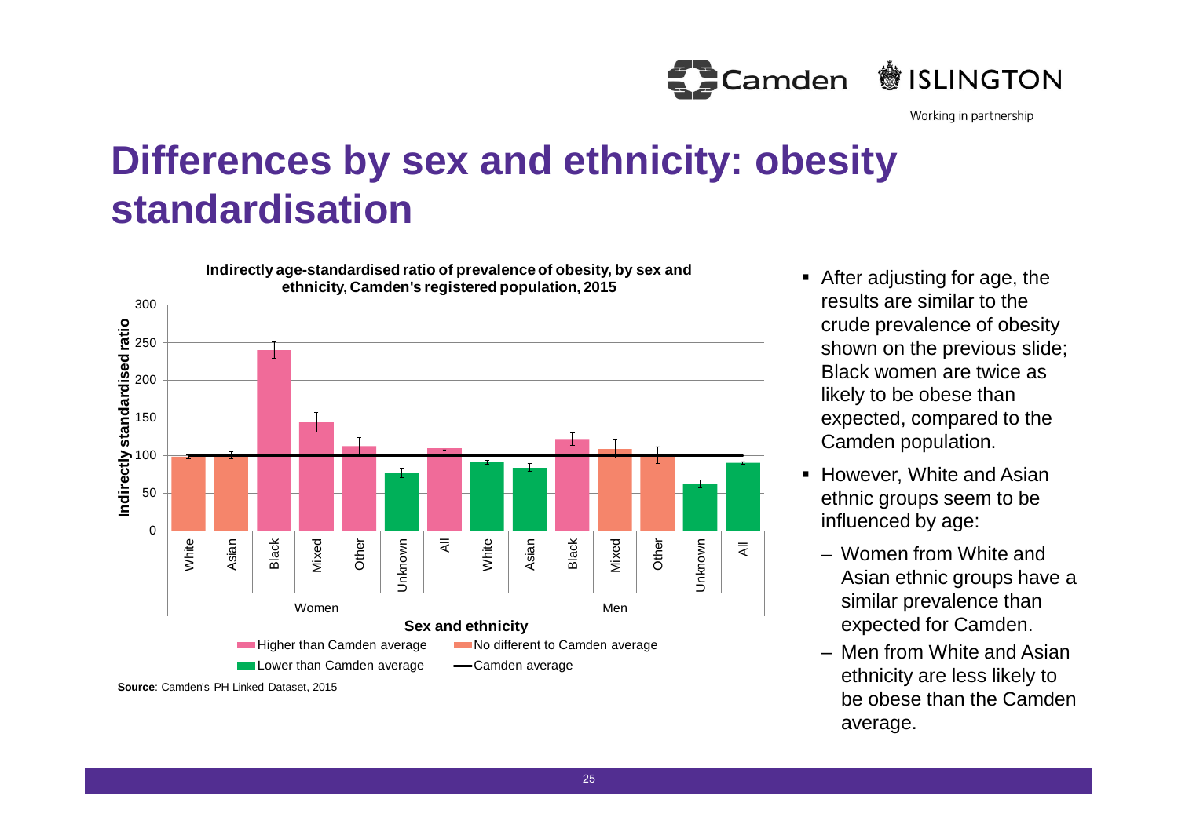# Differences by sex and ethnicity: obesity standardisation

**Indirectly age-standardised ratio of prevalence of obesity, by sex and ethnicity, Camden's registered population, 2015**

Indirectly standardised ratio (axis 0–300); Sex and ethnicity

Legend: Higher than Camden average; No different to Camden average; Lower than Camden average; Camden average

| Sex | Ethnicity | Category |
|---|---|---|
| Women | White | No different to Camden average |
| Women | Asian | No different to Camden average |
| Women | Black | Higher than Camden average |
| Women | Mixed | Higher than Camden average |
| Women | Other | Higher than Camden average |
| Women | Unknown | Lower than Camden average |
| Women | All | Higher than Camden average |
| Men | White | Lower than Camden average |
| Men | Asian | Lower than Camden average |
| Men | Black | Higher than Camden average |
| Men | Mixed | No different to Camden average |
| Men | Other | No different to Camden average |
| Men | Unknown | Lower than Camden average |
| Men | All | Lower than Camden average |

**Source**: Camden's PH Linked Dataset, 2015

- After adjusting for age, the results are similar to the crude prevalence of obesity shown on the previous slide; Black women are twice as likely to be obese than expected, compared to the Camden population.
- However, White and Asian ethnic groups seem to be influenced by age:
  - Women from White and Asian ethnic groups have a similar prevalence than expected for Camden.
  - Men from White and Asian ethnicity are less likely to be obese than the Camden average.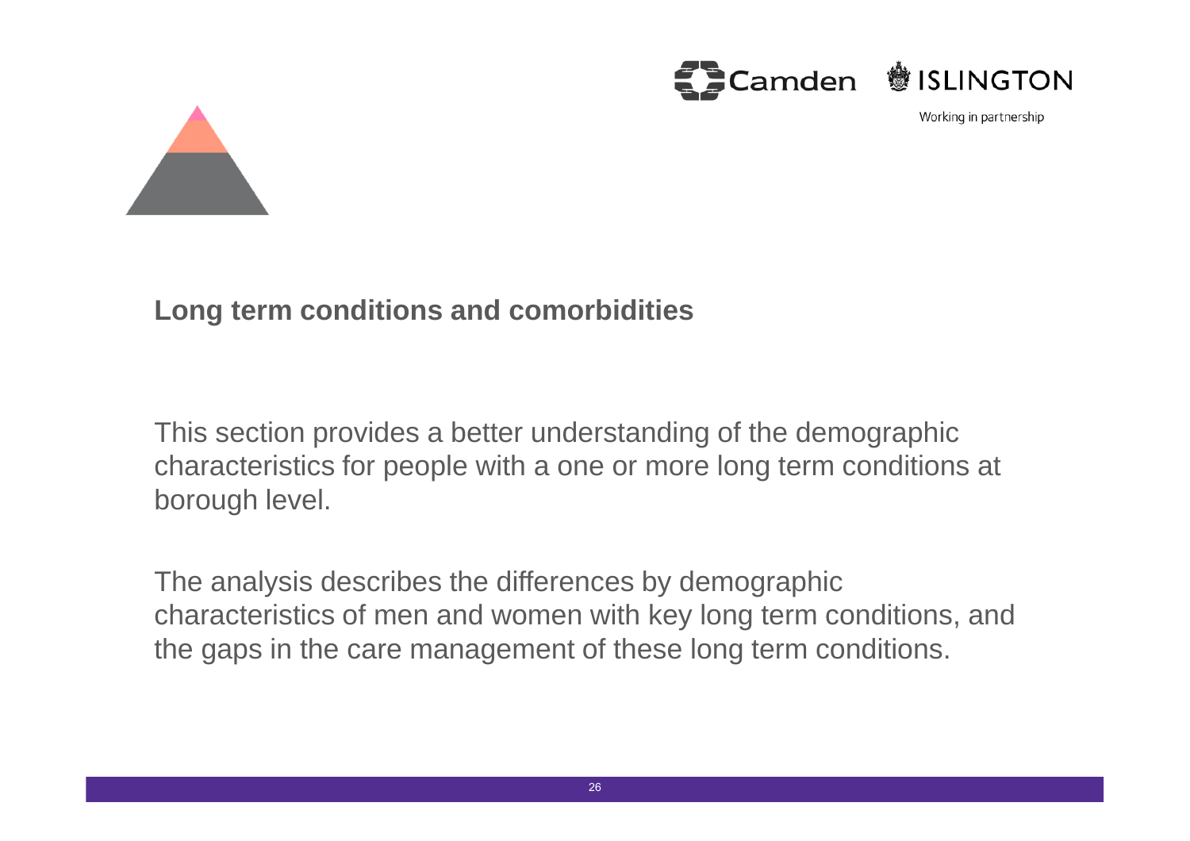## Long term conditions and comorbidities

This section provides a better understanding of the demographic characteristics for people with a one or more long term conditions at borough level.

The analysis describes the differences by demographic characteristics of men and women with key long term conditions, and the gaps in the care management of these long term conditions.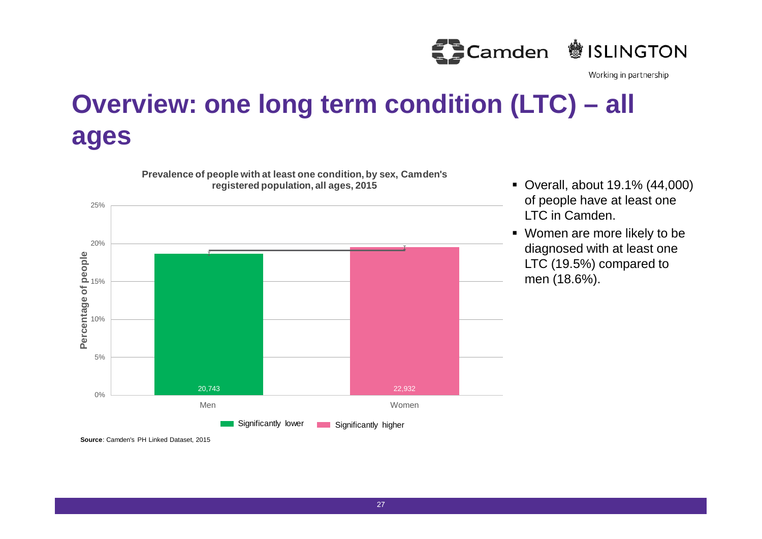# Overview: one long term condition (LTC) – all ages

**Prevalence of people with at least one condition, by sex, Camden's registered population, all ages, 2015**

| Sex | Number of people | Significance |
|---|---|---|
| Men | 20,743 | Significantly lower |
| Women | 22,932 | Significantly higher |

**Source**: Camden's PH Linked Dataset, 2015

- Overall, about 19.1% (44,000) of people have at least one LTC in Camden.
- Women are more likely to be diagnosed with at least one LTC (19.5%) compared to men (18.6%).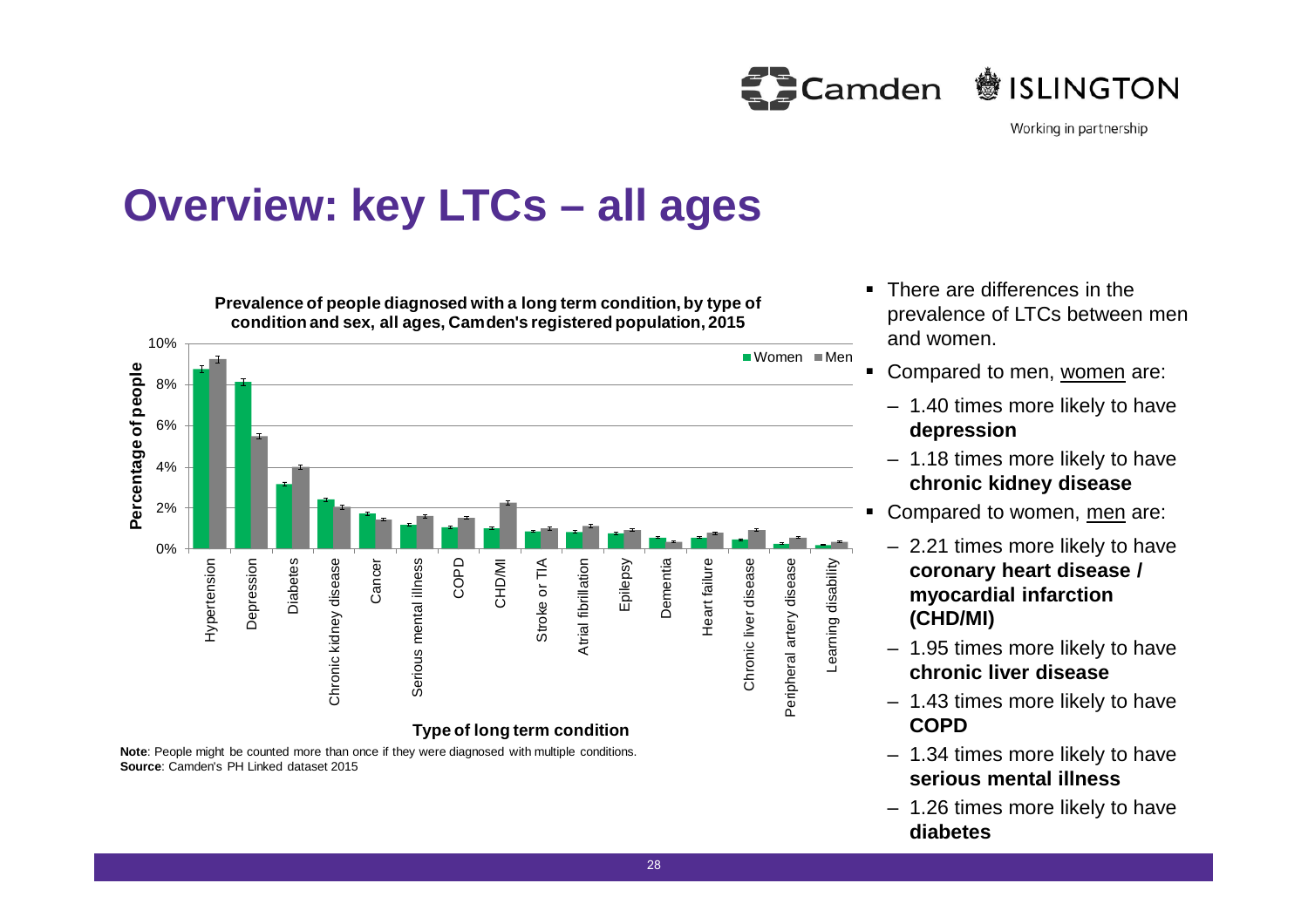# Overview: key LTCs – all ages

**Prevalence of people diagnosed with a long term condition, by type of condition and sex, all ages, Camden's registered population, 2015**

**Note**: People might be counted more than once if they were diagnosed with multiple conditions.
**Source**: Camden's PH Linked dataset 2015

- There are differences in the prevalence of LTCs between men and women.
- Compared to men, women are:
  - 1.40 times more likely to have **depression**
  - 1.18 times more likely to have **chronic kidney disease**
- Compared to women, men are:
  - 2.21 times more likely to have **coronary heart disease / myocardial infarction (CHD/MI)**
  - 1.95 times more likely to have **chronic liver disease**
  - 1.43 times more likely to have **COPD**
  - 1.34 times more likely to have **serious mental illness**
  - 1.26 times more likely to have **diabetes**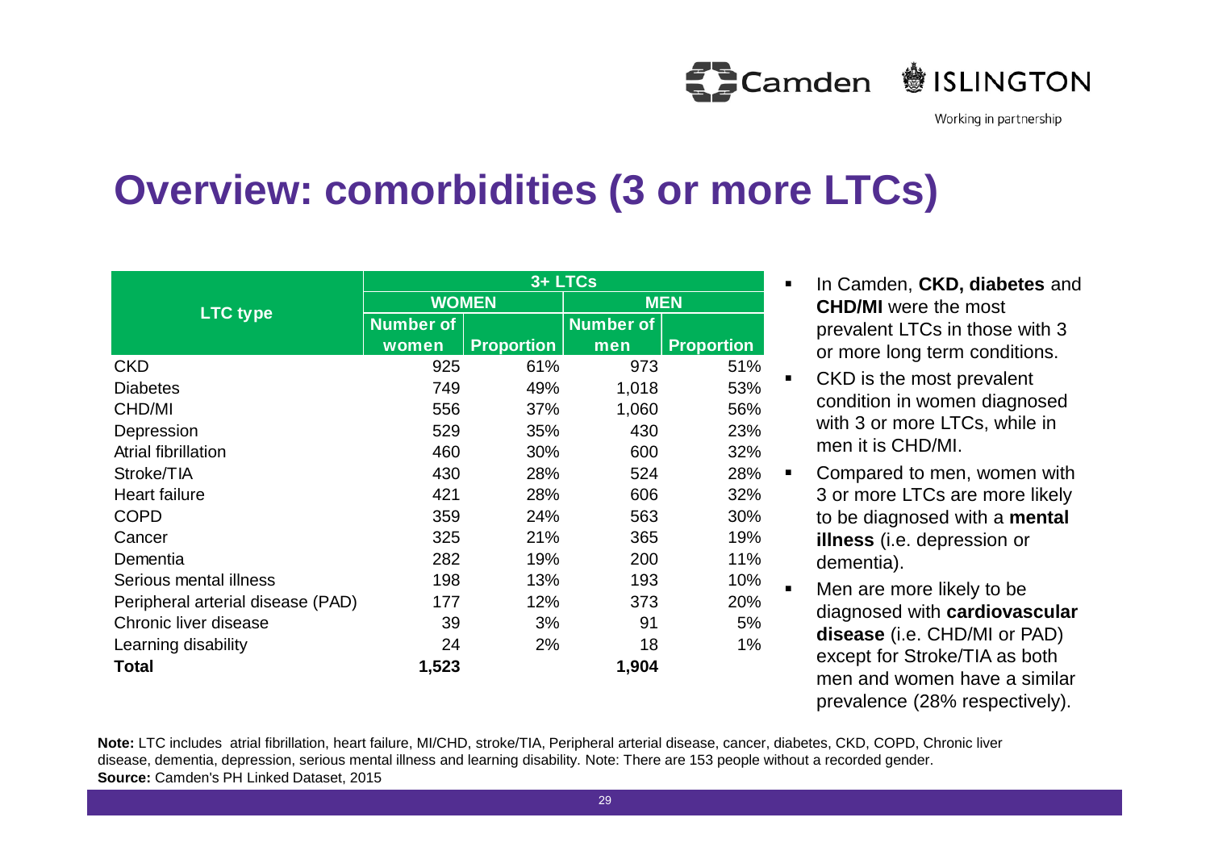# Overview: comorbidities (3 or more LTCs)

| LTC type | 3+ LTCs | | | |
|---|---|---|---|---|
| | WOMEN | | MEN | |
| | Number of women | Proportion | Number of men | Proportion |
| CKD | 925 | 61% | 973 | 51% |
| Diabetes | 749 | 49% | 1,018 | 53% |
| CHD/MI | 556 | 37% | 1,060 | 56% |
| Depression | 529 | 35% | 430 | 23% |
| Atrial fibrillation | 460 | 30% | 600 | 32% |
| Stroke/TIA | 430 | 28% | 524 | 28% |
| Heart failure | 421 | 28% | 606 | 32% |
| COPD | 359 | 24% | 563 | 30% |
| Cancer | 325 | 21% | 365 | 19% |
| Dementia | 282 | 19% | 200 | 11% |
| Serious mental illness | 198 | 13% | 193 | 10% |
| Peripheral arterial disease (PAD) | 177 | 12% | 373 | 20% |
| Chronic liver disease | 39 | 3% | 91 | 5% |
| Learning disability | 24 | 2% | 18 | 1% |
| **Total** | **1,523** | | **1,904** | |

- In Camden, **CKD, diabetes** and **CHD/MI** were the most prevalent LTCs in those with 3 or more long term conditions.
- CKD is the most prevalent condition in women diagnosed with 3 or more LTCs, while in men it is CHD/MI.
- Compared to men, women with 3 or more LTCs are more likely to be diagnosed with a **mental illness** (i.e. depression or dementia).
- Men are more likely to be diagnosed with **cardiovascular disease** (i.e. CHD/MI or PAD) except for Stroke/TIA as both men and women have a similar prevalence (28% respectively).

**Note:** LTC includes atrial fibrillation, heart failure, MI/CHD, stroke/TIA, Peripheral arterial disease, cancer, diabetes, CKD, COPD, Chronic liver disease, dementia, depression, serious mental illness and learning disability. Note: There are 153 people without a recorded gender.
**Source:** Camden's PH Linked Dataset, 2015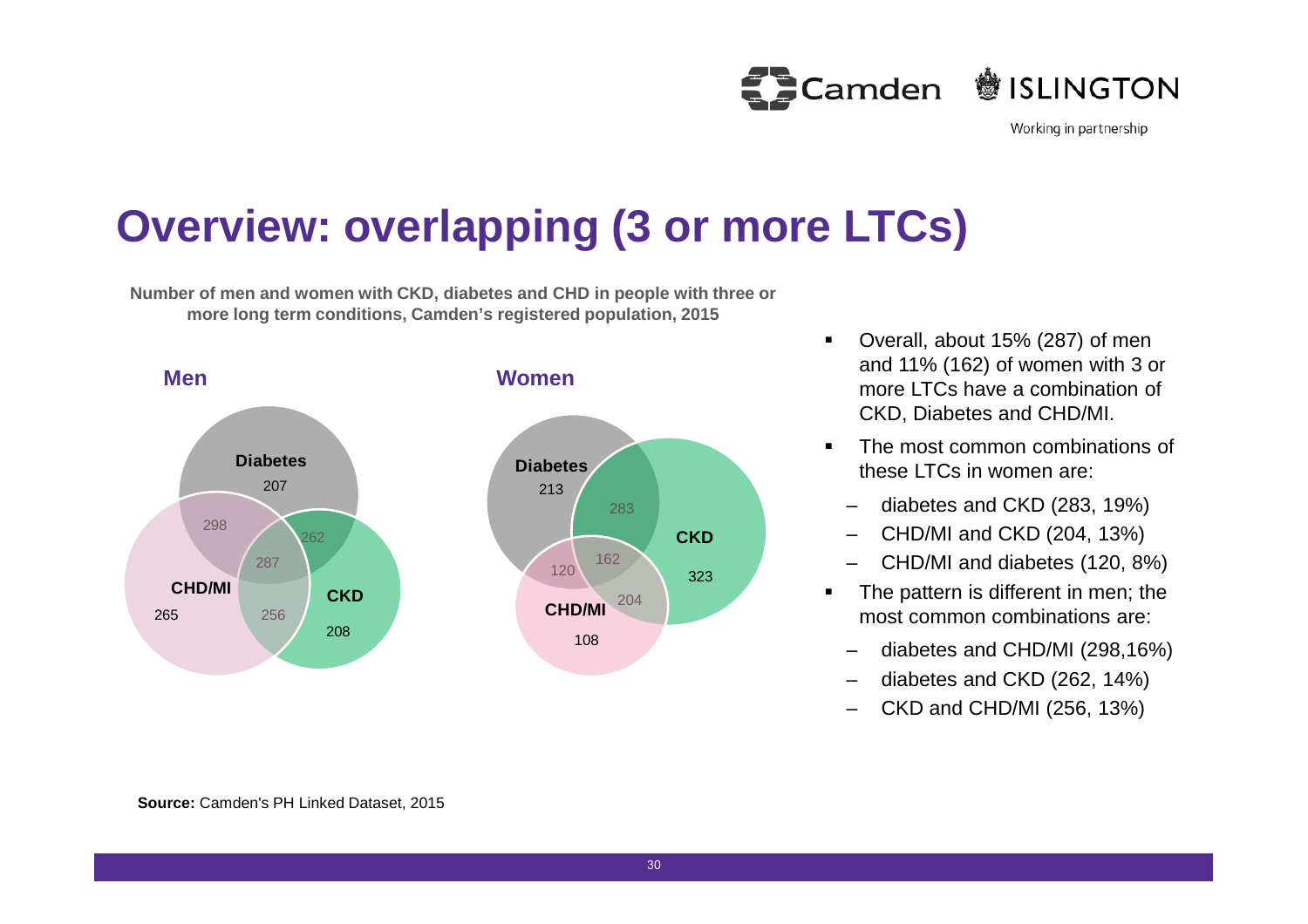# Overview: overlapping (3 or more LTCs)

**Number of men and women with CKD, diabetes and CHD in people with three or more long term conditions, Camden's registered population, 2015**

**Men**

**Diabetes** 207

298 262

287

**CHD/MI** 265 256 **CKD** 208

**Women**

**Diabetes** 213

283

162 **CKD** 323

120 204

**CHD/MI** 108

- Overall, about 15% (287) of men and 11% (162) of women with 3 or more LTCs have a combination of CKD, Diabetes and CHD/MI.
- The most common combinations of these LTCs in women are:
  - diabetes and CKD (283, 19%)
  - CHD/MI and CKD (204, 13%)
  - CHD/MI and diabetes (120, 8%)
- The pattern is different in men; the most common combinations are:
  - diabetes and CHD/MI (298,16%)
  - diabetes and CKD (262, 14%)
  - CKD and CHD/MI (256, 13%)

**Source:** Camden's PH Linked Dataset, 2015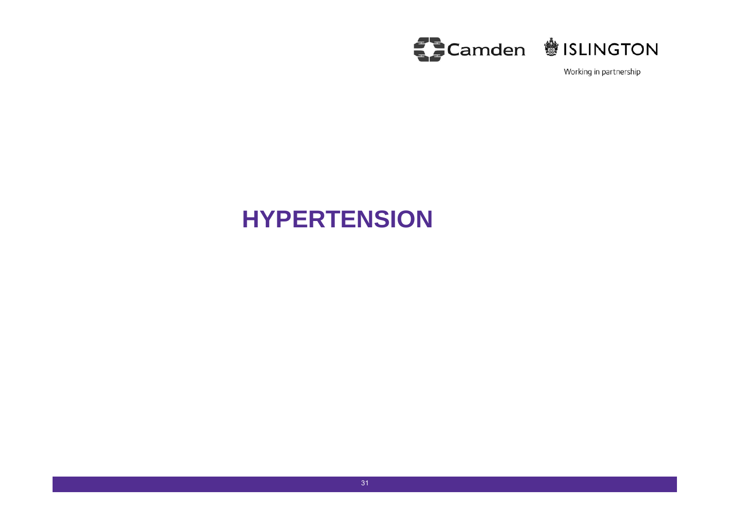# HYPERTENSION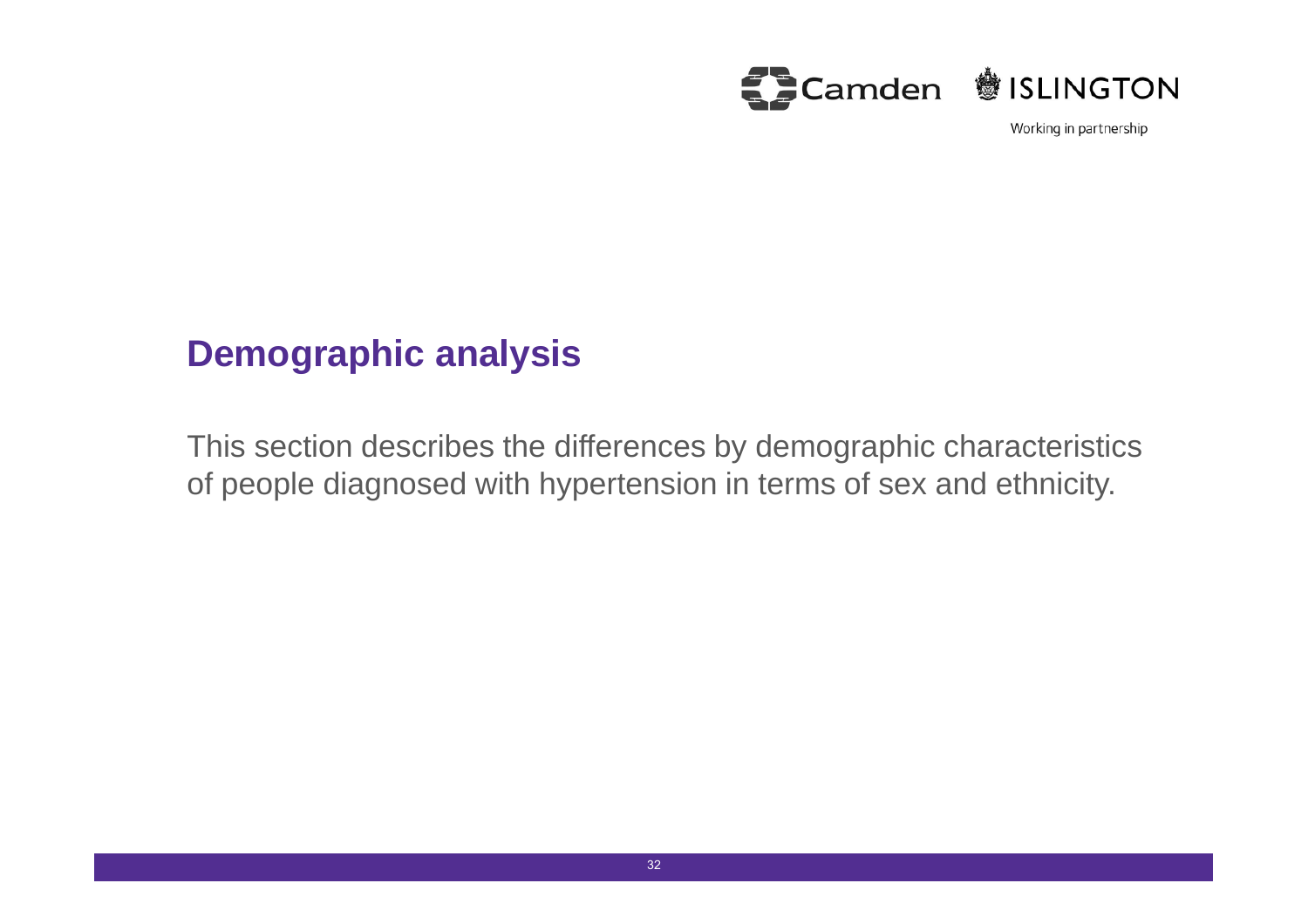## Demographic analysis

This section describes the differences by demographic characteristics of people diagnosed with hypertension in terms of sex and ethnicity.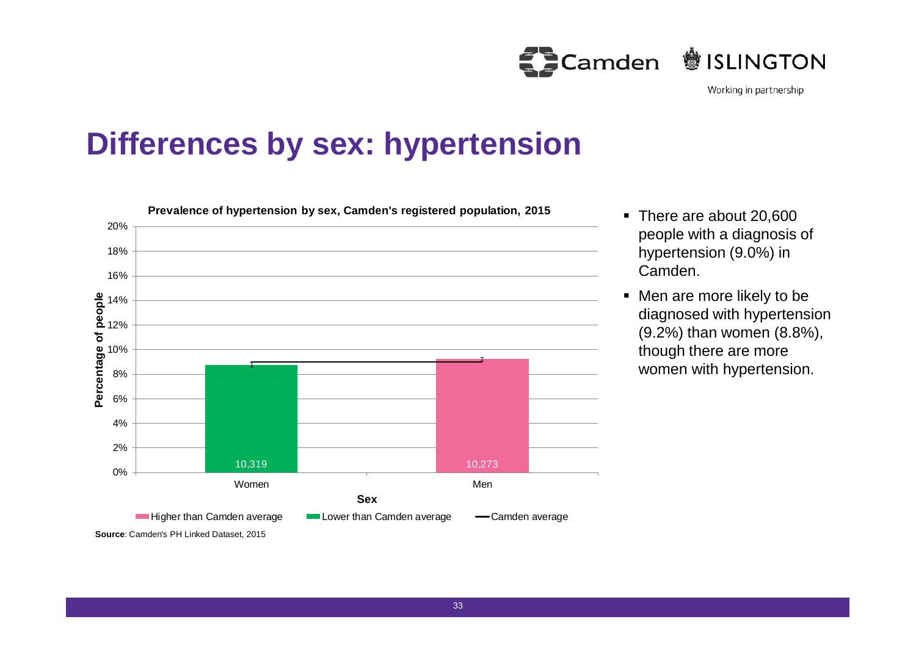# Differences by sex: hypertension

**Prevalence of hypertension by sex, Camden's registered population, 2015**

| Sex | Number | Prevalence |
|---|---|---|
| Women | 10,319 | Lower than Camden average |
| Men | 10,273 | Higher than Camden average |

**Source**: Camden's PH Linked Dataset, 2015

- There are about 20,600 people with a diagnosis of hypertension (9.0%) in Camden.
- Men are more likely to be diagnosed with hypertension (9.2%) than women (8.8%), though there are more women with hypertension.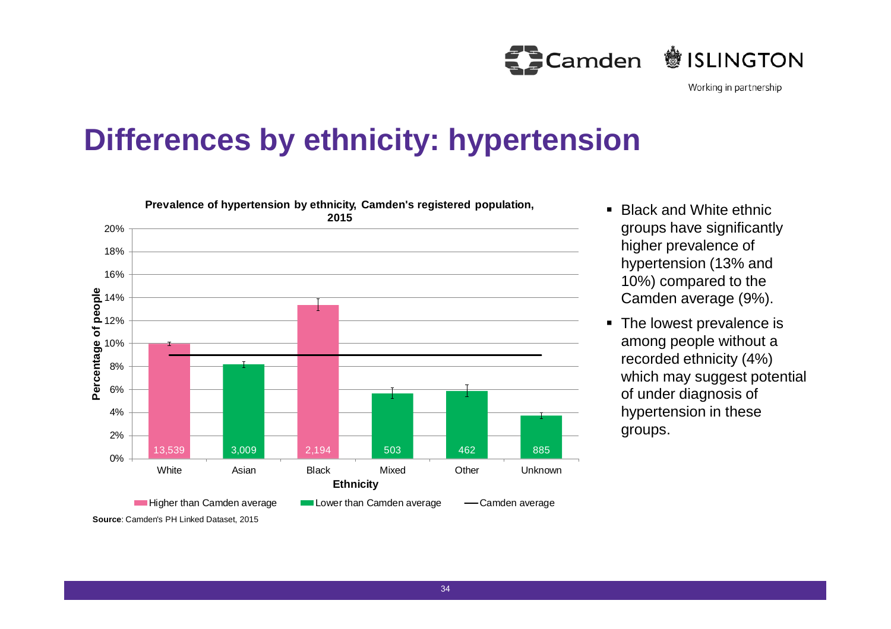# Differences by ethnicity: hypertension

**Prevalence of hypertension by ethnicity, Camden's registered population, 2015**

| Ethnicity | Number of people | Comparison to Camden average |
|---|---|---|
| White | 13,539 | Higher than Camden average |
| Asian | 3,009 | Lower than Camden average |
| Black | 2,194 | Higher than Camden average |
| Mixed | 503 | Lower than Camden average |
| Other | 462 | Lower than Camden average |
| Unknown | 885 | Lower than Camden average |

**Source**: Camden's PH Linked Dataset, 2015

- Black and White ethnic groups have significantly higher prevalence of hypertension (13% and 10%) compared to the Camden average (9%).
- The lowest prevalence is among people without a recorded ethnicity (4%) which may suggest potential of under diagnosis of hypertension in these groups.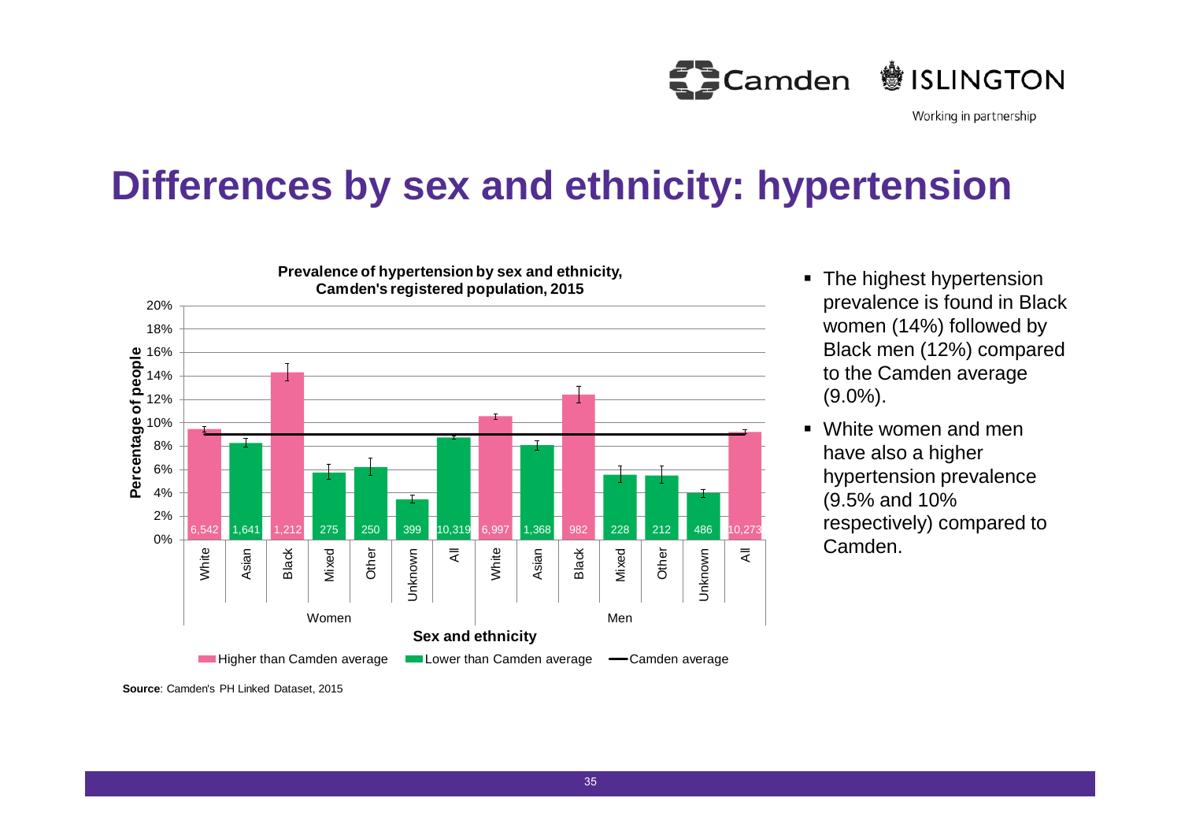# Differences by sex and ethnicity: hypertension

**Prevalence of hypertension by sex and ethnicity, Camden's registered population, 2015**

| Sex | Ethnicity | Number of people | Category |
|---|---|---|---|
| Women | White | 6,542 | Higher than Camden average |
| Women | Asian | 1,641 | Lower than Camden average |
| Women | Black | 1,212 | Higher than Camden average |
| Women | Mixed | 275 | Lower than Camden average |
| Women | Other | 250 | Lower than Camden average |
| Women | Unknown | 399 | Lower than Camden average |
| Women | All | 10,319 | Lower than Camden average |
| Men | White | 6,997 | Higher than Camden average |
| Men | Asian | 1,368 | Lower than Camden average |
| Men | Black | 982 | Higher than Camden average |
| Men | Mixed | 228 | Lower than Camden average |
| Men | Other | 212 | Lower than Camden average |
| Men | Unknown | 486 | Lower than Camden average |
| Men | All | 10,273 | Higher than Camden average |

Legend: Higher than Camden average; Lower than Camden average; Camden average

**Source**: Camden's PH Linked Dataset, 2015

- The highest hypertension prevalence is found in Black women (14%) followed by Black men (12%) compared to the Camden average (9.0%).
- White women and men have also a higher hypertension prevalence (9.5% and 10% respectively) compared to Camden.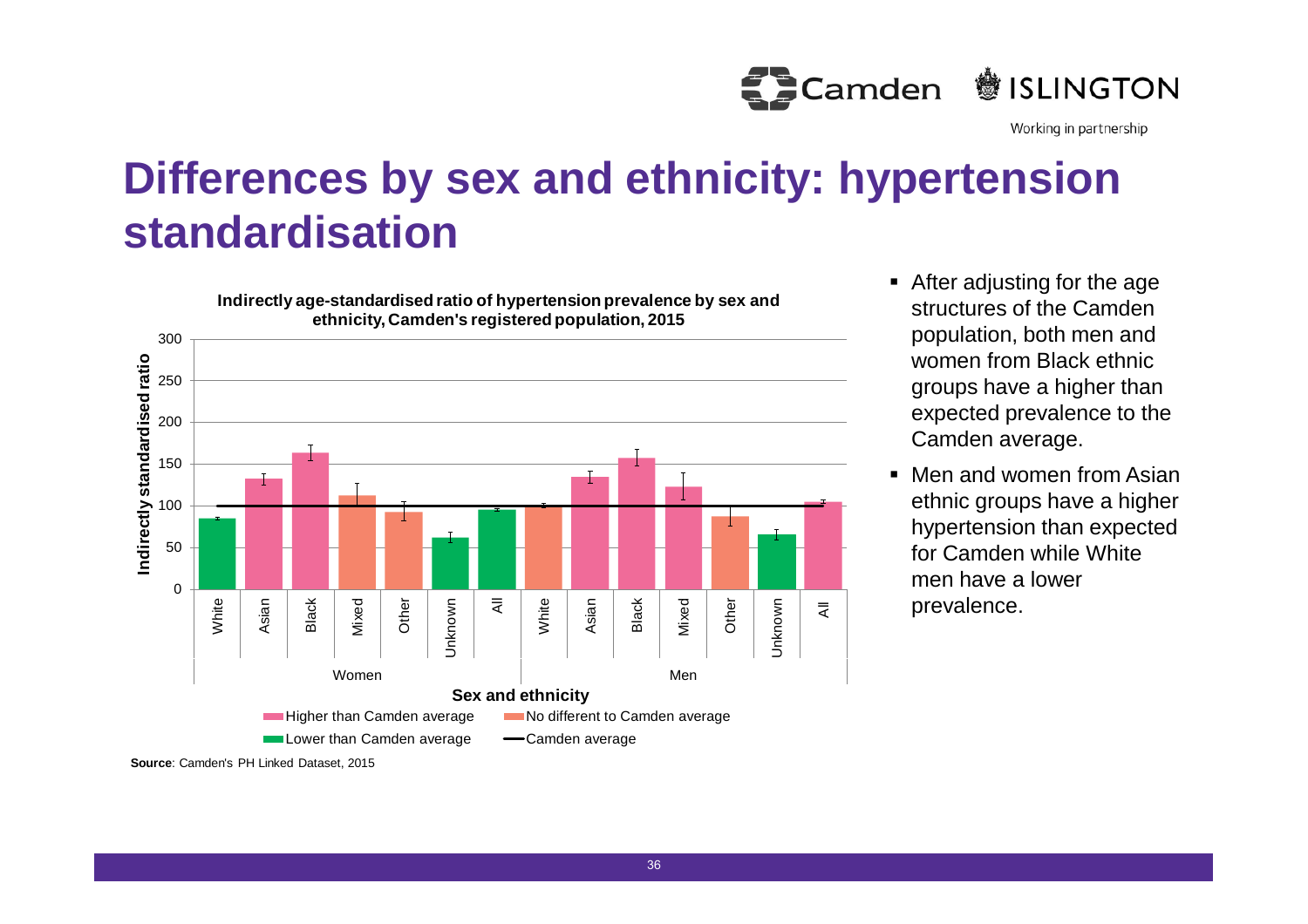# Differences by sex and ethnicity: hypertension standardisation

**Indirectly age-standardised ratio of hypertension prevalence by sex and ethnicity, Camden's registered population, 2015**

| Sex | Ethnicity | Indirectly standardised ratio (approx.) | Category |
|---|---|---|---|
| Women | White | 85 | Lower than Camden average |
| Women | Asian | 132 | Higher than Camden average |
| Women | Black | 163 | Higher than Camden average |
| Women | Mixed | 112 | No different to Camden average |
| Women | Other | 92 | No different to Camden average |
| Women | Unknown | 62 | Lower than Camden average |
| Women | All | 95 | Lower than Camden average |
| Men | White | 100 | No different to Camden average |
| Men | Asian | 135 | Higher than Camden average |
| Men | Black | 157 | Higher than Camden average |
| Men | Mixed | 122 | Higher than Camden average |
| Men | Other | 87 | No different to Camden average |
| Men | Unknown | 66 | Lower than Camden average |
| Men | All | 105 | Higher than Camden average |

Camden average = 100

**Source**: Camden's PH Linked Dataset, 2015

- After adjusting for the age structures of the Camden population, both men and women from Black ethnic groups have a higher than expected prevalence to the Camden average.
- Men and women from Asian ethnic groups have a higher hypertension than expected for Camden while White men have a lower prevalence.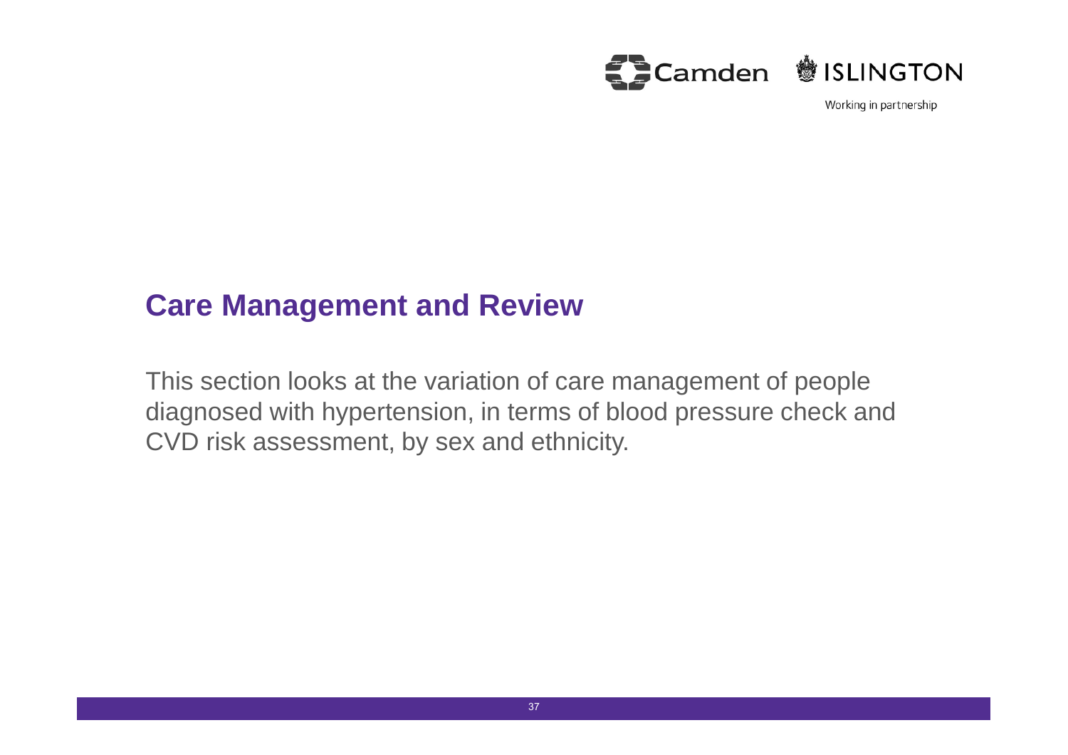## Care Management and Review

This section looks at the variation of care management of people diagnosed with hypertension, in terms of blood pressure check and CVD risk assessment, by sex and ethnicity.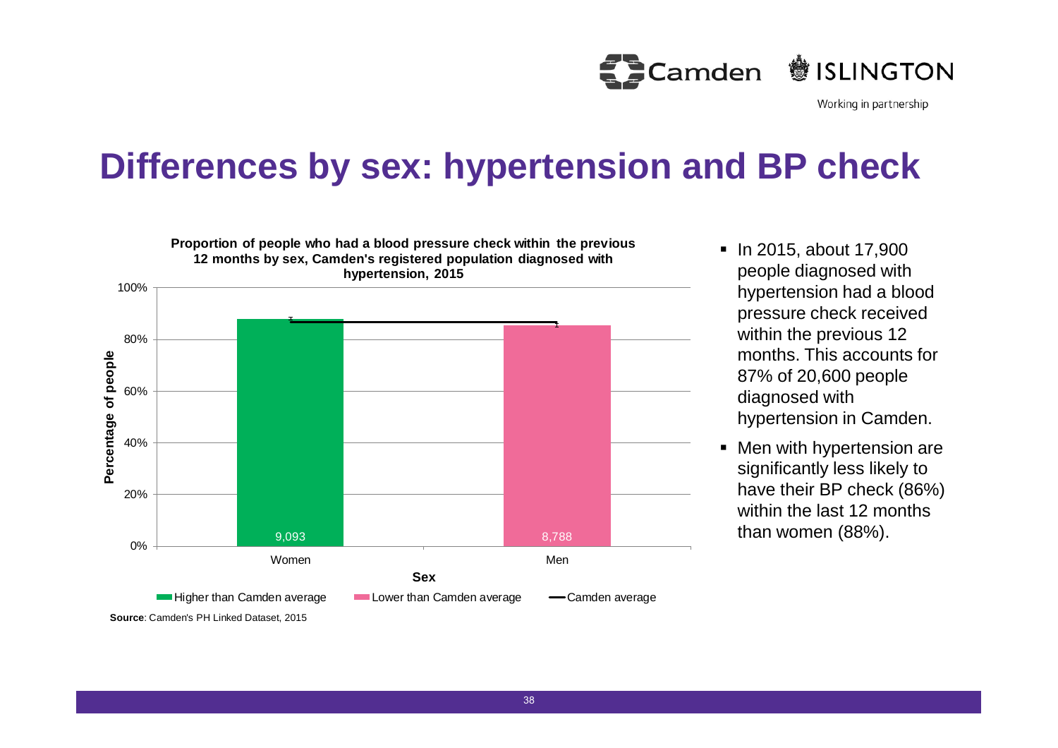# Differences by sex: hypertension and BP check

**Proportion of people who had a blood pressure check within the previous 12 months by sex, Camden's registered population diagnosed with hypertension, 2015**

| Sex | Number | Category |
|---|---|---|
| Women | 9,093 | Higher than Camden average |
| Men | 8,788 | Lower than Camden average |

Legend: Higher than Camden average; Lower than Camden average; Camden average

**Source**: Camden's PH Linked Dataset, 2015

- In 2015, about 17,900 people diagnosed with hypertension had a blood pressure check received within the previous 12 months. This accounts for 87% of 20,600 people diagnosed with hypertension in Camden.
- Men with hypertension are significantly less likely to have their BP check (86%) within the last 12 months than women (88%).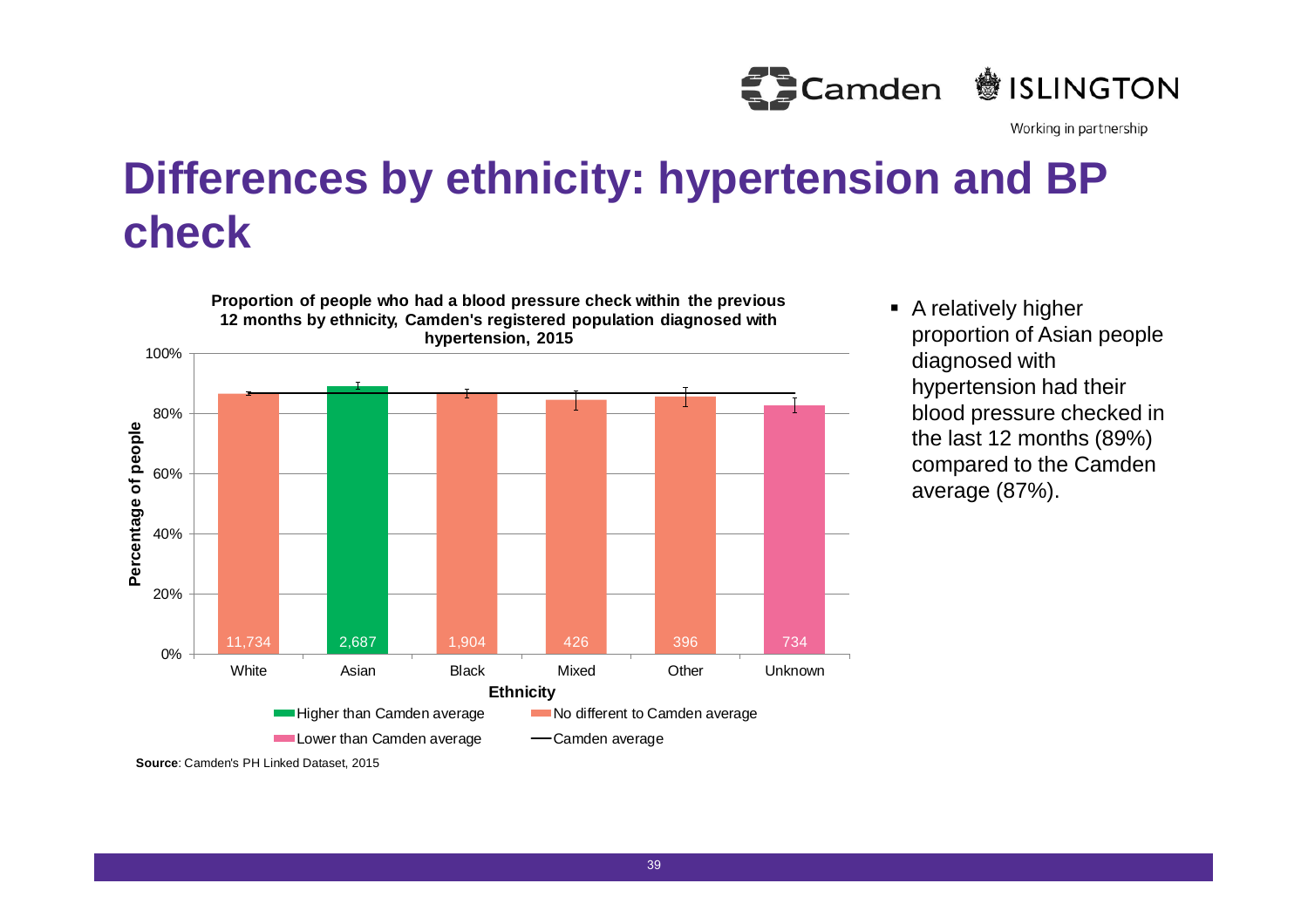# Differences by ethnicity: hypertension and BP check

**Proportion of people who had a blood pressure check within the previous 12 months by ethnicity, Camden's registered population diagnosed with hypertension, 2015**

| Ethnicity | Number | Comparison to Camden average |
|---|---|---|
| White | 11,734 | No different to Camden average |
| Asian | 2,687 | Higher than Camden average |
| Black | 1,904 | No different to Camden average |
| Mixed | 426 | No different to Camden average |
| Other | 396 | No different to Camden average |
| Unknown | 734 | Lower than Camden average |

**Source**: Camden's PH Linked Dataset, 2015

- A relatively higher proportion of Asian people diagnosed with hypertension had their blood pressure checked in the last 12 months (89%) compared to the Camden average (87%).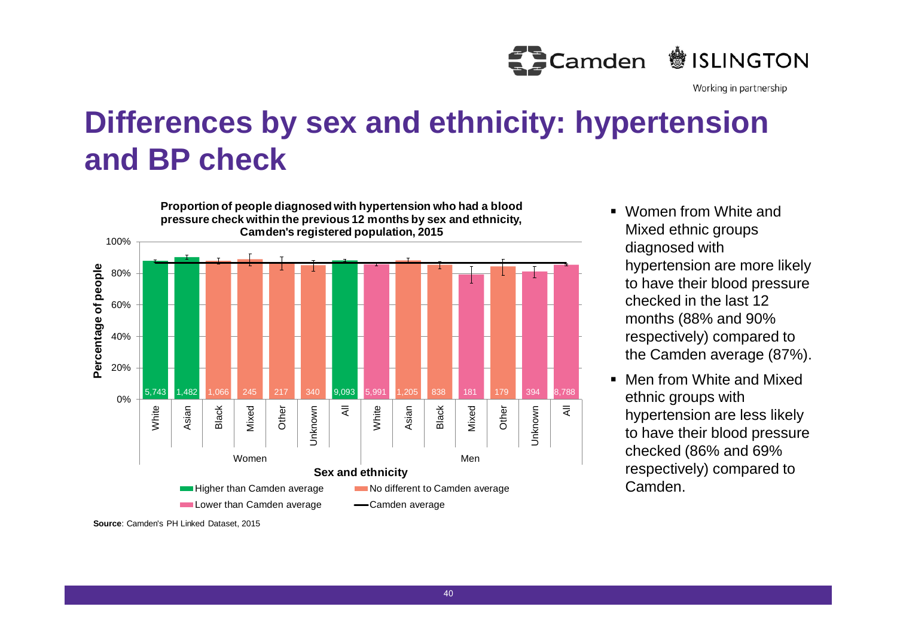# Differences by sex and ethnicity: hypertension and BP check

**Proportion of people diagnosed with hypertension who had a blood pressure check within the previous 12 months by sex and ethnicity, Camden's registered population, 2015**

| Sex | Ethnicity | Number of people | Comparison to Camden average |
|---|---|---|---|
| Women | White | 5,743 | Higher than Camden average |
| Women | Asian | 1,482 | Higher than Camden average |
| Women | Black | 1,066 | No different to Camden average |
| Women | Mixed | 245 | No different to Camden average |
| Women | Other | 217 | No different to Camden average |
| Women | Unknown | 340 | No different to Camden average |
| Women | All | 9,093 | Higher than Camden average |
| Men | White | 5,991 | Lower than Camden average |
| Men | Asian | 1,205 | No different to Camden average |
| Men | Black | 838 | No different to Camden average |
| Men | Mixed | 181 | Lower than Camden average |
| Men | Other | 179 | No different to Camden average |
| Men | Unknown | 394 | Lower than Camden average |
| Men | All | 8,788 | Lower than Camden average |

**Source**: Camden's PH Linked Dataset, 2015

- Women from White and Mixed ethnic groups diagnosed with hypertension are more likely to have their blood pressure checked in the last 12 months (88% and 90% respectively) compared to the Camden average (87%).
- Men from White and Mixed ethnic groups with hypertension are less likely to have their blood pressure checked (86% and 69% respectively) compared to Camden.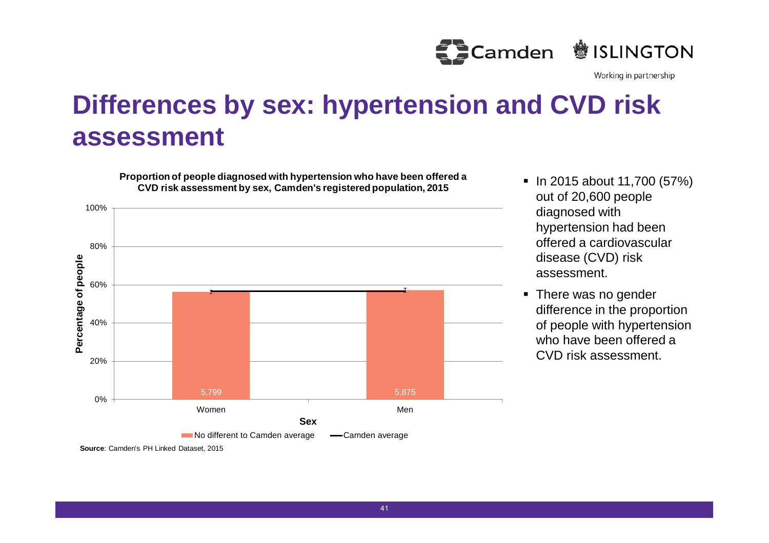# Differences by sex: hypertension and CVD risk assessment

**Proportion of people diagnosed with hypertension who have been offered a CVD risk assessment by sex, Camden's registered population, 2015**

| Sex | Number | Percentage of people |
| --- | --- | --- |
| Women | 5,799 | No different to Camden average |
| Men | 5,875 | No different to Camden average |

**Source**: Camden's PH Linked Dataset, 2015

- In 2015 about 11,700 (57%) out of 20,600 people diagnosed with hypertension had been offered a cardiovascular disease (CVD) risk assessment.
- There was no gender difference in the proportion of people with hypertension who have been offered a CVD risk assessment.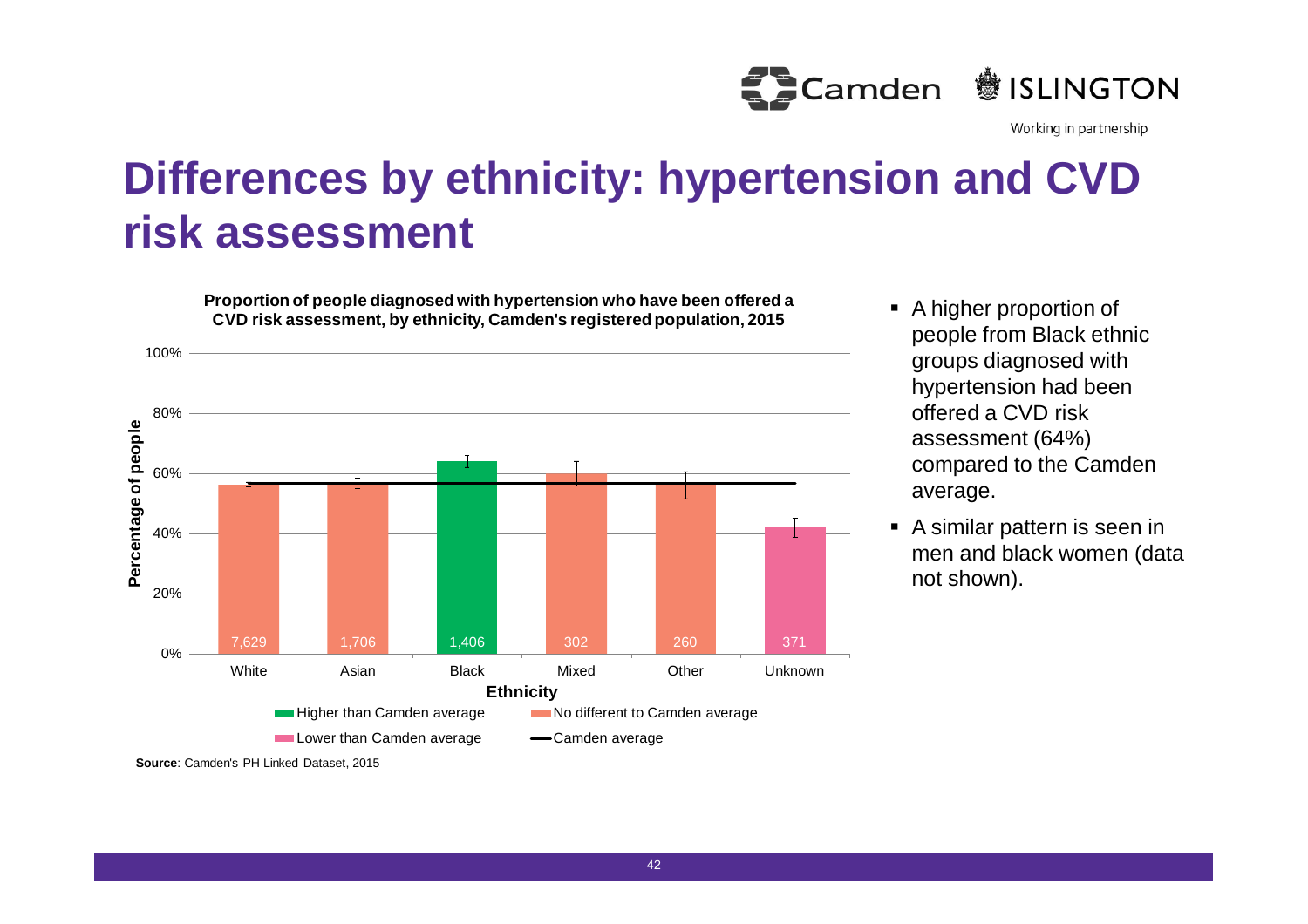# Differences by ethnicity: hypertension and CVD risk assessment

**Proportion of people diagnosed with hypertension who have been offered a CVD risk assessment, by ethnicity, Camden's registered population, 2015**

| Ethnicity | Number | Comparison to Camden average |
|---|---|---|
| White | 7,629 | No different to Camden average |
| Asian | 1,706 | No different to Camden average |
| Black | 1,406 | Higher than Camden average |
| Mixed | 302 | No different to Camden average |
| Other | 260 | No different to Camden average |
| Unknown | 371 | Lower than Camden average |

**Source**: Camden's PH Linked Dataset, 2015

- A higher proportion of people from Black ethnic groups diagnosed with hypertension had been offered a CVD risk assessment (64%) compared to the Camden average.
- A similar pattern is seen in men and black women (data not shown).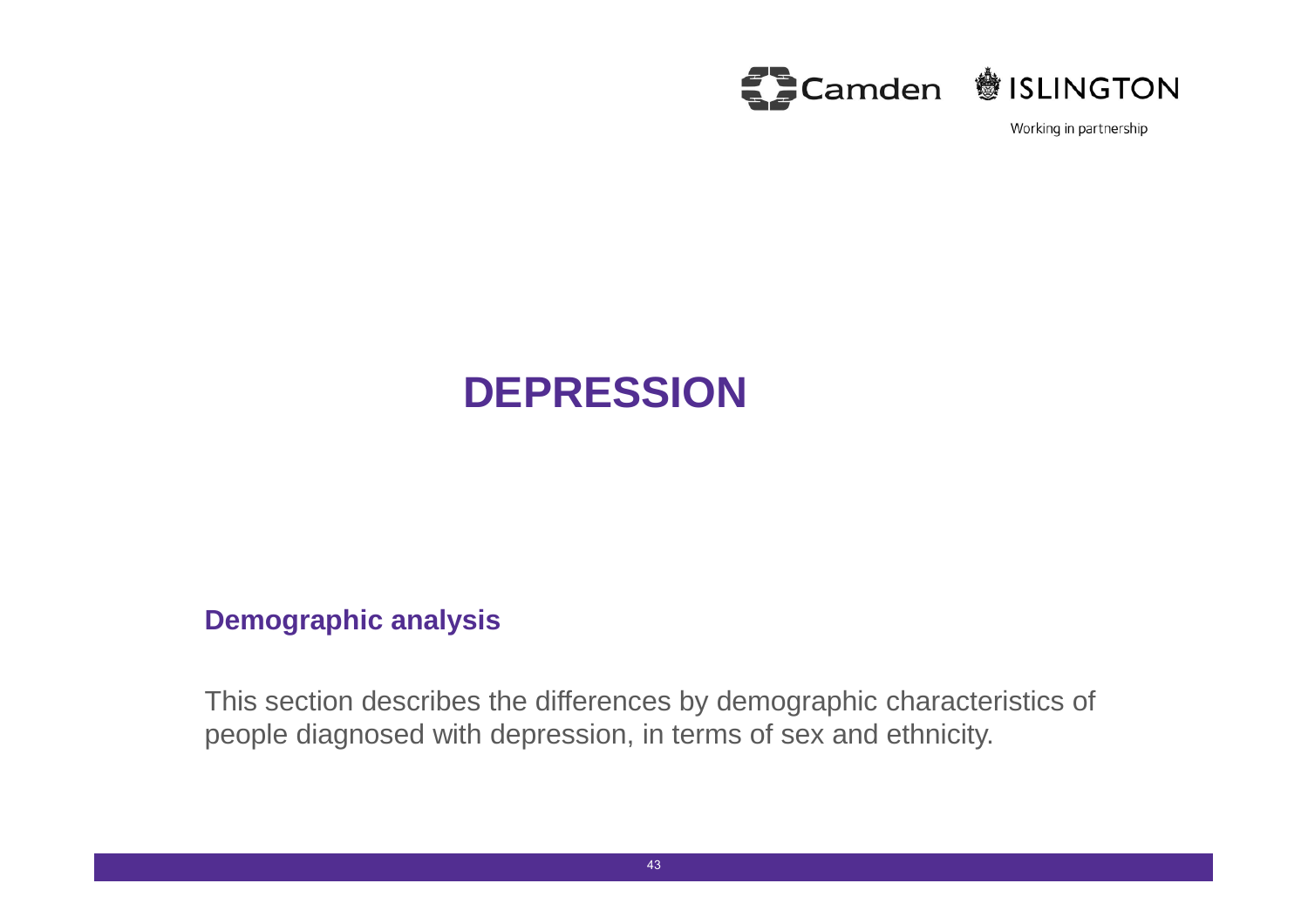# DEPRESSION

## Demographic analysis

This section describes the differences by demographic characteristics of people diagnosed with depression, in terms of sex and ethnicity.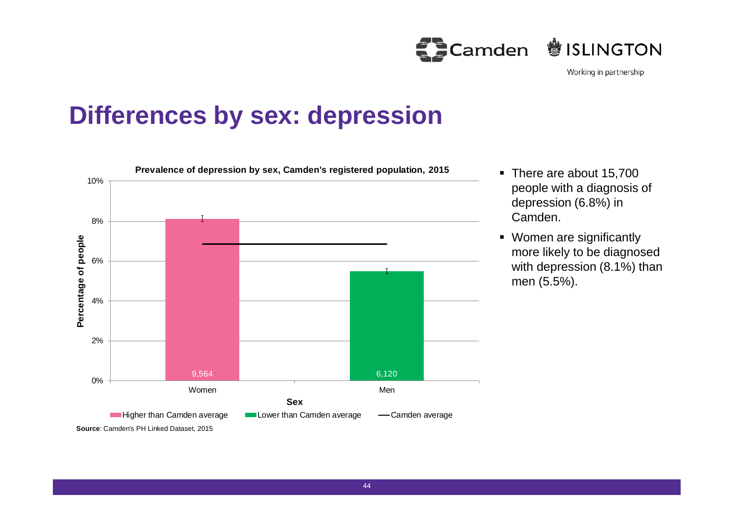# Differences by sex: depression

**Prevalence of depression by sex, Camden's registered population, 2015**

| Sex | Percentage of people | Number |
|---|---|---|
| Women | 8.1% | 9,564 |
| Men | 5.5% | 6,120 |
| Camden average | 6.8% | |

Higher than Camden average / Lower than Camden average / Camden average

**Source**: Camden's PH Linked Dataset, 2015

- There are about 15,700 people with a diagnosis of depression (6.8%) in Camden.
- Women are significantly more likely to be diagnosed with depression (8.1%) than men (5.5%).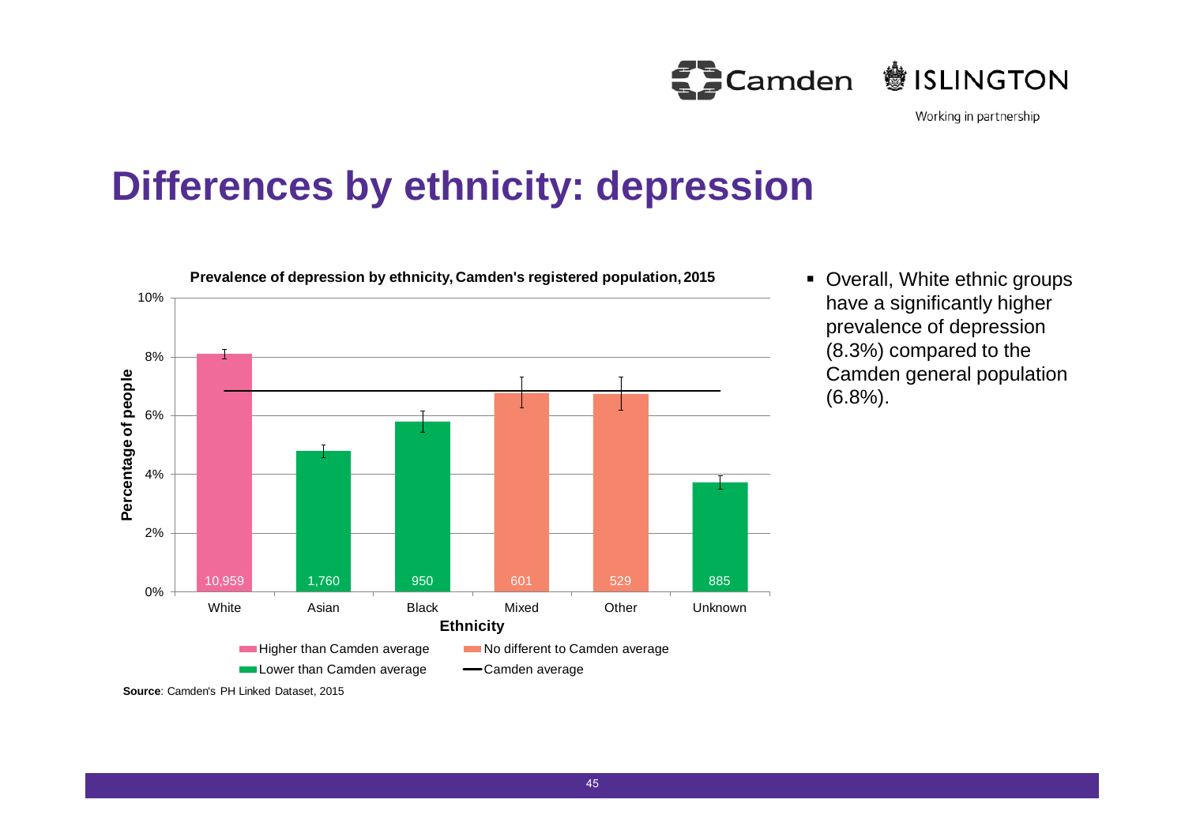# Differences by ethnicity: depression

**Prevalence of depression by ethnicity, Camden's registered population, 2015**

| Ethnicity | Number of people | Comparison to Camden average |
|---|---|---|
| White | 10,959 | Higher than Camden average |
| Asian | 1,760 | Lower than Camden average |
| Black | 950 | Lower than Camden average |
| Mixed | 601 | No different to Camden average |
| Other | 529 | No different to Camden average |
| Unknown | 885 | Lower than Camden average |

**Source**: Camden's PH Linked Dataset, 2015

- Overall, White ethnic groups have a significantly higher prevalence of depression (8.3%) compared to the Camden general population (6.8%).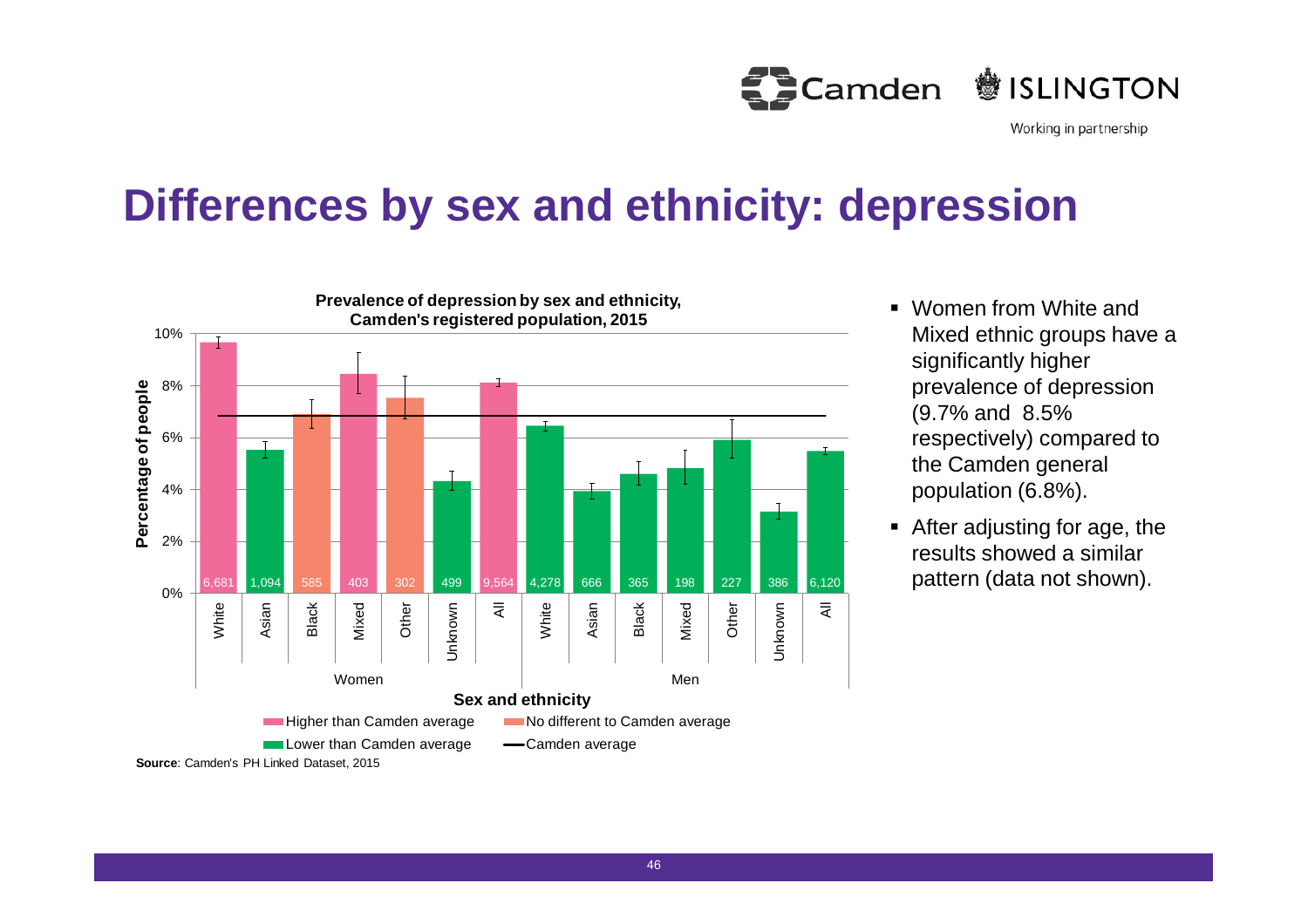# Differences by sex and ethnicity: depression

**Prevalence of depression by sex and ethnicity, Camden's registered population, 2015**

| Sex | Ethnicity | Number of people |
|---|---|---|
| Women | White | 6,681 |
| Women | Asian | 1,094 |
| Women | Black | 585 |
| Women | Mixed | 403 |
| Women | Other | 302 |
| Women | Unknown | 499 |
| Women | All | 9,564 |
| Men | White | 4,278 |
| Men | Asian | 666 |
| Men | Black | 365 |
| Men | Mixed | 198 |
| Men | Other | 227 |
| Men | Unknown | 386 |
| Men | All | 6,120 |

Higher than Camden average · No different to Camden average · Lower than Camden average · Camden average

**Source**: Camden's PH Linked Dataset, 2015

- Women from White and Mixed ethnic groups have a significantly higher prevalence of depression (9.7% and 8.5% respectively) compared to the Camden general population (6.8%).
- After adjusting for age, the results showed a similar pattern (data not shown).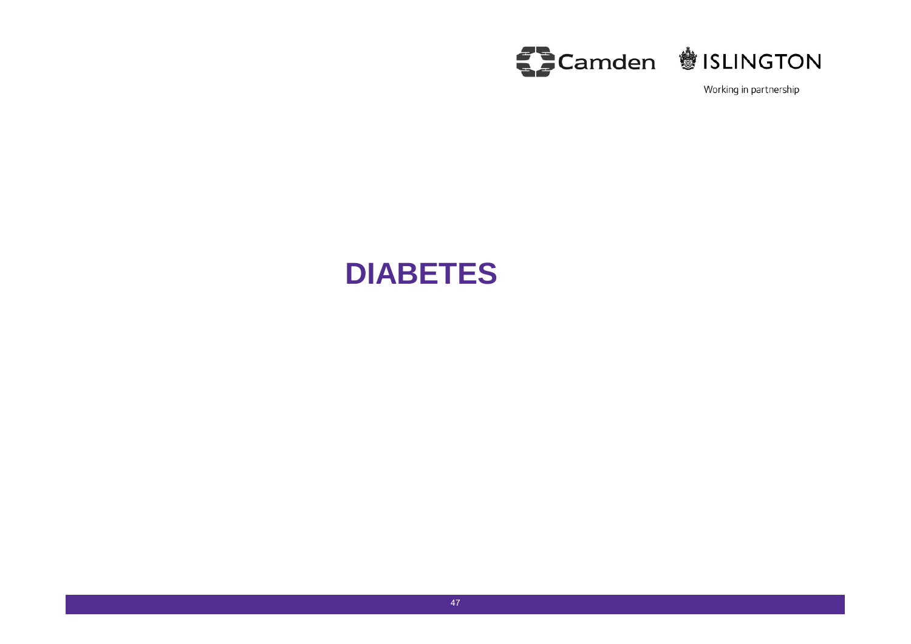# DIABETES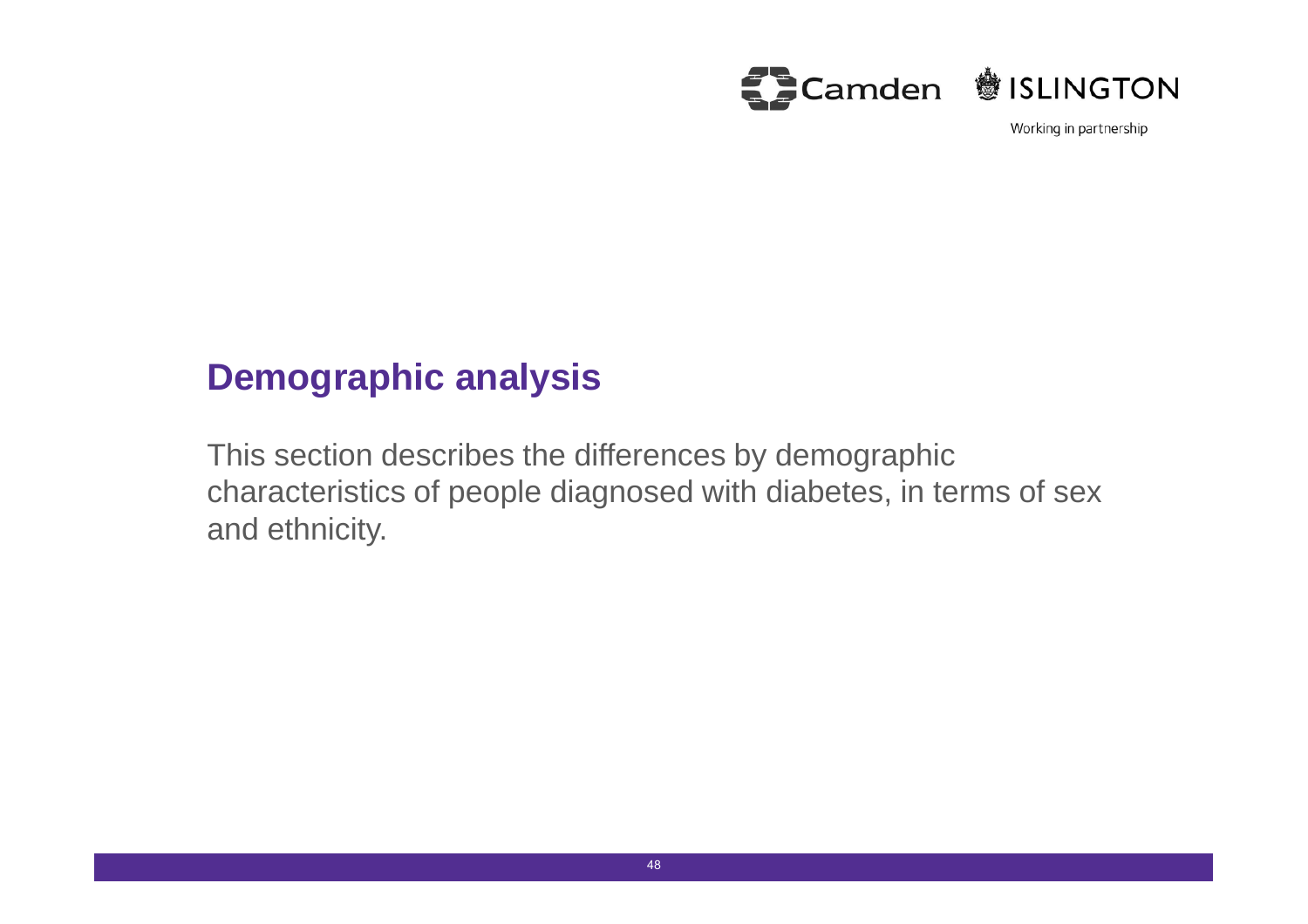## Demographic analysis

This section describes the differences by demographic characteristics of people diagnosed with diabetes, in terms of sex and ethnicity.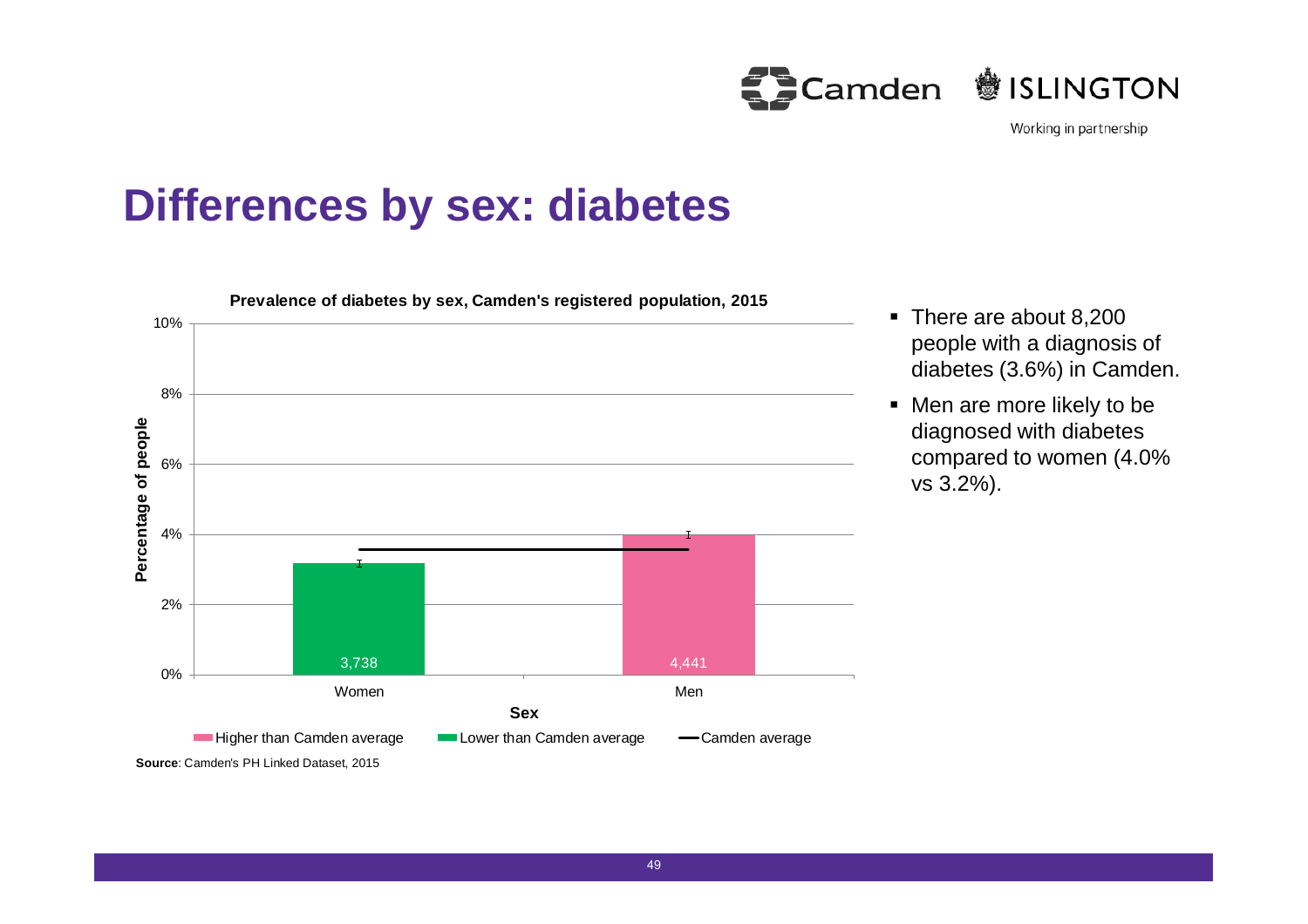# Differences by sex: diabetes

**Prevalence of diabetes by sex, Camden's registered population, 2015**

| Sex | Number | Percentage of people | Category |
|---|---|---|---|
| Women | 3,738 | ~3.2% | Lower than Camden average |
| Men | 4,441 | ~4.0% | Higher than Camden average |

Camden average: ~3.6%

**Source**: Camden's PH Linked Dataset, 2015

- There are about 8,200 people with a diagnosis of diabetes (3.6%) in Camden.
- Men are more likely to be diagnosed with diabetes compared to women (4.0% vs 3.2%).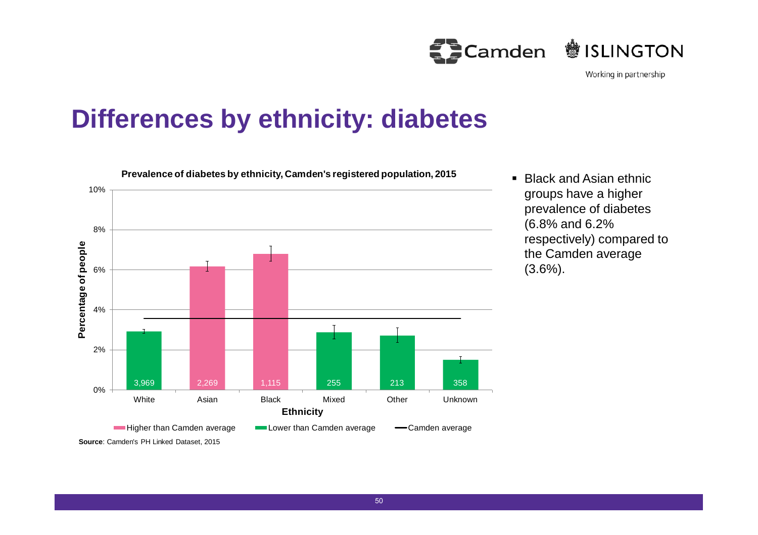# Differences by ethnicity: diabetes

**Prevalence of diabetes by ethnicity, Camden's registered population, 2015**

| Ethnicity | Number | Category |
|---|---|---|
| White | 3,969 | Lower than Camden average |
| Asian | 2,269 | Higher than Camden average |
| Black | 1,115 | Higher than Camden average |
| Mixed | 255 | Lower than Camden average |
| Other | 213 | Lower than Camden average |
| Unknown | 358 | Lower than Camden average |

Percentage of people (0%–10%) by Ethnicity. Legend: Higher than Camden average; Lower than Camden average; Camden average

**Source**: Camden's PH Linked Dataset, 2015

- Black and Asian ethnic groups have a higher prevalence of diabetes (6.8% and 6.2% respectively) compared to the Camden average (3.6%).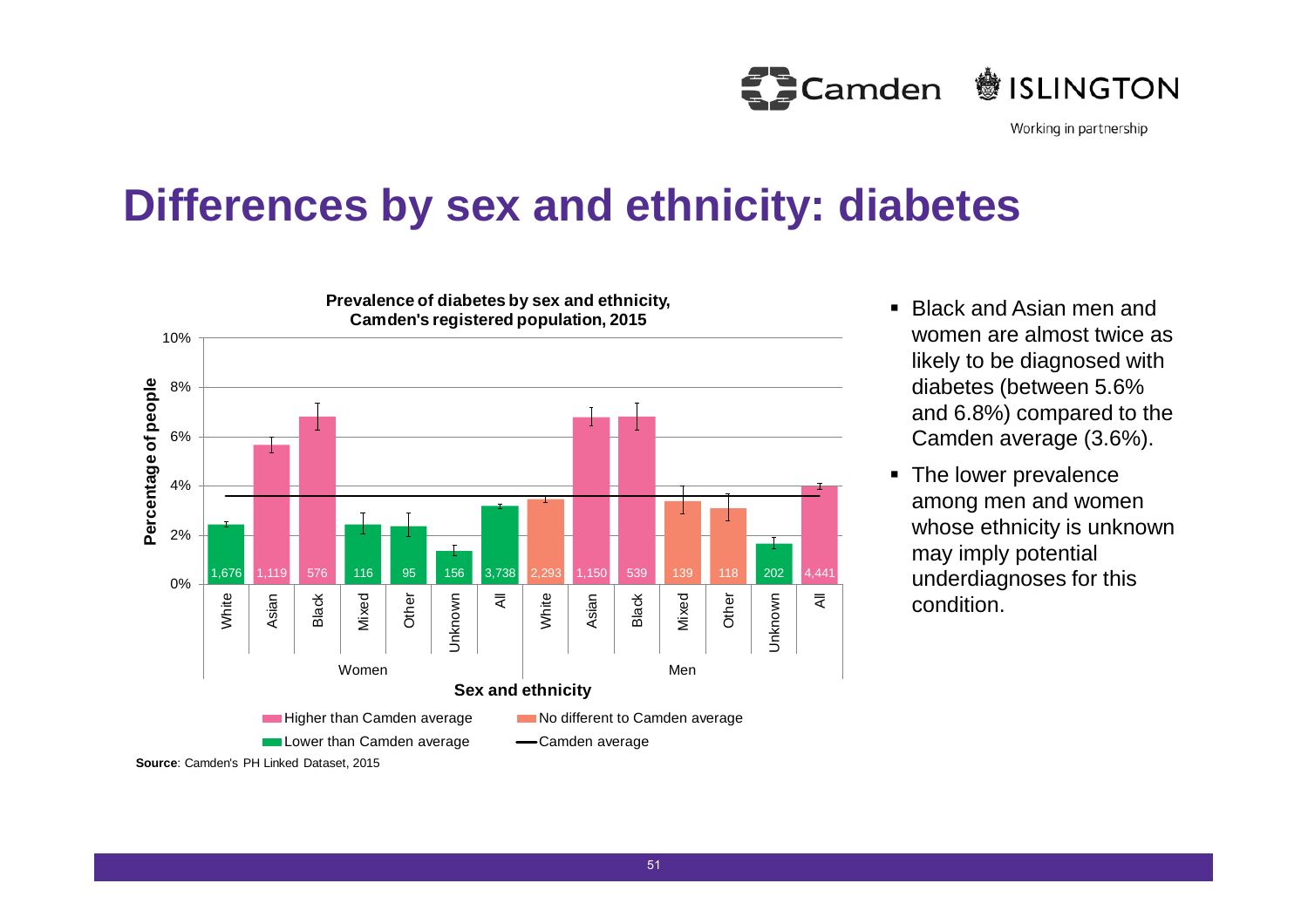# Differences by sex and ethnicity: diabetes

**Prevalence of diabetes by sex and ethnicity, Camden's registered population, 2015**

| Sex | Ethnicity | Number of people | Compared with Camden average |
|---|---|---|---|
| Women | White | 1,676 | Lower than Camden average |
| Women | Asian | 1,119 | Higher than Camden average |
| Women | Black | 576 | Higher than Camden average |
| Women | Mixed | 116 | Lower than Camden average |
| Women | Other | 95 | Lower than Camden average |
| Women | Unknown | 156 | Lower than Camden average |
| Women | All | 3,738 | Lower than Camden average |
| Men | White | 2,293 | No different to Camden average |
| Men | Asian | 1,150 | Higher than Camden average |
| Men | Black | 539 | Higher than Camden average |
| Men | Mixed | 139 | No different to Camden average |
| Men | Other | 118 | No different to Camden average |
| Men | Unknown | 202 | Lower than Camden average |
| Men | All | 4,441 | Higher than Camden average |

Y-axis: Percentage of people (0%–10%). X-axis: Sex and ethnicity. Legend: Higher than Camden average; No different to Camden average; Lower than Camden average; Camden average.

**Source**: Camden's PH Linked Dataset, 2015

- Black and Asian men and women are almost twice as likely to be diagnosed with diabetes (between 5.6% and 6.8%) compared to the Camden average (3.6%).
- The lower prevalence among men and women whose ethnicity is unknown may imply potential underdiagnoses for this condition.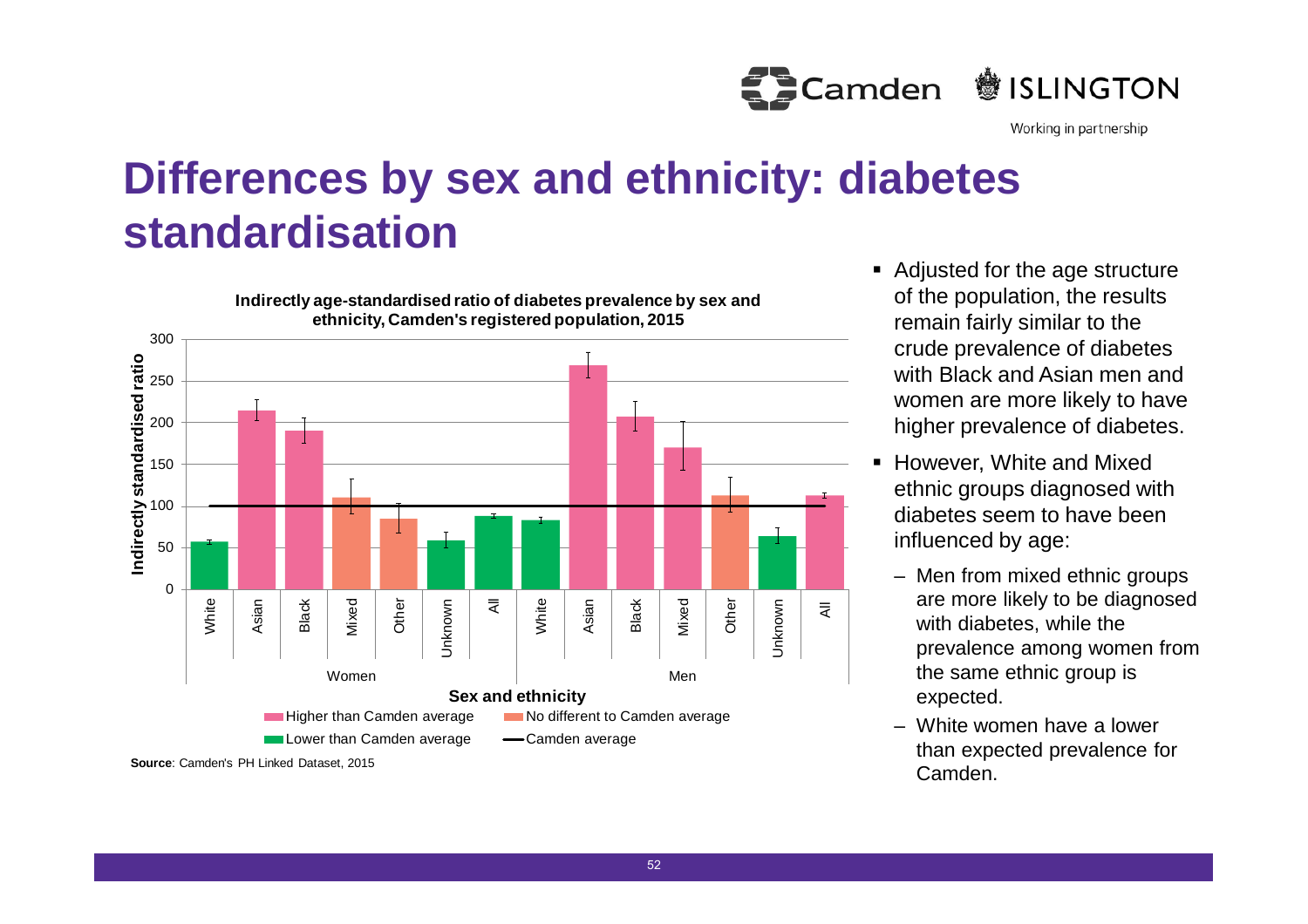# Differences by sex and ethnicity: diabetes standardisation

**Indirectly age-standardised ratio of diabetes prevalence by sex and ethnicity, Camden's registered population, 2015**

**Source**: Camden's PH Linked Dataset, 2015

- Adjusted for the age structure of the population, the results remain fairly similar to the crude prevalence of diabetes with Black and Asian men and women are more likely to have higher prevalence of diabetes.
- However, White and Mixed ethnic groups diagnosed with diabetes seem to have been influenced by age:
  - Men from mixed ethnic groups are more likely to be diagnosed with diabetes, while the prevalence among women from the same ethnic group is expected.
  - White women have a lower than expected prevalence for Camden.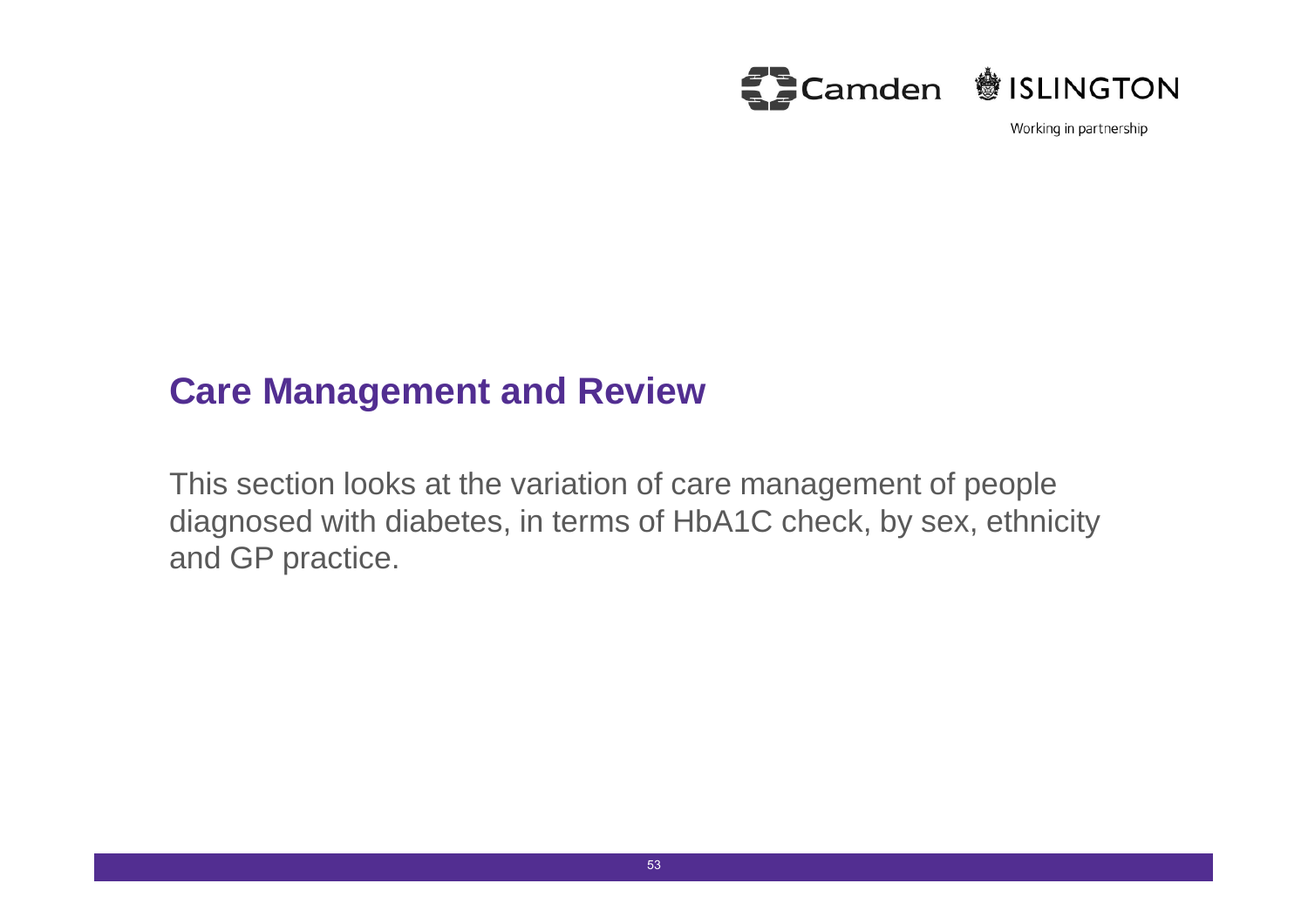# Care Management and Review

This section looks at the variation of care management of people diagnosed with diabetes, in terms of HbA1C check, by sex, ethnicity and GP practice.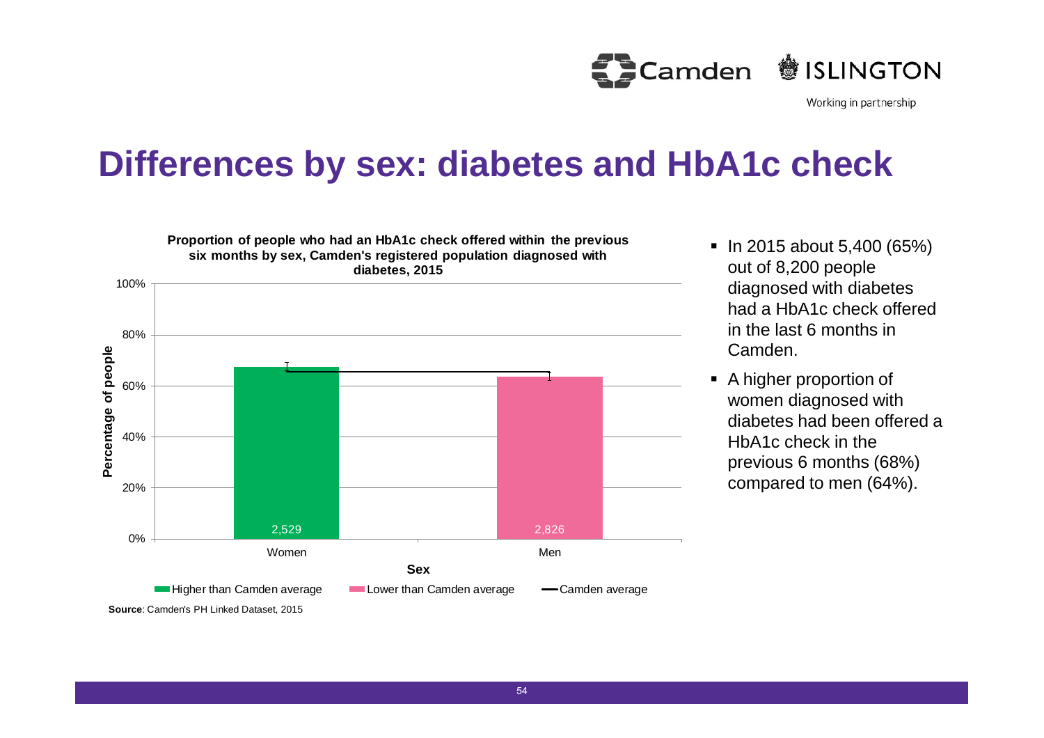# Differences by sex: diabetes and HbA1c check

**Proportion of people who had an HbA1c check offered within the previous six months by sex, Camden's registered population diagnosed with diabetes, 2015**

| Sex | Number | Comparison |
|---|---|---|
| Women | 2,529 | Higher than Camden average |
| Men | 2,826 | Lower than Camden average |

Percentage of people (0%–100%); Camden average shown as a line.

**Source**: Camden's PH Linked Dataset, 2015

- In 2015 about 5,400 (65%) out of 8,200 people diagnosed with diabetes had a HbA1c check offered in the last 6 months in Camden.
- A higher proportion of women diagnosed with diabetes had been offered a HbA1c check in the previous 6 months (68%) compared to men (64%).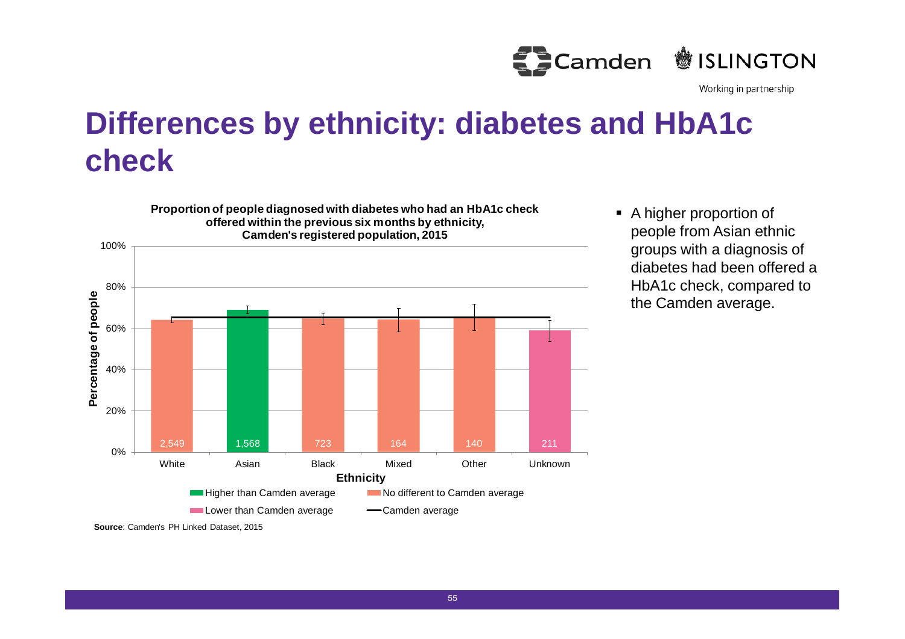# Differences by ethnicity: diabetes and HbA1c check

**Proportion of people diagnosed with diabetes who had an HbA1c check offered within the previous six months by ethnicity, Camden's registered population, 2015**

| Ethnicity | Number | Comparison |
|---|---|---|
| White | 2,549 | No different to Camden average |
| Asian | 1,568 | Higher than Camden average |
| Black | 723 | No different to Camden average |
| Mixed | 164 | No different to Camden average |
| Other | 140 | No different to Camden average |
| Unknown | 211 | Lower than Camden average |

**Source**: Camden's PH Linked Dataset, 2015

- A higher proportion of people from Asian ethnic groups with a diagnosis of diabetes had been offered a HbA1c check, compared to the Camden average.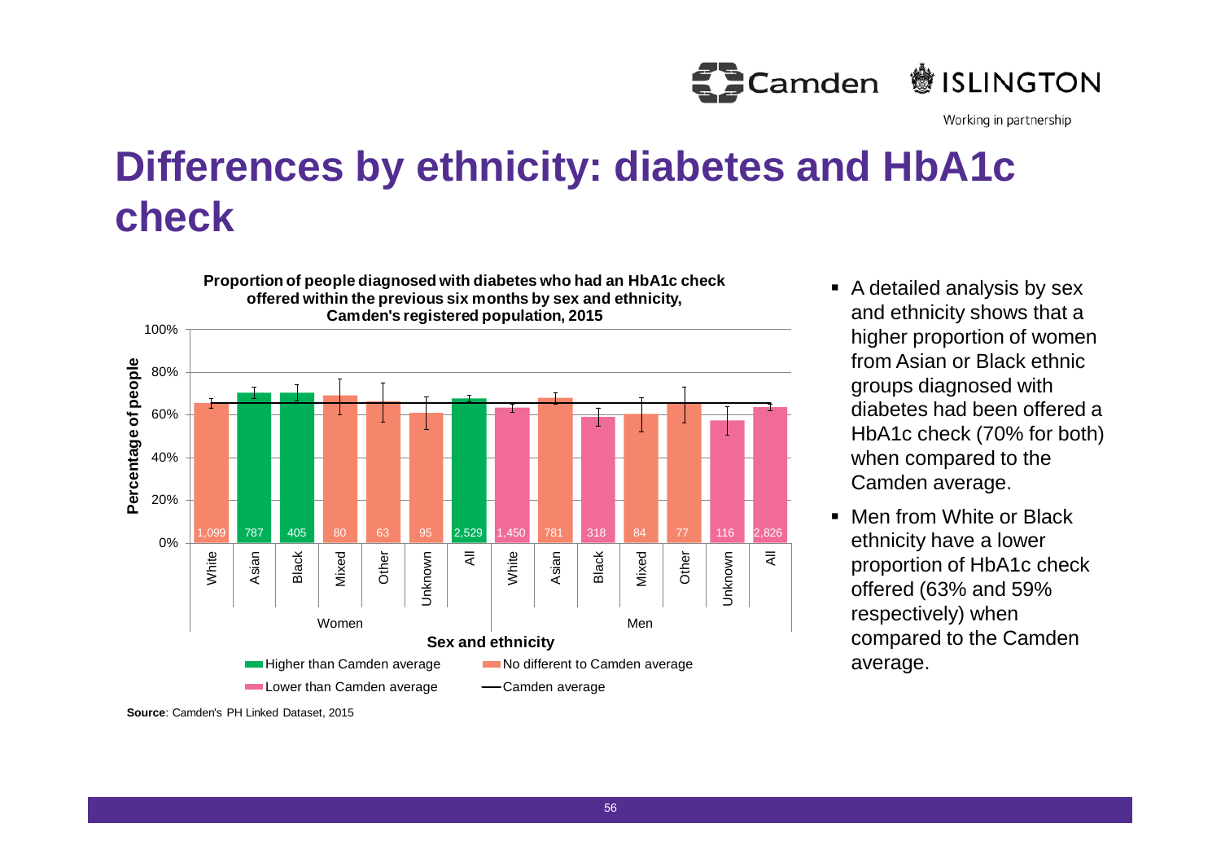# Differences by ethnicity: diabetes and HbA1c check

**Proportion of people diagnosed with diabetes who had an HbA1c check offered within the previous six months by sex and ethnicity, Camden's registered population, 2015**

| Sex | Ethnicity | Number | Comparison to Camden average |
|---|---|---|---|
| Women | White | 1,099 | No different to Camden average |
| Women | Asian | 787 | Higher than Camden average |
| Women | Black | 405 | Higher than Camden average |
| Women | Mixed | 80 | No different to Camden average |
| Women | Other | 63 | No different to Camden average |
| Women | Unknown | 95 | No different to Camden average |
| Women | All | 2,529 | Higher than Camden average |
| Men | White | 1,450 | Lower than Camden average |
| Men | Asian | 781 | No different to Camden average |
| Men | Black | 318 | Lower than Camden average |
| Men | Mixed | 84 | No different to Camden average |
| Men | Other | 77 | No different to Camden average |
| Men | Unknown | 116 | Lower than Camden average |
| Men | All | 2,826 | Lower than Camden average |

**Source**: Camden's PH Linked Dataset, 2015

- A detailed analysis by sex and ethnicity shows that a higher proportion of women from Asian or Black ethnic groups diagnosed with diabetes had been offered a HbA1c check (70% for both) when compared to the Camden average.
- Men from White or Black ethnicity have a lower proportion of HbA1c check offered (63% and 59% respectively) when compared to the Camden average.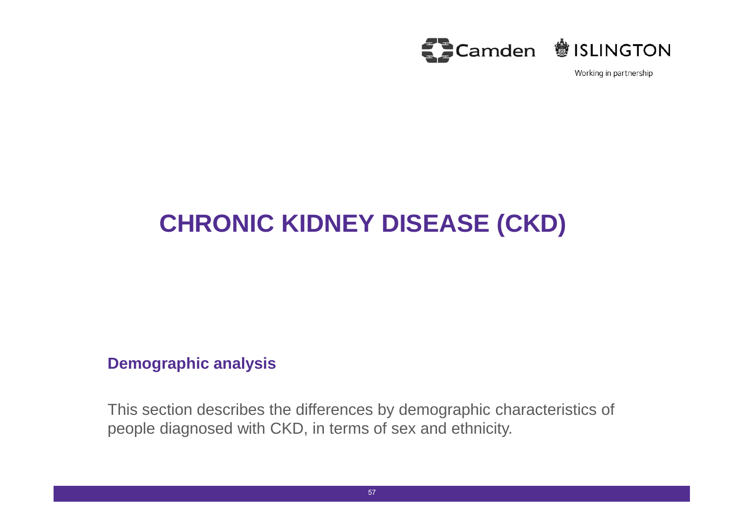# CHRONIC KIDNEY DISEASE (CKD)

## Demographic analysis

This section describes the differences by demographic characteristics of people diagnosed with CKD, in terms of sex and ethnicity.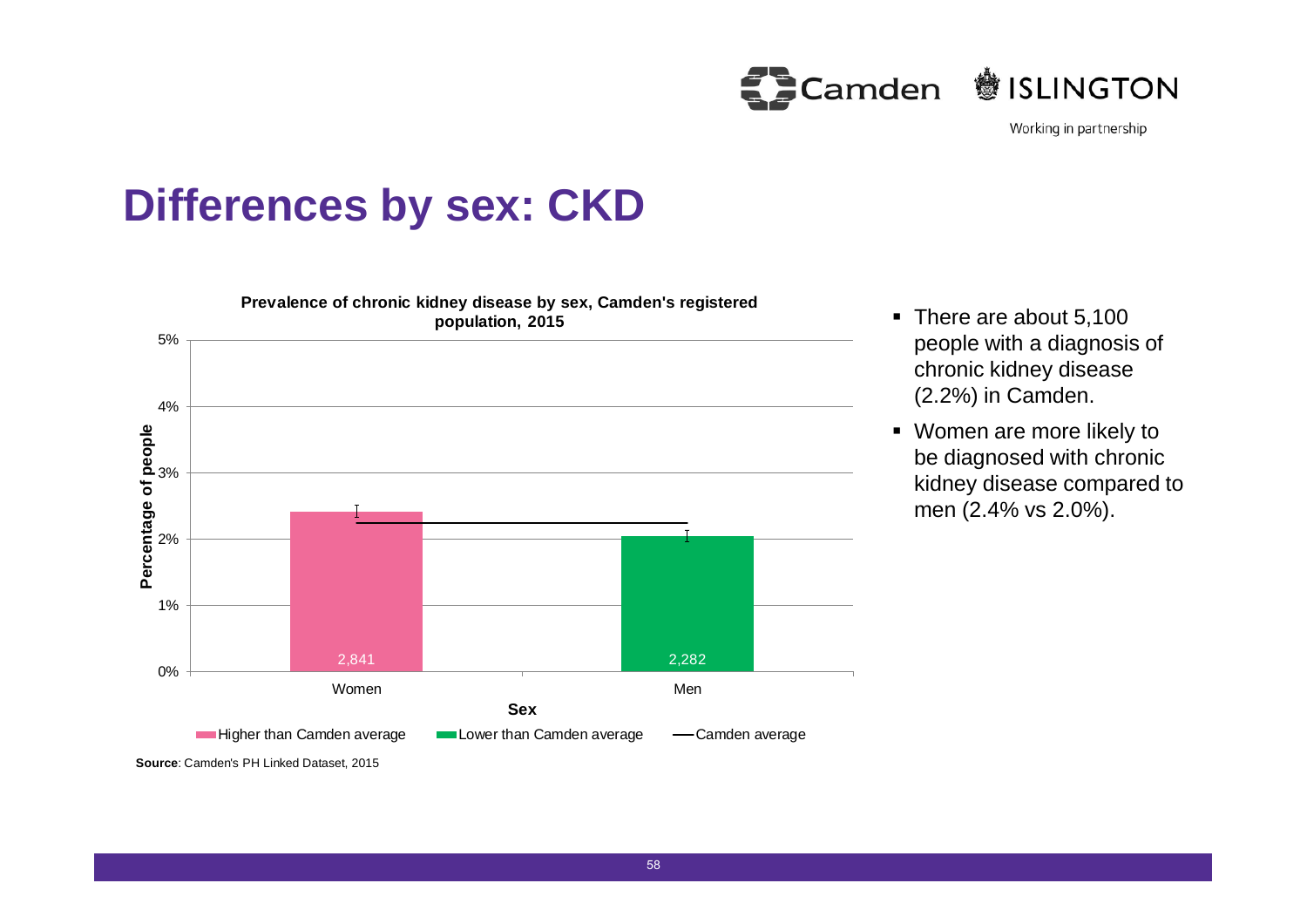# Differences by sex: CKD

**Prevalence of chronic kidney disease by sex, Camden's registered population, 2015**

| Sex | Number of people | Comparison |
|---|---|---|
| Women | 2,841 | Higher than Camden average |
| Men | 2,282 | Lower than Camden average |

Legend: Higher than Camden average; Lower than Camden average; Camden average

Y-axis: Percentage of people (0%–5%). X-axis: Sex.

**Source**: Camden's PH Linked Dataset, 2015

- There are about 5,100 people with a diagnosis of chronic kidney disease (2.2%) in Camden.
- Women are more likely to be diagnosed with chronic kidney disease compared to men (2.4% vs 2.0%).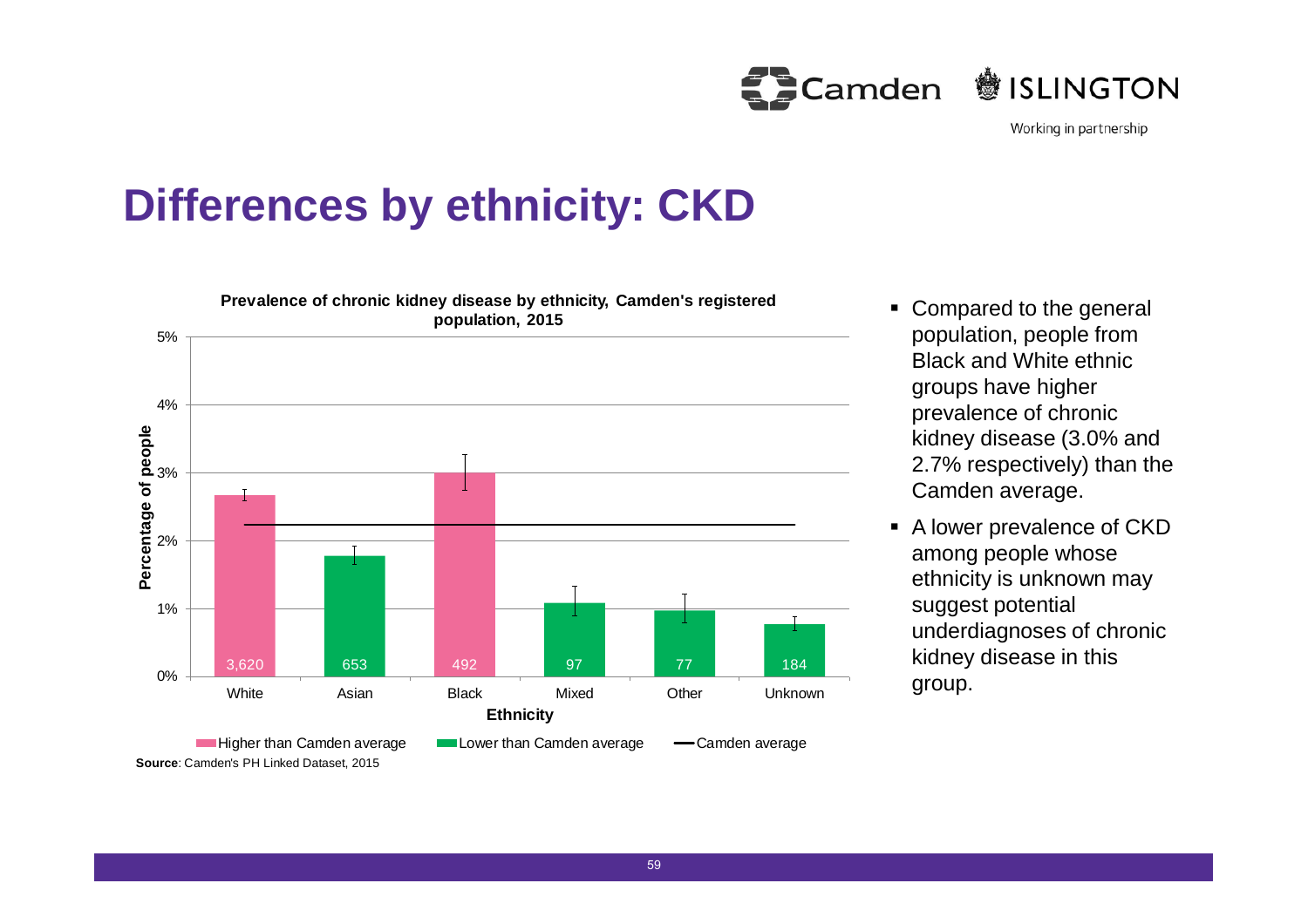# Differences by ethnicity: CKD

**Prevalence of chronic kidney disease by ethnicity, Camden's registered population, 2015**

| Ethnicity | Number | Prevalence | Compared to Camden average |
|---|---|---|---|
| White | 3,620 | 2.7% | Higher than Camden average |
| Asian | 653 | | Lower than Camden average |
| Black | 492 | 3.0% | Higher than Camden average |
| Mixed | 97 | | Lower than Camden average |
| Other | 77 | | Lower than Camden average |
| Unknown | 184 | | Lower than Camden average |

**Source**: Camden's PH Linked Dataset, 2015

- Compared to the general population, people from Black and White ethnic groups have higher prevalence of chronic kidney disease (3.0% and 2.7% respectively) than the Camden average.
- A lower prevalence of CKD among people whose ethnicity is unknown may suggest potential underdiagnoses of chronic kidney disease in this group.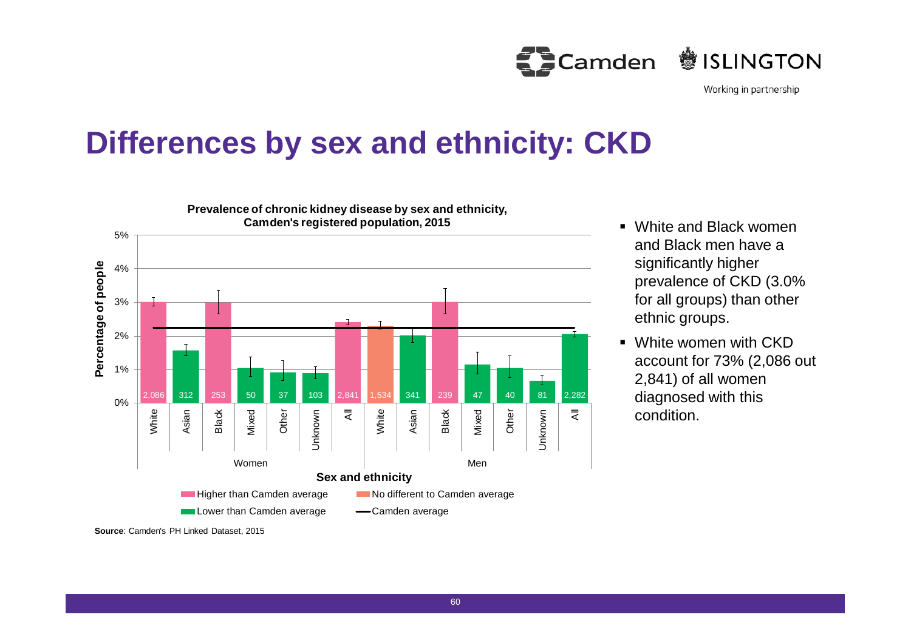# Differences by sex and ethnicity: CKD

**Prevalence of chronic kidney disease by sex and ethnicity, Camden's registered population, 2015**

| Sex | Ethnicity | Number | Comparison to Camden average |
|---|---|---|---|
| Women | White | 2,086 | Higher than Camden average |
| Women | Asian | 312 | Lower than Camden average |
| Women | Black | 253 | Higher than Camden average |
| Women | Mixed | 50 | Lower than Camden average |
| Women | Other | 37 | Lower than Camden average |
| Women | Unknown | 103 | Lower than Camden average |
| Women | All | 2,841 | Higher than Camden average |
| Men | White | 1,534 | No different to Camden average |
| Men | Asian | 341 | Lower than Camden average |
| Men | Black | 239 | Higher than Camden average |
| Men | Mixed | 47 | Lower than Camden average |
| Men | Other | 40 | Lower than Camden average |
| Men | Unknown | 81 | Lower than Camden average |
| Men | All | 2,282 | Lower than Camden average |

**Source**: Camden's PH Linked Dataset, 2015

- White and Black women and Black men have a significantly higher prevalence of CKD (3.0% for all groups) than other ethnic groups.
- White women with CKD account for 73% (2,086 out 2,841) of all women diagnosed with this condition.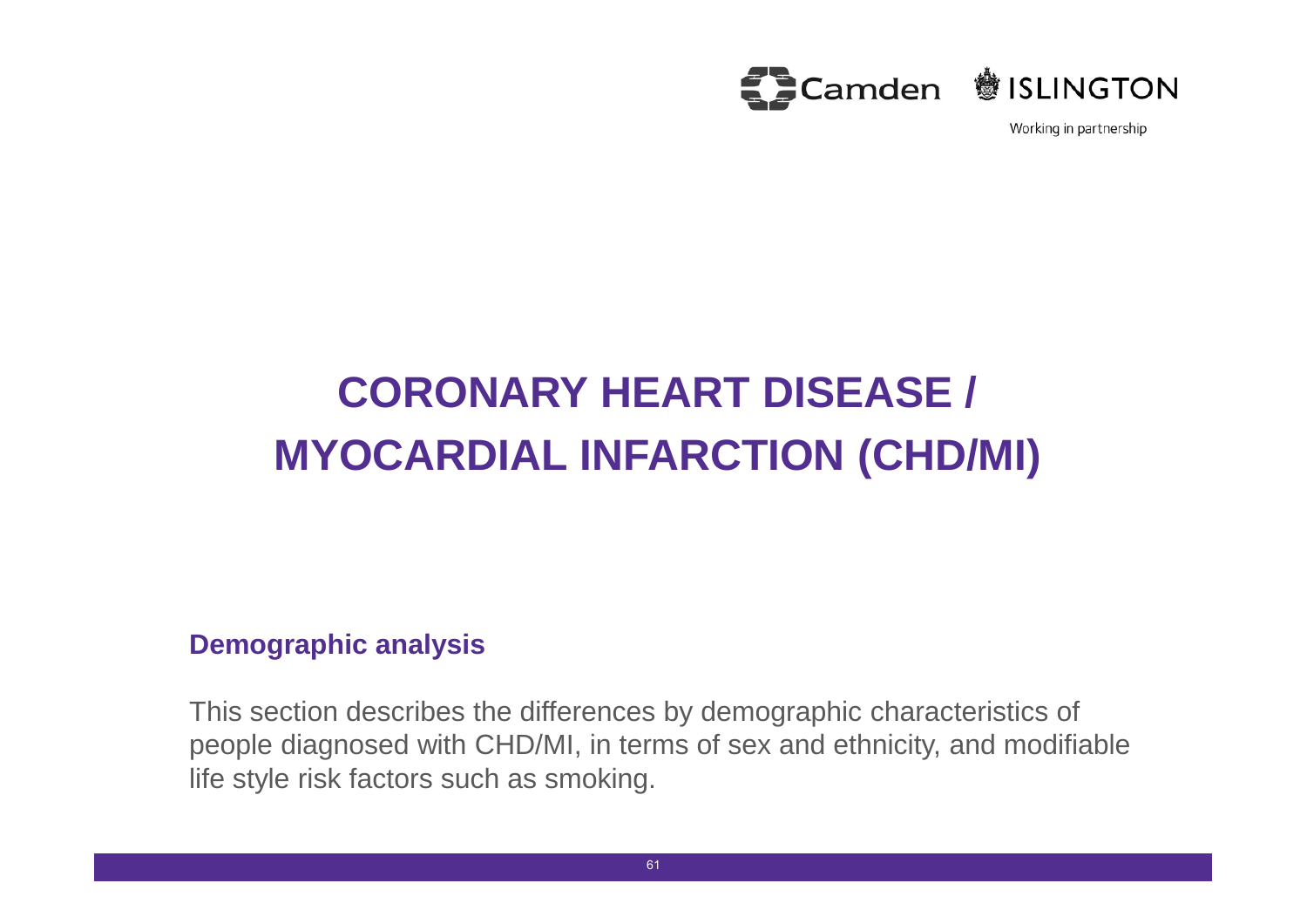# CORONARY HEART DISEASE / MYOCARDIAL INFARCTION (CHD/MI)

## Demographic analysis

This section describes the differences by demographic characteristics of people diagnosed with CHD/MI, in terms of sex and ethnicity, and modifiable life style risk factors such as smoking.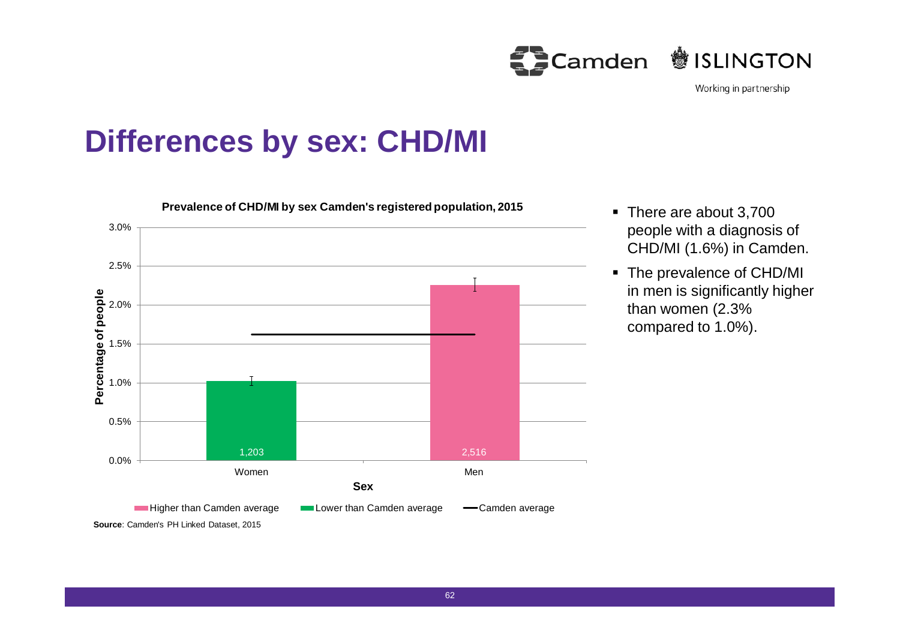# Differences by sex: CHD/MI

**Prevalence of CHD/MI by sex Camden's registered population, 2015**

| Sex | Percentage of people | Number |
|---|---|---|
| Women | 1.0% (Lower than Camden average) | 1,203 |
| Men | 2.3% (Higher than Camden average) | 2,516 |

Camden average: 1.6%

**Source**: Camden's PH Linked Dataset, 2015

- There are about 3,700 people with a diagnosis of CHD/MI (1.6%) in Camden.
- The prevalence of CHD/MI in men is significantly higher than women (2.3% compared to 1.0%).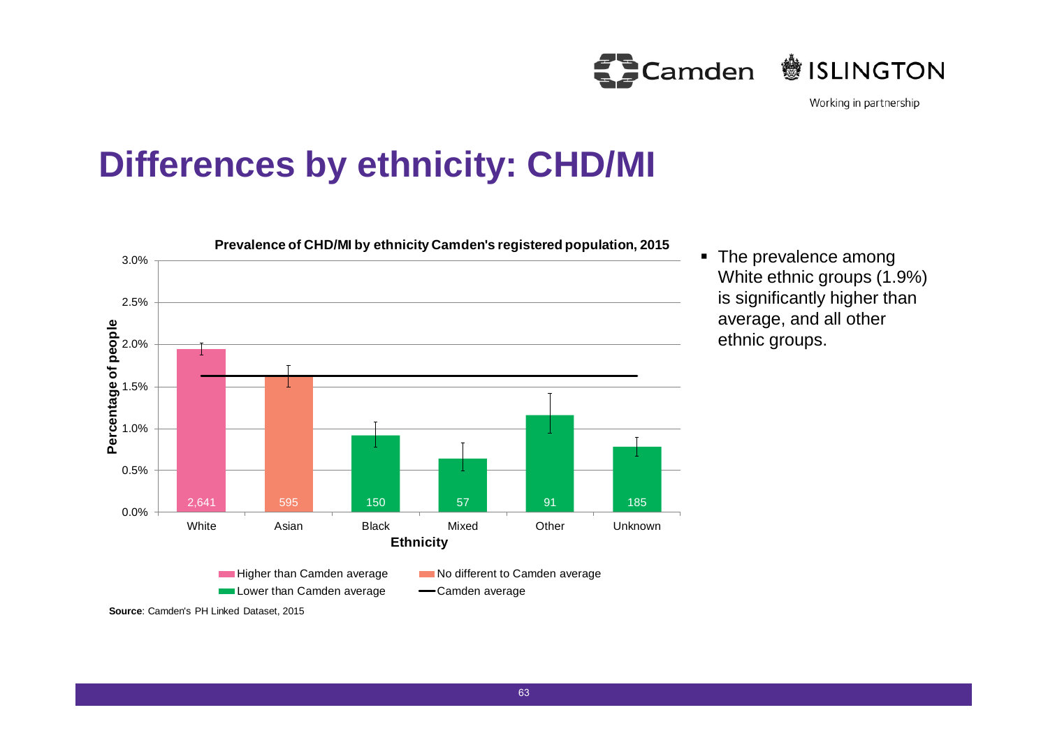# Differences by ethnicity: CHD/MI

**Prevalence of CHD/MI by ethnicity Camden's registered population, 2015**

| Ethnicity | Number of people | Comparison |
|---|---|---|
| White | 2,641 | Higher than Camden average |
| Asian | 595 | No different to Camden average |
| Black | 150 | Lower than Camden average |
| Mixed | 57 | Lower than Camden average |
| Other | 91 | Lower than Camden average |
| Unknown | 185 | Lower than Camden average |

Y-axis: Percentage of people (0.0%–3.0%); X-axis: Ethnicity. Legend: Higher than Camden average; No different to Camden average; Lower than Camden average; Camden average.

**Source**: Camden's PH Linked Dataset, 2015

- The prevalence among White ethnic groups (1.9%) is significantly higher than average, and all other ethnic groups.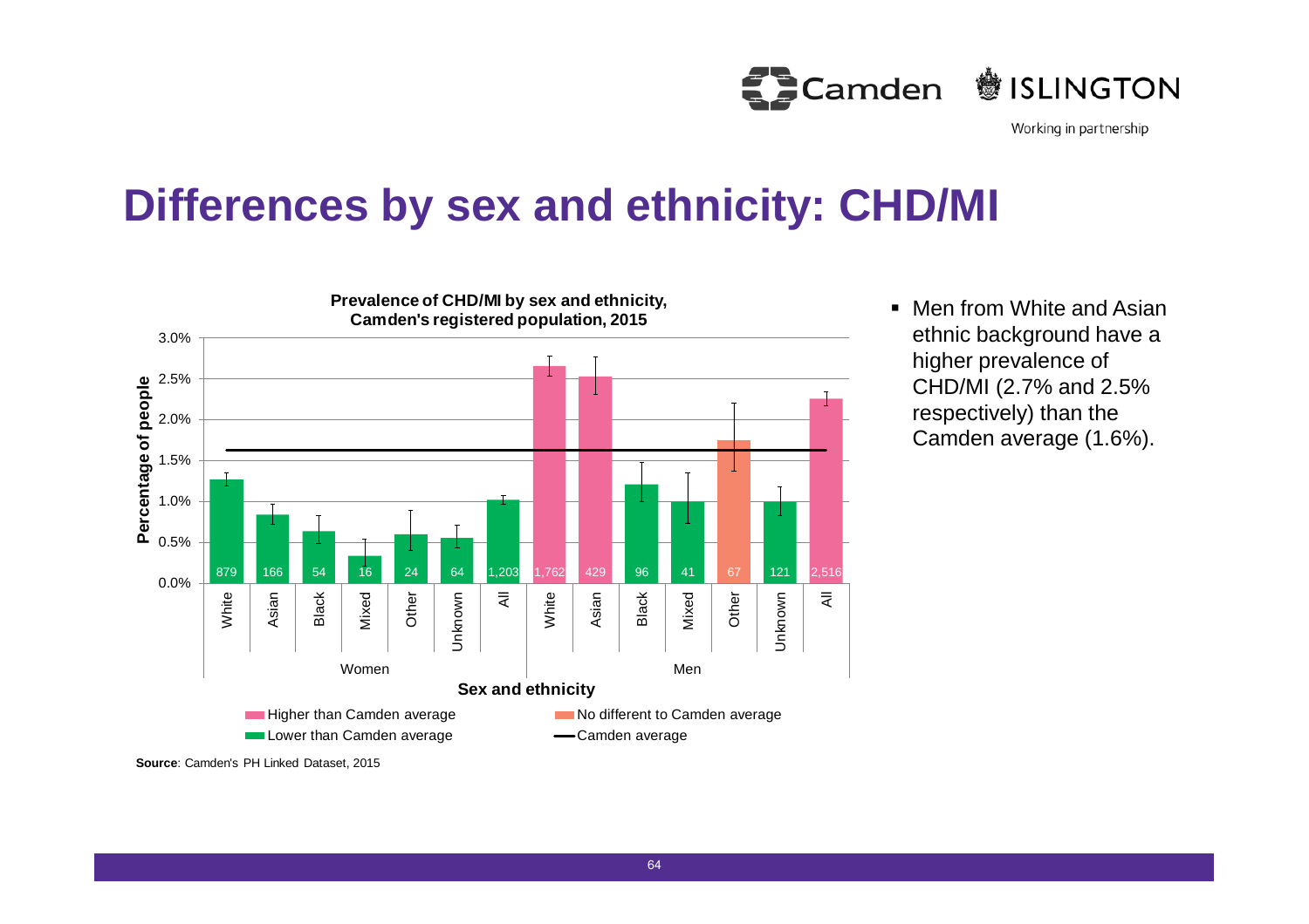# Differences by sex and ethnicity: CHD/MI

**Prevalence of CHD/MI by sex and ethnicity, Camden's registered population, 2015**

| Sex | Ethnicity | Count |
|---|---|---|
| Women | White | 879 |
| Women | Asian | 166 |
| Women | Black | 54 |
| Women | Mixed | 16 |
| Women | Other | 24 |
| Women | Unknown | 64 |
| Women | All | 1,203 |
| Men | White | 1,762 |
| Men | Asian | 429 |
| Men | Black | 96 |
| Men | Mixed | 41 |
| Men | Other | 67 |
| Men | Unknown | 121 |
| Men | All | 2,516 |

Percentage of people (y-axis: 0.0%–3.0%); Sex and ethnicity (x-axis)

Legend: Higher than Camden average; No different to Camden average; Lower than Camden average; Camden average

**Source**: Camden's PH Linked Dataset, 2015

- Men from White and Asian ethnic background have a higher prevalence of CHD/MI (2.7% and 2.5% respectively) than the Camden average (1.6%).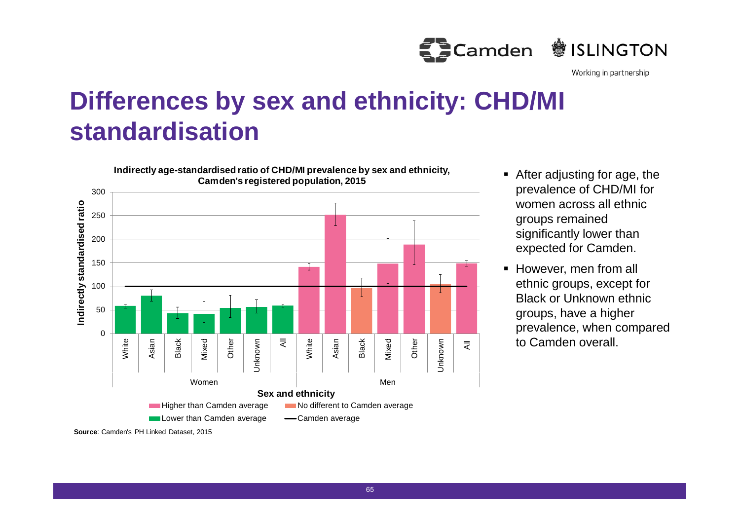# Differences by sex and ethnicity: CHD/MI standardisation

**Indirectly age-standardised ratio of CHD/MI prevalence by sex and ethnicity, Camden's registered population, 2015**

**Source**: Camden's PH Linked Dataset, 2015

- After adjusting for age, the prevalence of CHD/MI for women across all ethnic groups remained significantly lower than expected for Camden.
- However, men from all ethnic groups, except for Black or Unknown ethnic groups, have a higher prevalence, when compared to Camden overall.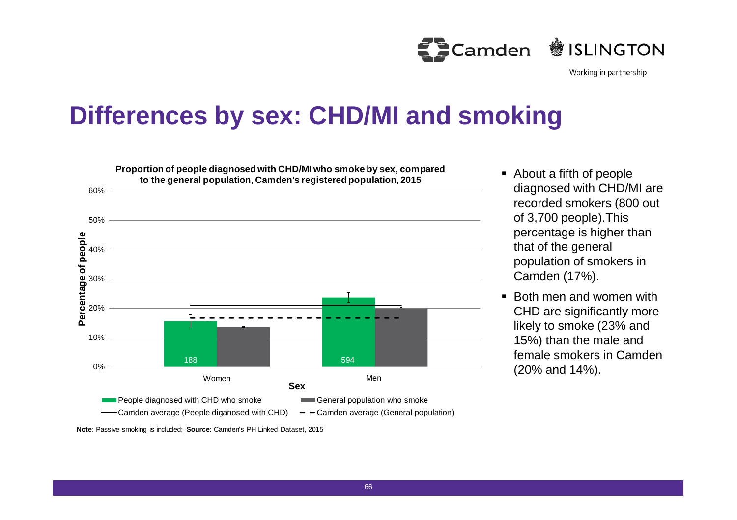# Differences by sex: CHD/MI and smoking

**Proportion of people diagnosed with CHD/MI who smoke by sex, compared to the general population, Camden's registered population, 2015**

| Sex | People diagnosed with CHD who smoke | General population who smoke |
|---|---|---|
| Women | 188 | |
| Men | 594 | |

People diagnosed with CHD who smoke; General population who smoke; Camden average (People diganosed with CHD); Camden average (General population)

**Note**: Passive smoking is included; **Source**: Camden's PH Linked Dataset, 2015

- About a fifth of people diagnosed with CHD/MI are recorded smokers (800 out of 3,700 people).This percentage is higher than that of the general population of smokers in Camden (17%).
- Both men and women with CHD are significantly more likely to smoke (23% and 15%) than the male and female smokers in Camden (20% and 14%).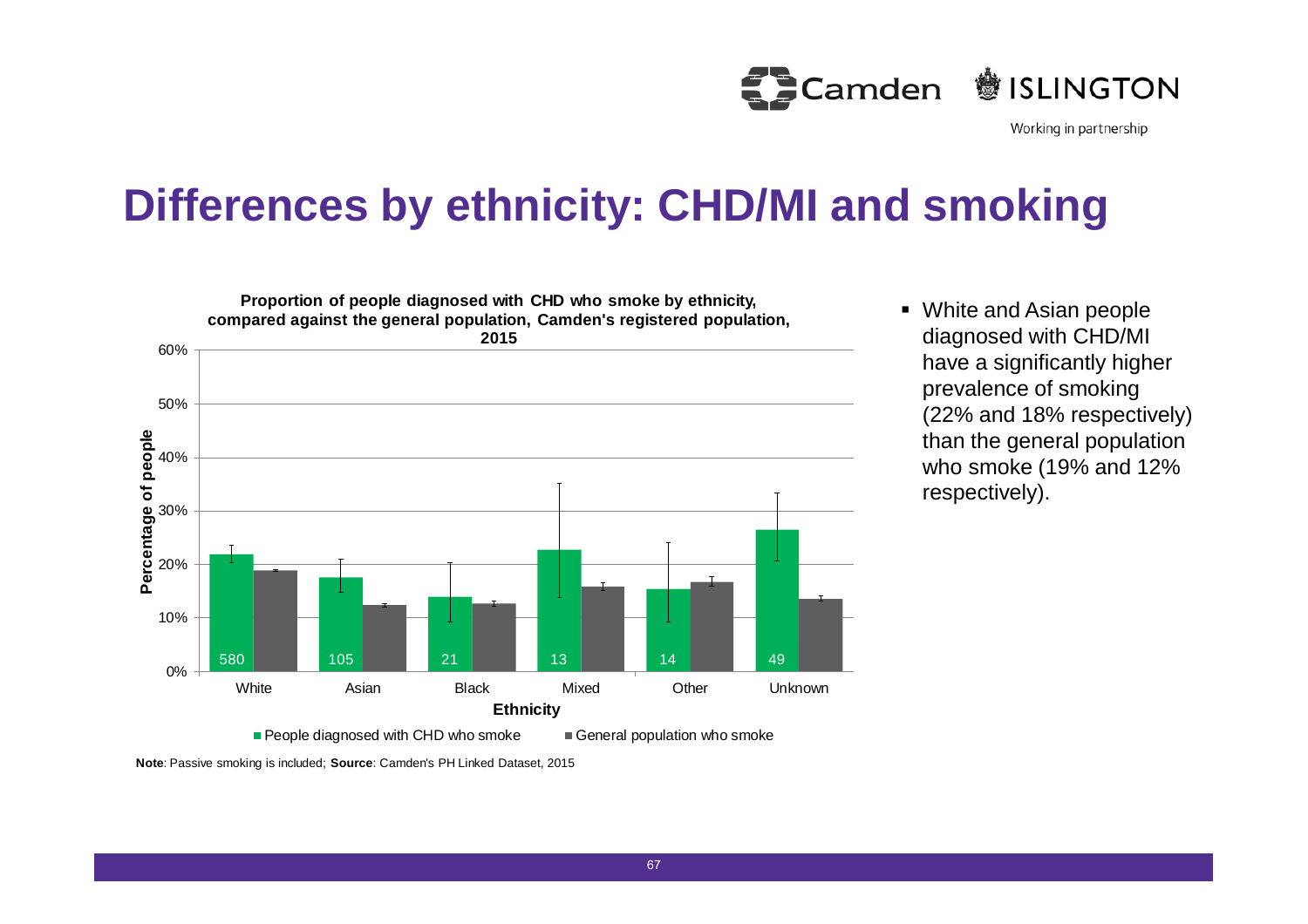# Differences by ethnicity: CHD/MI and smoking

**Proportion of people diagnosed with CHD who smoke by ethnicity, compared against the general population, Camden's registered population, 2015**

| Ethnicity | People diagnosed with CHD who smoke (n) |
|---|---|
| White | 580 |
| Asian | 105 |
| Black | 21 |
| Mixed | 13 |
| Other | 14 |
| Unknown | 49 |

**Note**: Passive smoking is included; **Source**: Camden's PH Linked Dataset, 2015

- White and Asian people diagnosed with CHD/MI have a significantly higher prevalence of smoking (22% and 18% respectively) than the general population who smoke (19% and 12% respectively).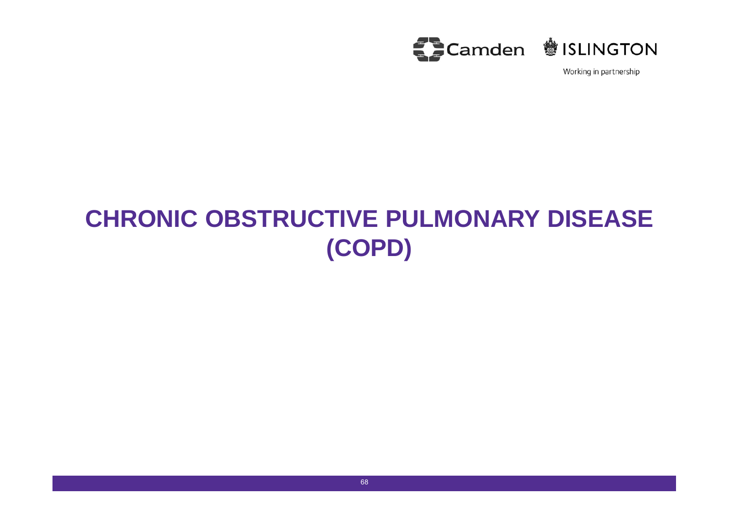# CHRONIC OBSTRUCTIVE PULMONARY DISEASE (COPD)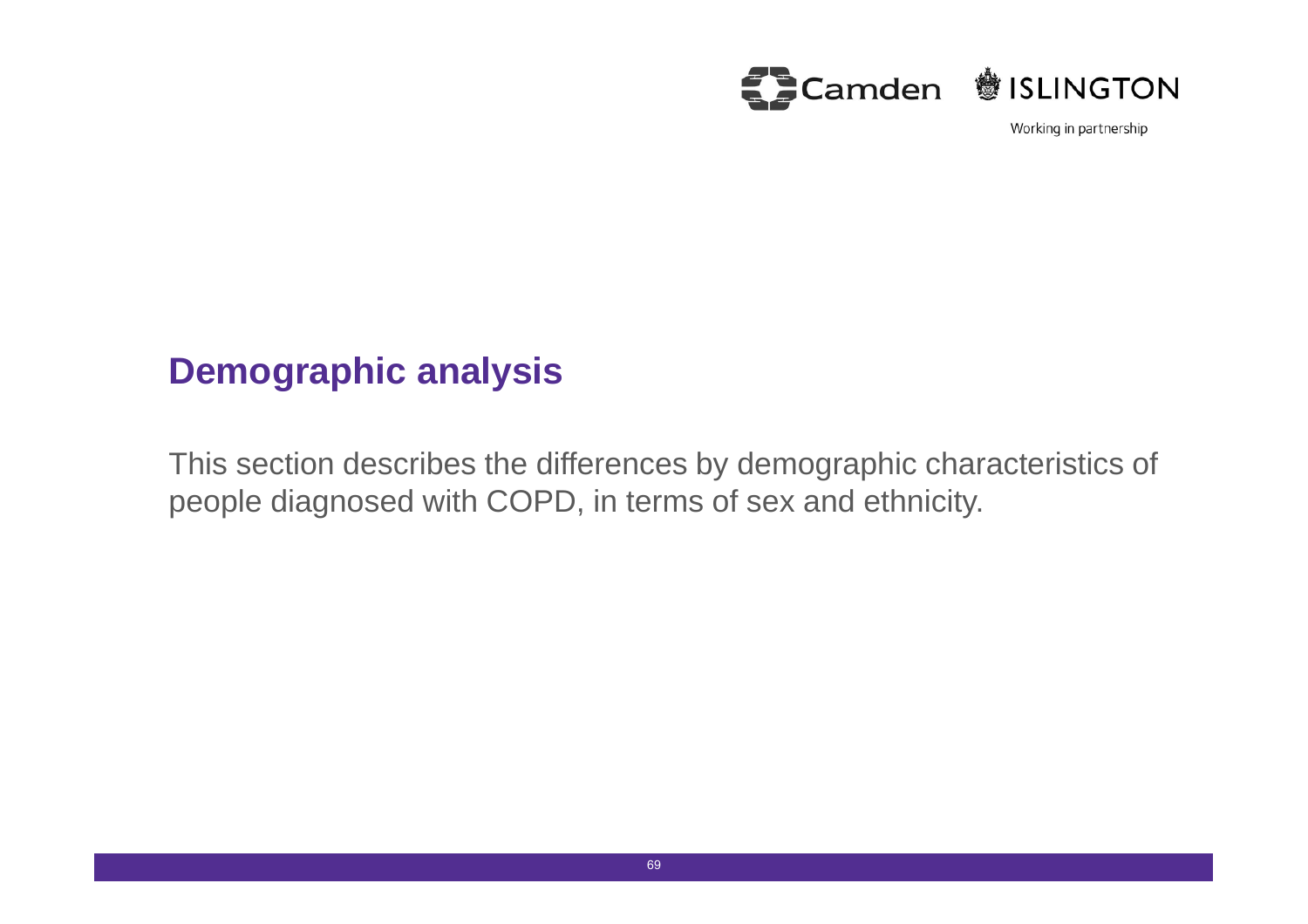# Demographic analysis

This section describes the differences by demographic characteristics of people diagnosed with COPD, in terms of sex and ethnicity.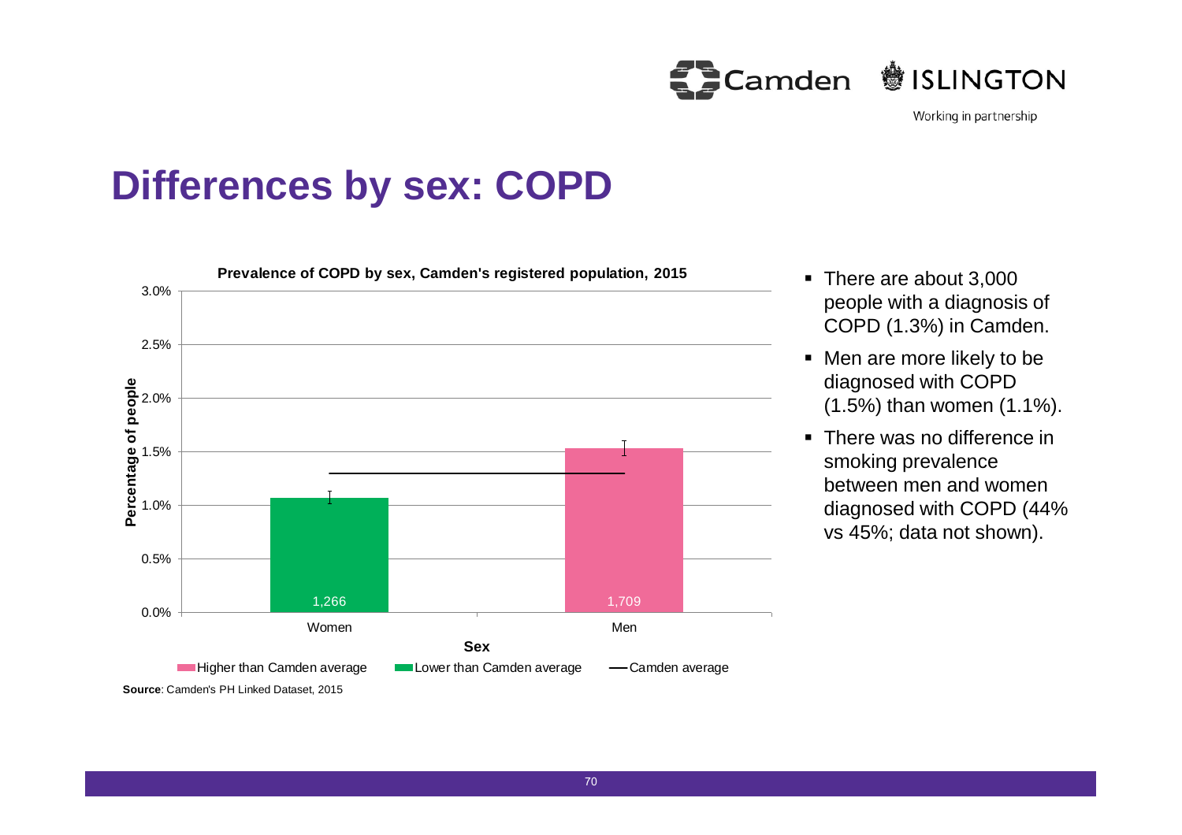# Differences by sex: COPD

**Prevalence of COPD by sex, Camden's registered population, 2015**

| Sex | Number | Prevalence | Comparison |
| --- | --- | --- | --- |
| Women | 1,266 | ~1.1% | Lower than Camden average |
| Men | 1,709 | ~1.5% | Higher than Camden average |

Camden average: ~1.3%

**Source**: Camden's PH Linked Dataset, 2015

- There are about 3,000 people with a diagnosis of COPD (1.3%) in Camden.
- Men are more likely to be diagnosed with COPD (1.5%) than women (1.1%).
- There was no difference in smoking prevalence between men and women diagnosed with COPD (44% vs 45%; data not shown).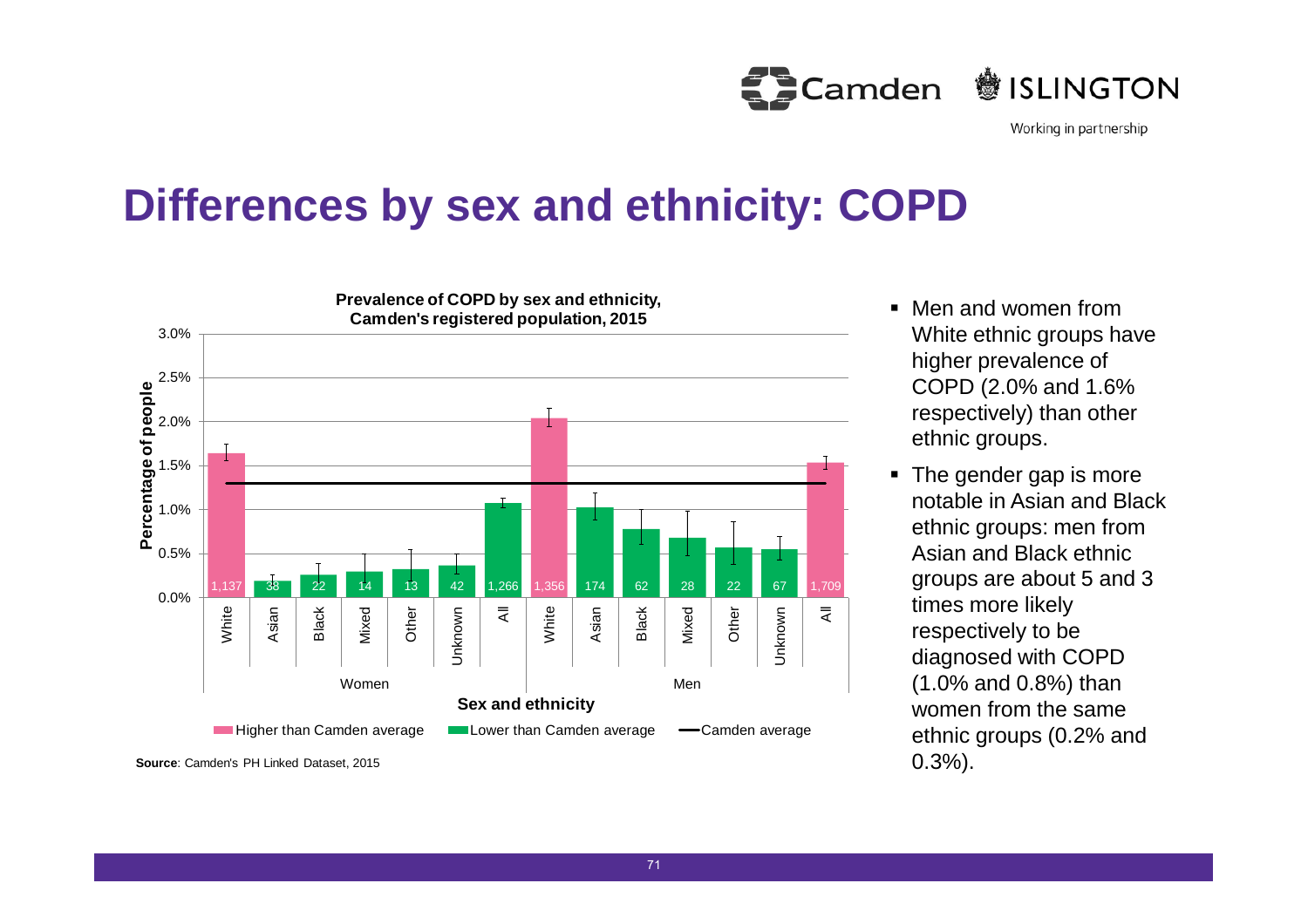# Differences by sex and ethnicity: COPD

**Prevalence of COPD by sex and ethnicity, Camden's registered population, 2015**

| Sex | Ethnicity | Number of people | Comparison with Camden average |
|---|---|---|---|
| Women | White | 1,137 | Higher than Camden average |
| Women | Asian | 38 | Lower than Camden average |
| Women | Black | 22 | Lower than Camden average |
| Women | Mixed | 14 | Lower than Camden average |
| Women | Other | 13 | Lower than Camden average |
| Women | Unknown | 42 | Lower than Camden average |
| Women | All | 1,266 | Lower than Camden average |
| Men | White | 1,356 | Higher than Camden average |
| Men | Asian | 174 | Lower than Camden average |
| Men | Black | 62 | Lower than Camden average |
| Men | Mixed | 28 | Lower than Camden average |
| Men | Other | 22 | Lower than Camden average |
| Men | Unknown | 67 | Lower than Camden average |
| Men | All | 1,709 | Higher than Camden average |

Y-axis: Percentage of people (0.0%–3.0%). X-axis: Sex and ethnicity.

Legend: Higher than Camden average; Lower than Camden average; Camden average

**Source**: Camden's PH Linked Dataset, 2015

- Men and women from White ethnic groups have higher prevalence of COPD (2.0% and 1.6% respectively) than other ethnic groups.
- The gender gap is more notable in Asian and Black ethnic groups: men from Asian and Black ethnic groups are about 5 and 3 times more likely respectively to be diagnosed with COPD (1.0% and 0.8%) than women from the same ethnic groups (0.2% and 0.3%).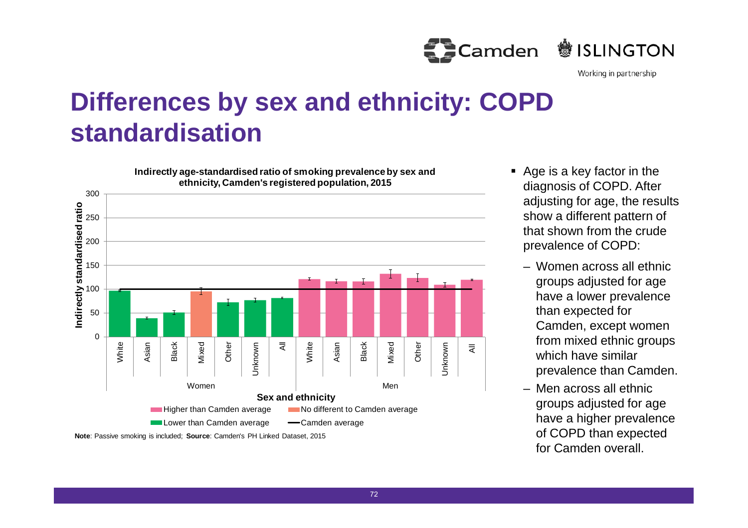# Differences by sex and ethnicity: COPD standardisation

**Indirectly age-standardised ratio of smoking prevalence by sex and ethnicity, Camden's registered population, 2015**

**Note**: Passive smoking is included; **Source**: Camden's PH Linked Dataset, 2015

- Age is a key factor in the diagnosis of COPD. After adjusting for age, the results show a different pattern of that shown from the crude prevalence of COPD:
  - Women across all ethnic groups adjusted for age have a lower prevalence than expected for Camden, except women from mixed ethnic groups which have similar prevalence than Camden.
  - Men across all ethnic groups adjusted for age have a higher prevalence of COPD than expected for Camden overall.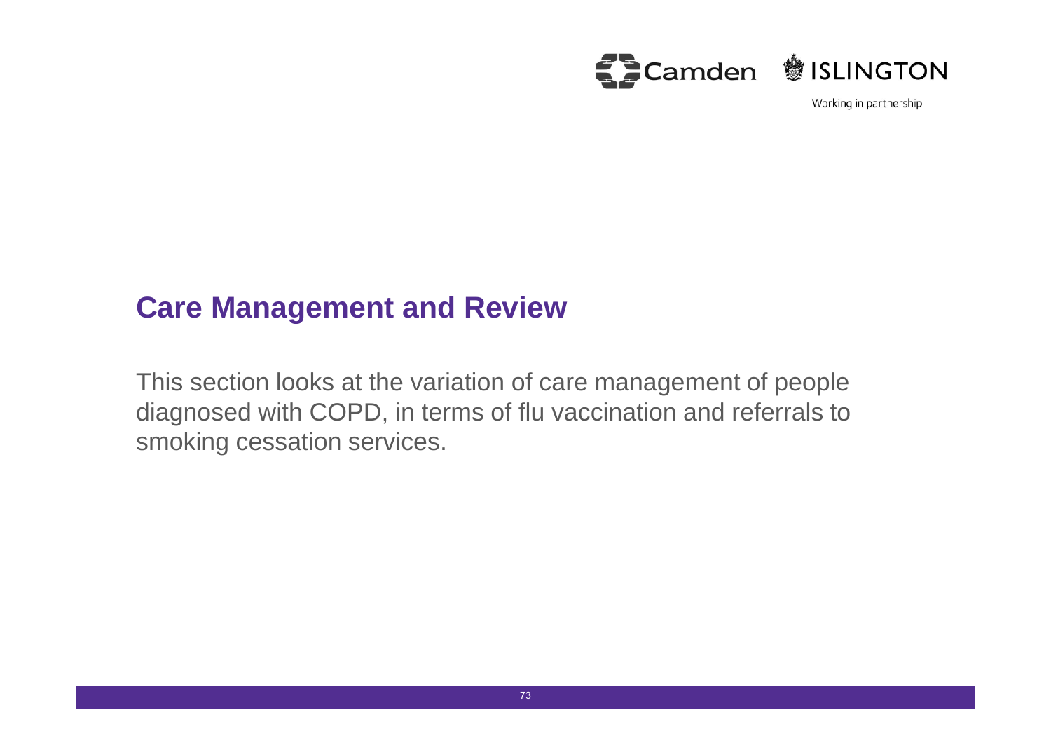## Care Management and Review

This section looks at the variation of care management of people diagnosed with COPD, in terms of flu vaccination and referrals to smoking cessation services.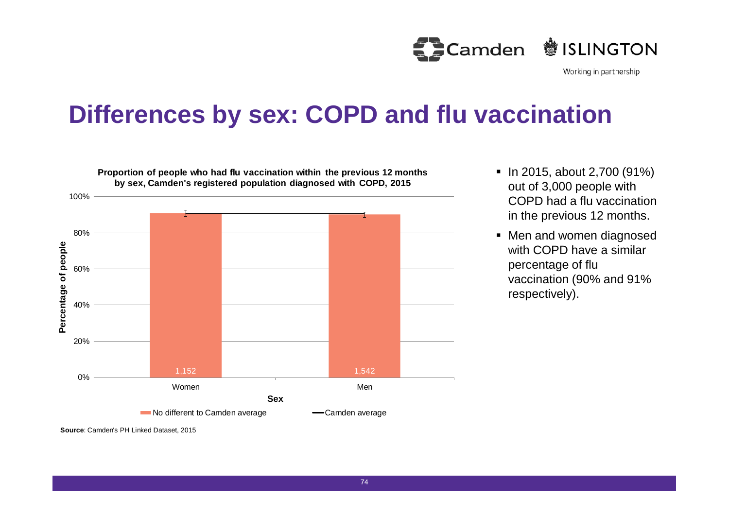# Differences by sex: COPD and flu vaccination

**Proportion of people who had flu vaccination within the previous 12 months by sex, Camden's registered population diagnosed with COPD, 2015**

| Sex | Number | Category |
|---|---|---|
| Women | 1,152 | No different to Camden average |
| Men | 1,542 | No different to Camden average |

**Source**: Camden's PH Linked Dataset, 2015

- In 2015, about 2,700 (91%) out of 3,000 people with COPD had a flu vaccination in the previous 12 months.
- Men and women diagnosed with COPD have a similar percentage of flu vaccination (90% and 91% respectively).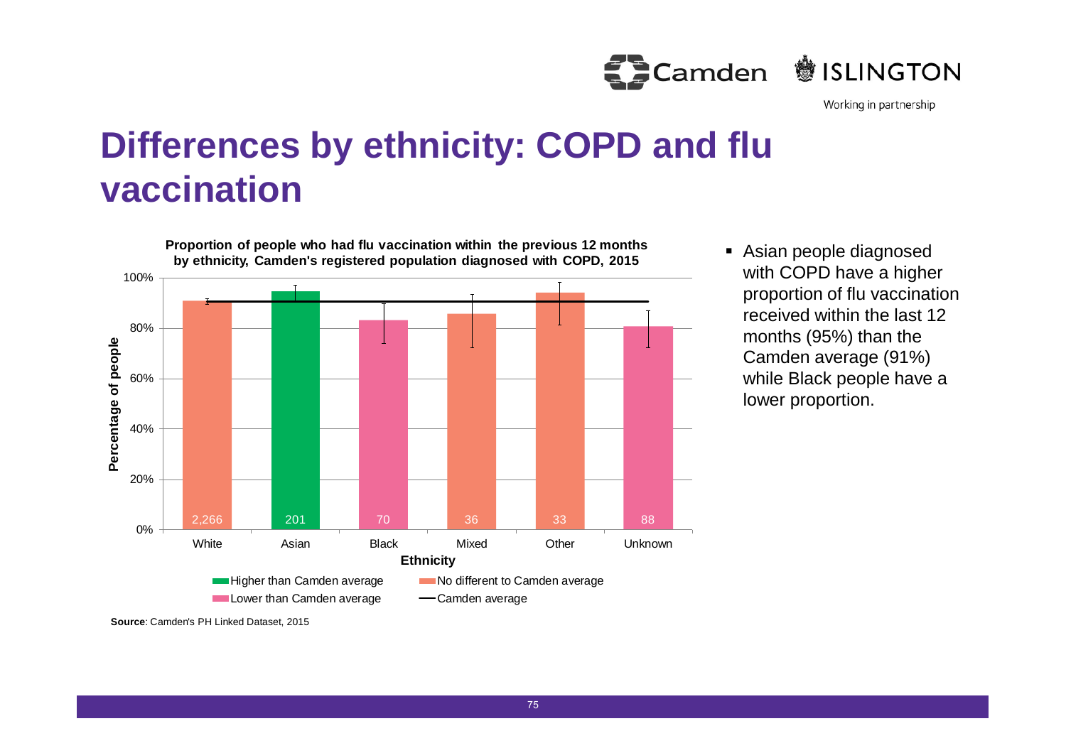# Differences by ethnicity: COPD and flu vaccination

**Proportion of people who had flu vaccination within the previous 12 months by ethnicity, Camden's registered population diagnosed with COPD, 2015**

| Ethnicity | Number | Comparison to Camden average |
| --- | --- | --- |
| White | 2,266 | No different to Camden average |
| Asian | 201 | Higher than Camden average |
| Black | 70 | Lower than Camden average |
| Mixed | 36 | No different to Camden average |
| Other | 33 | No different to Camden average |
| Unknown | 88 | Lower than Camden average |

**Source**: Camden's PH Linked Dataset, 2015

- Asian people diagnosed with COPD have a higher proportion of flu vaccination received within the last 12 months (95%) than the Camden average (91%) while Black people have a lower proportion.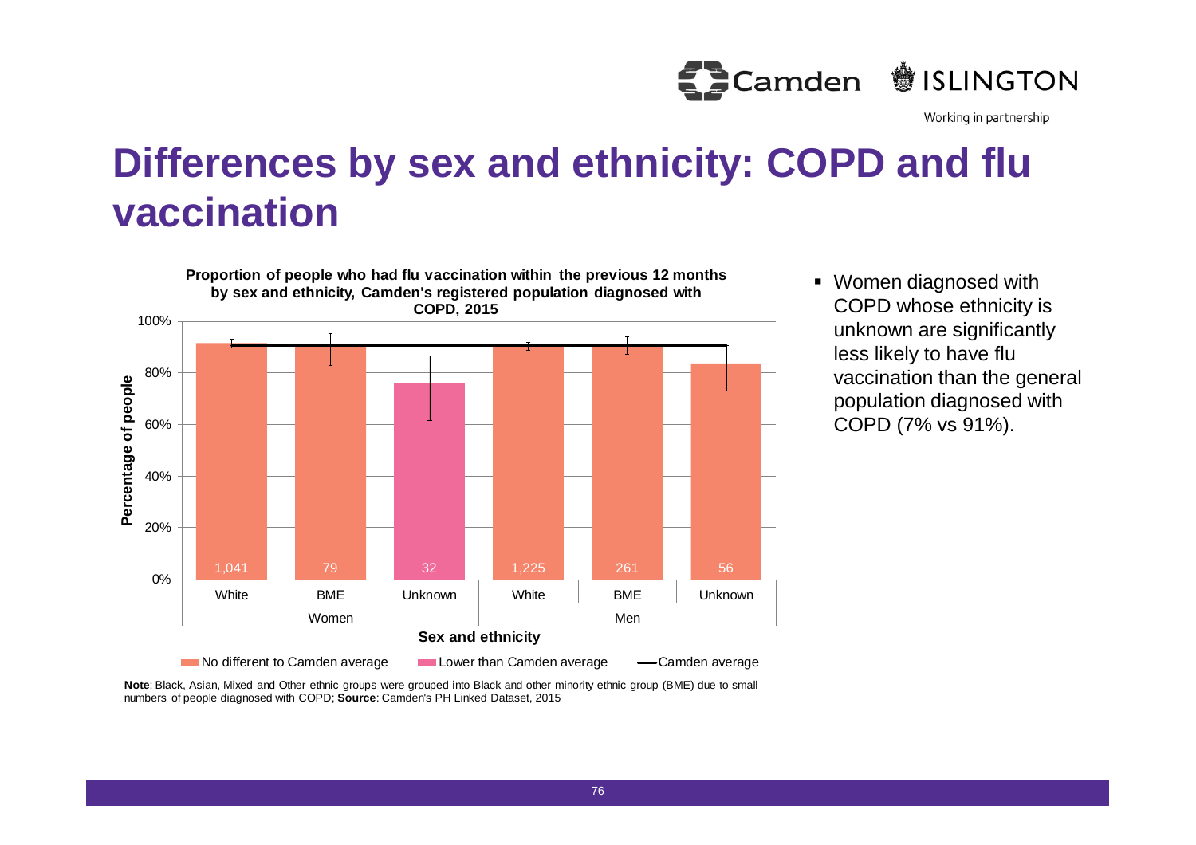# Differences by sex and ethnicity: COPD and flu vaccination

**Proportion of people who had flu vaccination within the previous 12 months by sex and ethnicity, Camden's registered population diagnosed with COPD, 2015**

| Sex | Ethnicity | Number of people | Comparison to Camden average |
|---|---|---|---|
| Women | White | 1,041 | No different to Camden average |
| Women | BME | 79 | No different to Camden average |
| Women | Unknown | 32 | Lower than Camden average |
| Men | White | 1,225 | No different to Camden average |
| Men | BME | 261 | No different to Camden average |
| Men | Unknown | 56 | No different to Camden average |

Y-axis: Percentage of people (0%–100%); X-axis: Sex and ethnicity. Legend: No different to Camden average; Lower than Camden average; Camden average.

**Note**: Black, Asian, Mixed and Other ethnic groups were grouped into Black and other minority ethnic group (BME) due to small numbers of people diagnosed with COPD; **Source**: Camden's PH Linked Dataset, 2015

- Women diagnosed with COPD whose ethnicity is unknown are significantly less likely to have flu vaccination than the general population diagnosed with COPD (7% vs 91%).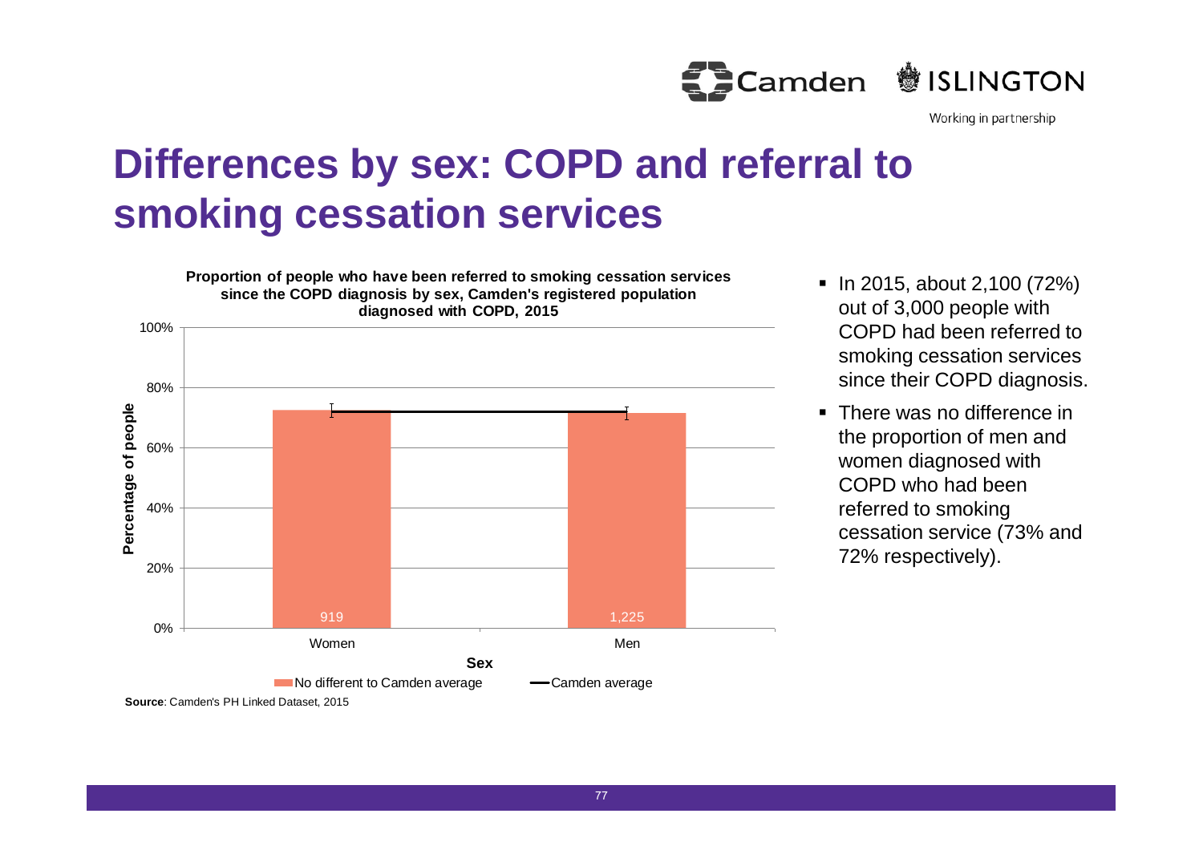# Differences by sex: COPD and referral to smoking cessation services

**Proportion of people who have been referred to smoking cessation services since the COPD diagnosis by sex, Camden's registered population diagnosed with COPD, 2015**

| Sex | Number | Category |
|---|---|---|
| Women | 919 | No different to Camden average |
| Men | 1,225 | No different to Camden average |

**Source**: Camden's PH Linked Dataset, 2015

- In 2015, about 2,100 (72%) out of 3,000 people with COPD had been referred to smoking cessation services since their COPD diagnosis.
- There was no difference in the proportion of men and women diagnosed with COPD who had been referred to smoking cessation service (73% and 72% respectively).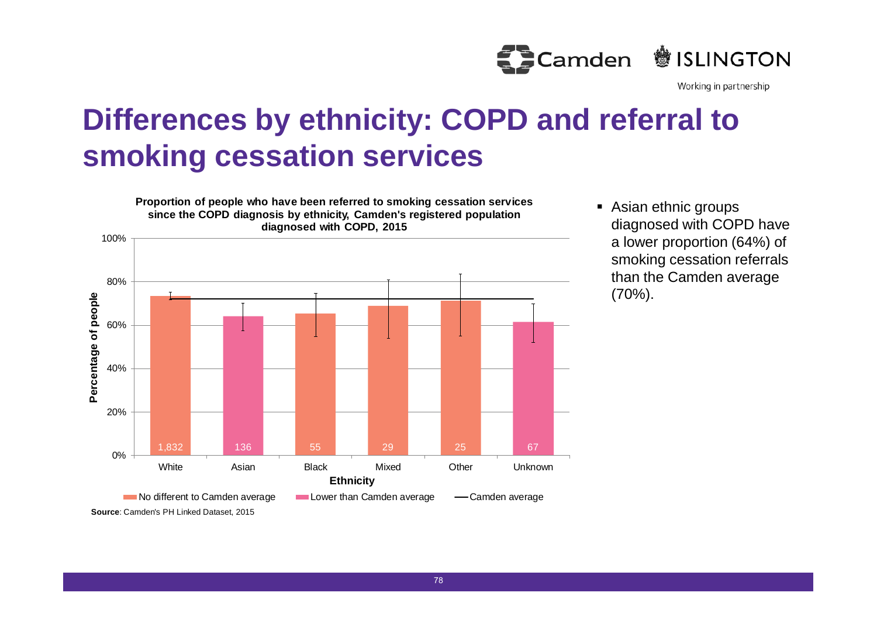# Differences by ethnicity: COPD and referral to smoking cessation services

**Proportion of people who have been referred to smoking cessation services since the COPD diagnosis by ethnicity, Camden's registered population diagnosed with COPD, 2015**

| Ethnicity | Number | Comparison |
|---|---|---|
| White | 1,832 | No different to Camden average |
| Asian | 136 | Lower than Camden average |
| Black | 55 | No different to Camden average |
| Mixed | 29 | No different to Camden average |
| Other | 25 | No different to Camden average |
| Unknown | 67 | Lower than Camden average |

**Source**: Camden's PH Linked Dataset, 2015

- Asian ethnic groups diagnosed with COPD have a lower proportion (64%) of smoking cessation referrals than the Camden average (70%).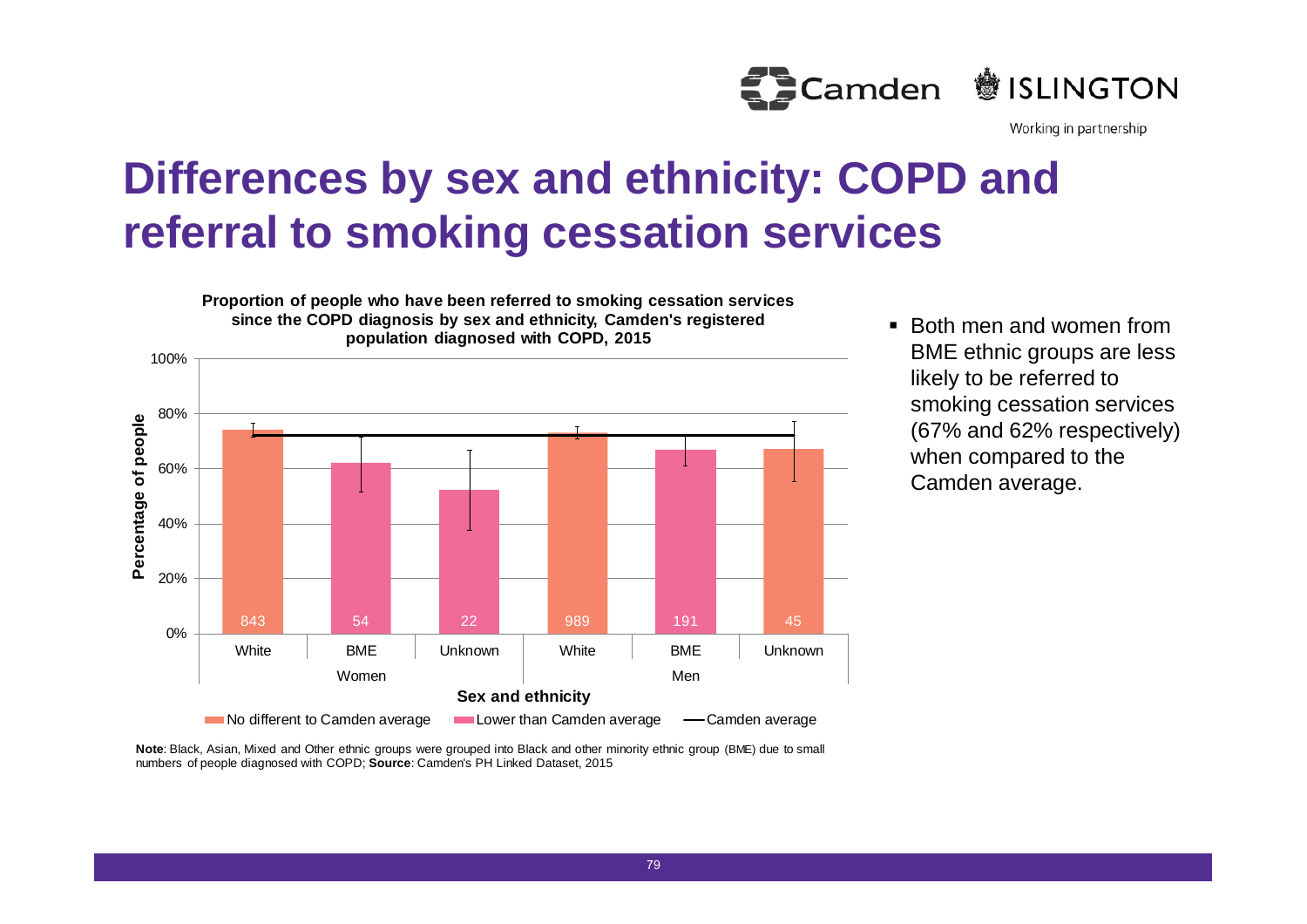# Differences by sex and ethnicity: COPD and referral to smoking cessation services

**Proportion of people who have been referred to smoking cessation services since the COPD diagnosis by sex and ethnicity, Camden's registered population diagnosed with COPD, 2015**

| Sex | Ethnicity | Number | Comparison |
|---|---|---|---|
| Women | White | 843 | No different to Camden average |
| Women | BME | 54 | Lower than Camden average |
| Women | Unknown | 22 | Lower than Camden average |
| Men | White | 989 | No different to Camden average |
| Men | BME | 191 | Lower than Camden average |
| Men | Unknown | 45 | No different to Camden average |

**Note**: Black, Asian, Mixed and Other ethnic groups were grouped into Black and other minority ethnic group (BME) due to small numbers of people diagnosed with COPD; **Source**: Camden's PH Linked Dataset, 2015

- Both men and women from BME ethnic groups are less likely to be referred to smoking cessation services (67% and 62% respectively) when compared to the Camden average.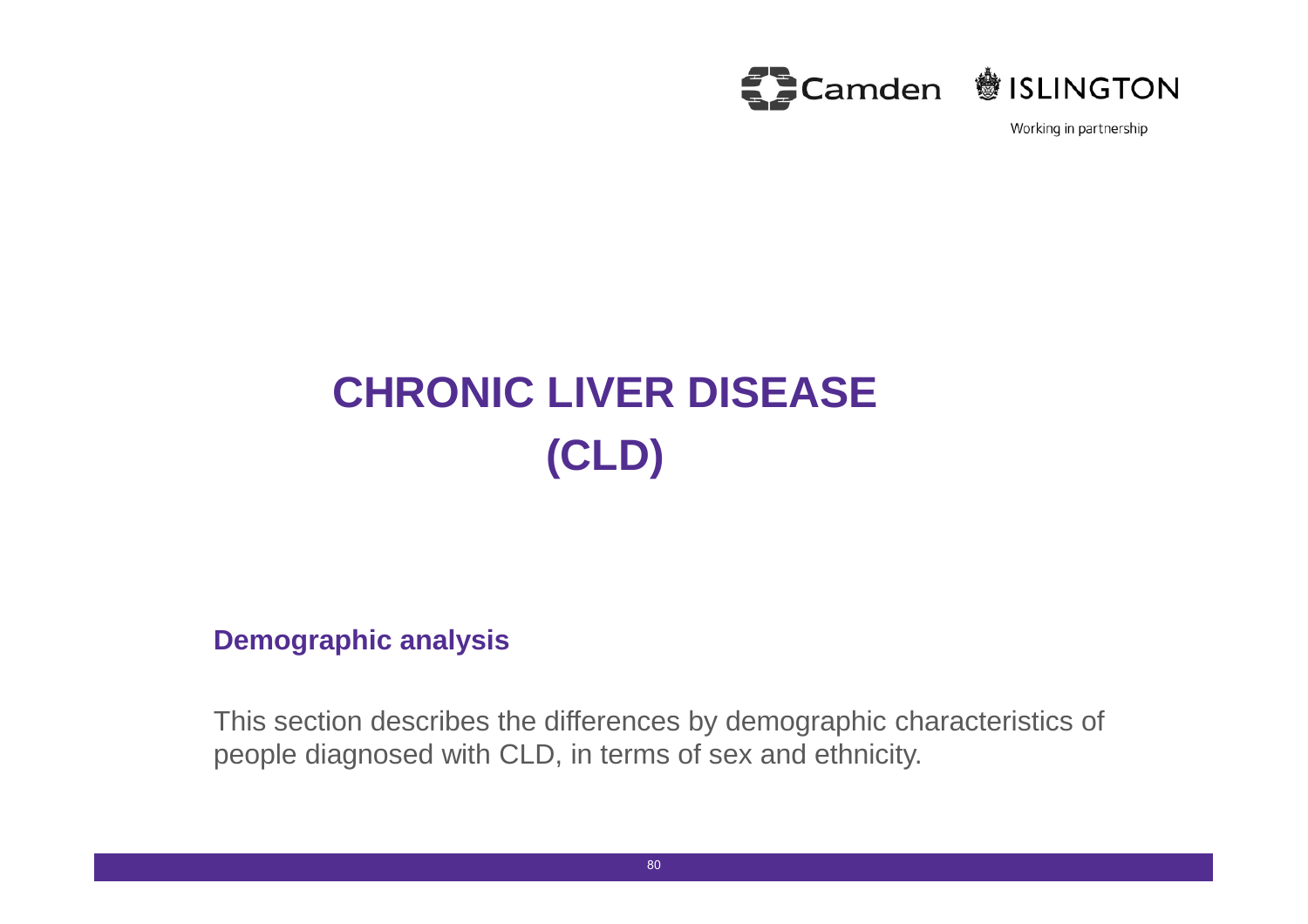# CHRONIC LIVER DISEASE (CLD)

## Demographic analysis

This section describes the differences by demographic characteristics of people diagnosed with CLD, in terms of sex and ethnicity.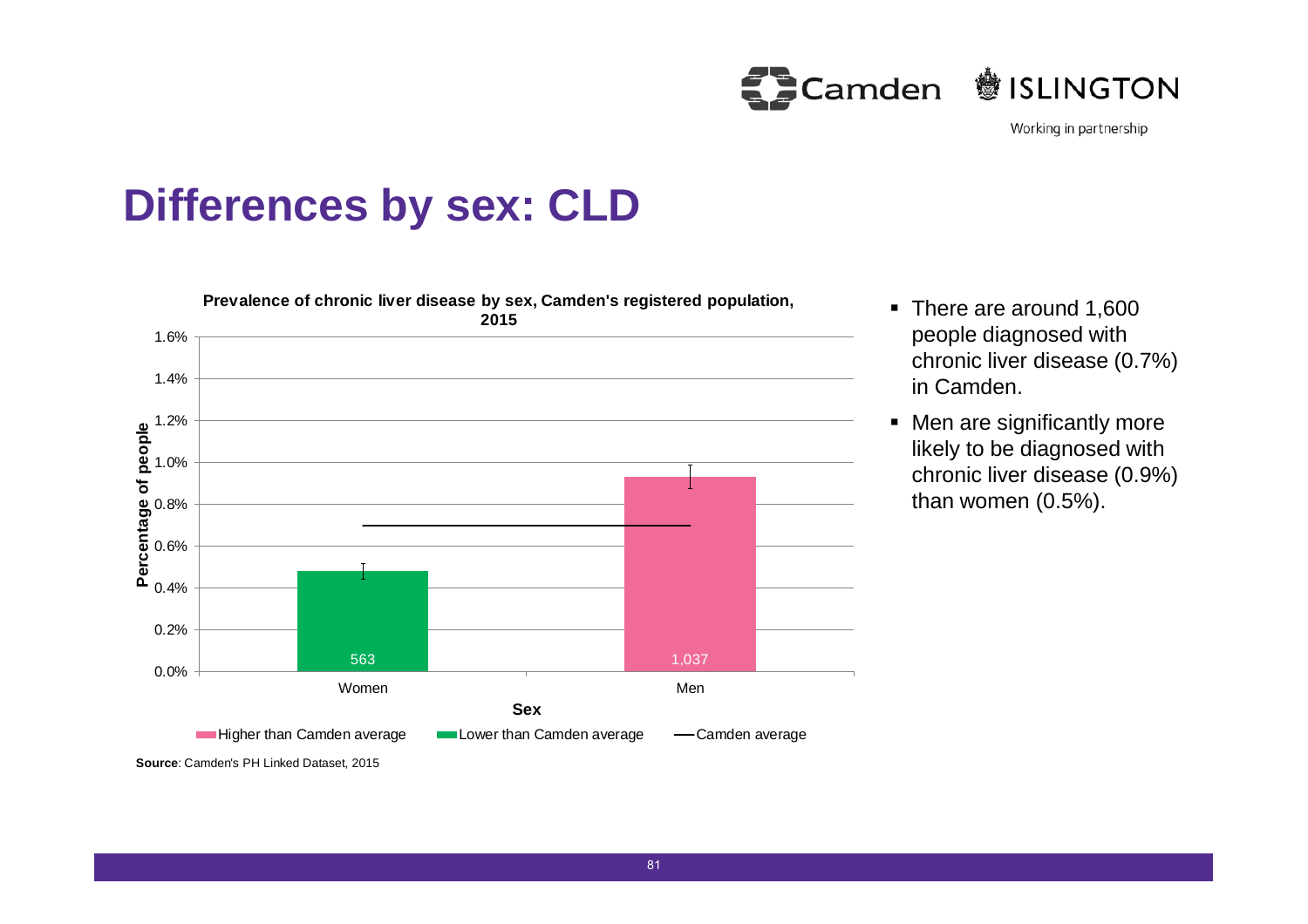# Differences by sex: CLD

**Prevalence of chronic liver disease by sex, Camden's registered population, 2015**

| Sex | Number of people | Percentage of people | Comparison |
|---|---|---|---|
| Women | 563 | ~0.5% | Lower than Camden average |
| Men | 1,037 | ~0.9% | Higher than Camden average |

Camden average: 0.7%

**Source**: Camden's PH Linked Dataset, 2015

- There are around 1,600 people diagnosed with chronic liver disease (0.7%) in Camden.
- Men are significantly more likely to be diagnosed with chronic liver disease (0.9%) than women (0.5%).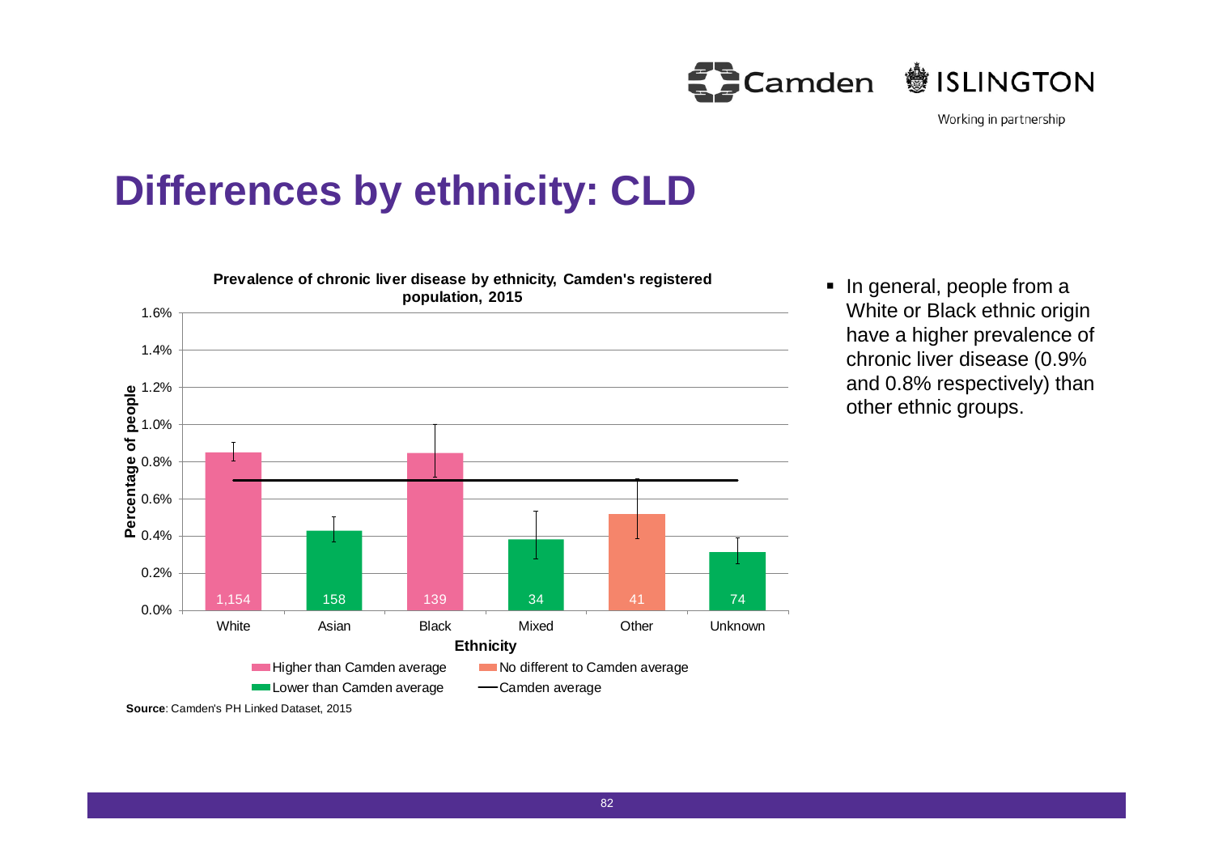# Differences by ethnicity: CLD

**Prevalence of chronic liver disease by ethnicity, Camden's registered population, 2015**

| Ethnicity | Number of people | Comparison |
|---|---|---|
| White | 1,154 | Higher than Camden average |
| Asian | 158 | Lower than Camden average |
| Black | 139 | Higher than Camden average |
| Mixed | 34 | Lower than Camden average |
| Other | 41 | No different to Camden average |
| Unknown | 74 | Lower than Camden average |

**Source**: Camden's PH Linked Dataset, 2015

- In general, people from a White or Black ethnic origin have a higher prevalence of chronic liver disease (0.9% and 0.8% respectively) than other ethnic groups.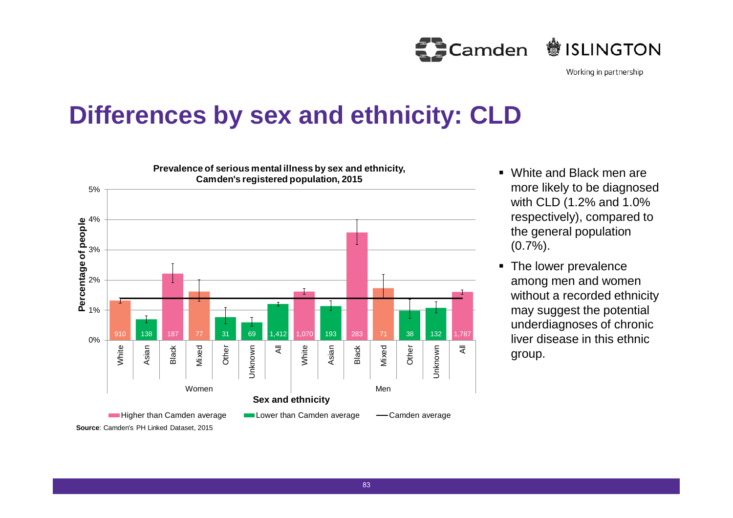# Differences by sex and ethnicity: CLD

**Prevalence of serious mental illness by sex and ethnicity, Camden's registered population, 2015**

| Sex | Ethnicity | Number of people |
|---|---|---|
| Women | White | 910 |
| Women | Asian | 138 |
| Women | Black | 187 |
| Women | Mixed | 77 |
| Women | Other | 31 |
| Women | Unknown | 69 |
| Women | All | 1,412 |
| Men | White | 1,070 |
| Men | Asian | 193 |
| Men | Black | 283 |
| Men | Mixed | 71 |
| Men | Other | 38 |
| Men | Unknown | 132 |
| Men | All | 1,787 |

Legend: Higher than Camden average; Lower than Camden average; Camden average

**Source**: Camden's PH Linked Dataset, 2015

- White and Black men are more likely to be diagnosed with CLD (1.2% and 1.0% respectively), compared to the general population (0.7%).
- The lower prevalence among men and women without a recorded ethnicity may suggest the potential underdiagnoses of chronic liver disease in this ethnic group.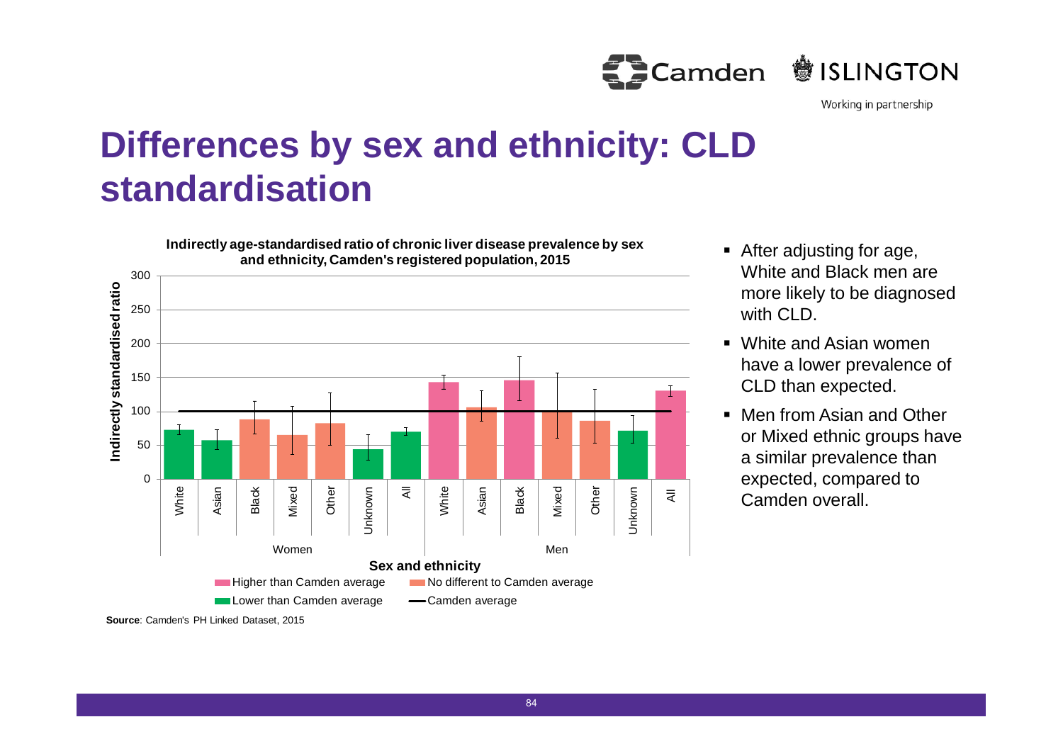# Differences by sex and ethnicity: CLD standardisation

**Indirectly age-standardised ratio of chronic liver disease prevalence by sex and ethnicity, Camden's registered population, 2015**

Indirectly standardised ratio

Sex and ethnicity

Women: White, Asian, Black, Mixed, Other, Unknown, All

Men: White, Asian, Black, Mixed, Other, Unknown, All

Higher than Camden average | No different to Camden average | Lower than Camden average | Camden average

**Source**: Camden's PH Linked Dataset, 2015

- After adjusting for age, White and Black men are more likely to be diagnosed with CLD.
- White and Asian women have a lower prevalence of CLD than expected.
- Men from Asian and Other or Mixed ethnic groups have a similar prevalence than expected, compared to Camden overall.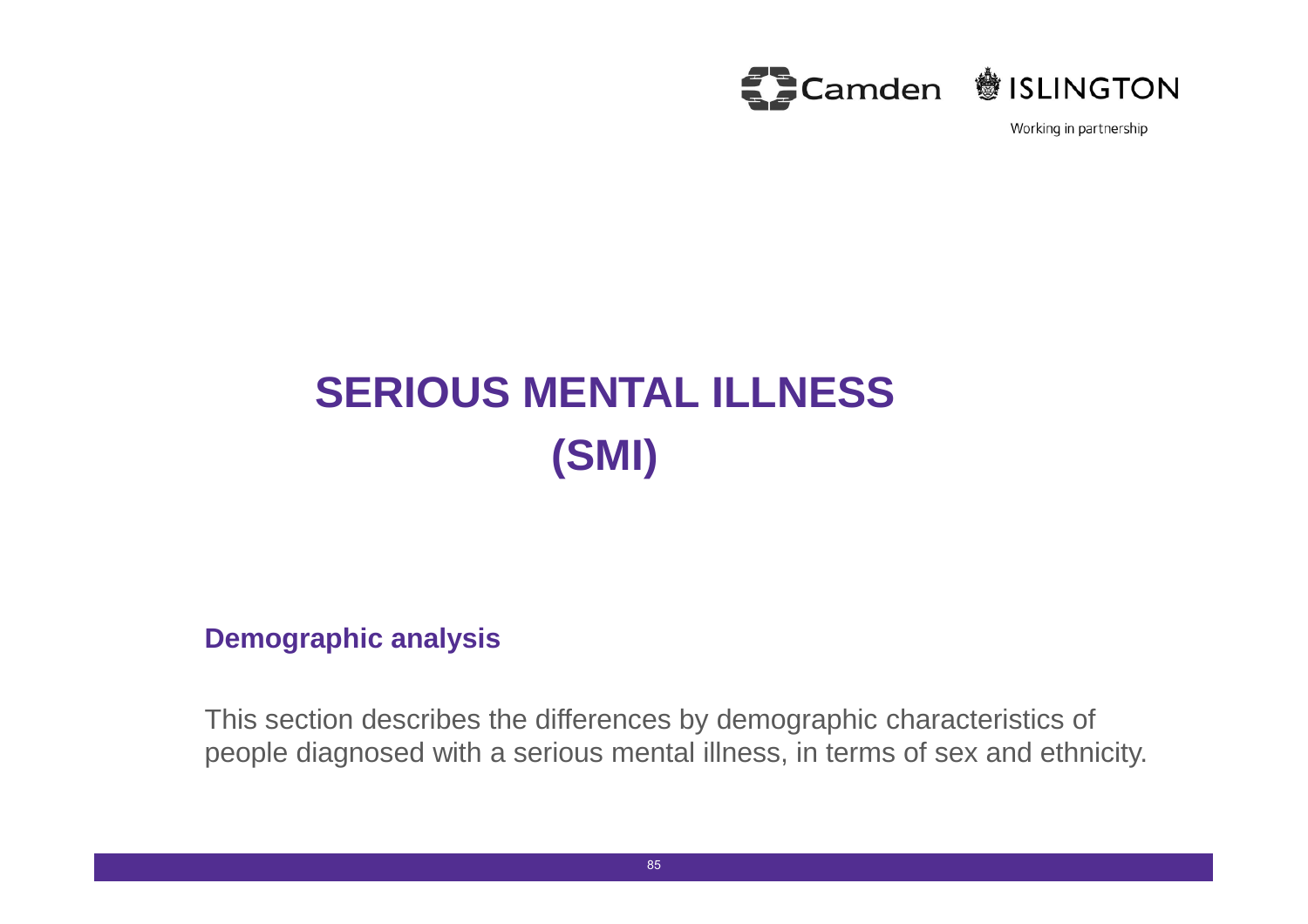# SERIOUS MENTAL ILLNESS (SMI)

## Demographic analysis

This section describes the differences by demographic characteristics of people diagnosed with a serious mental illness, in terms of sex and ethnicity.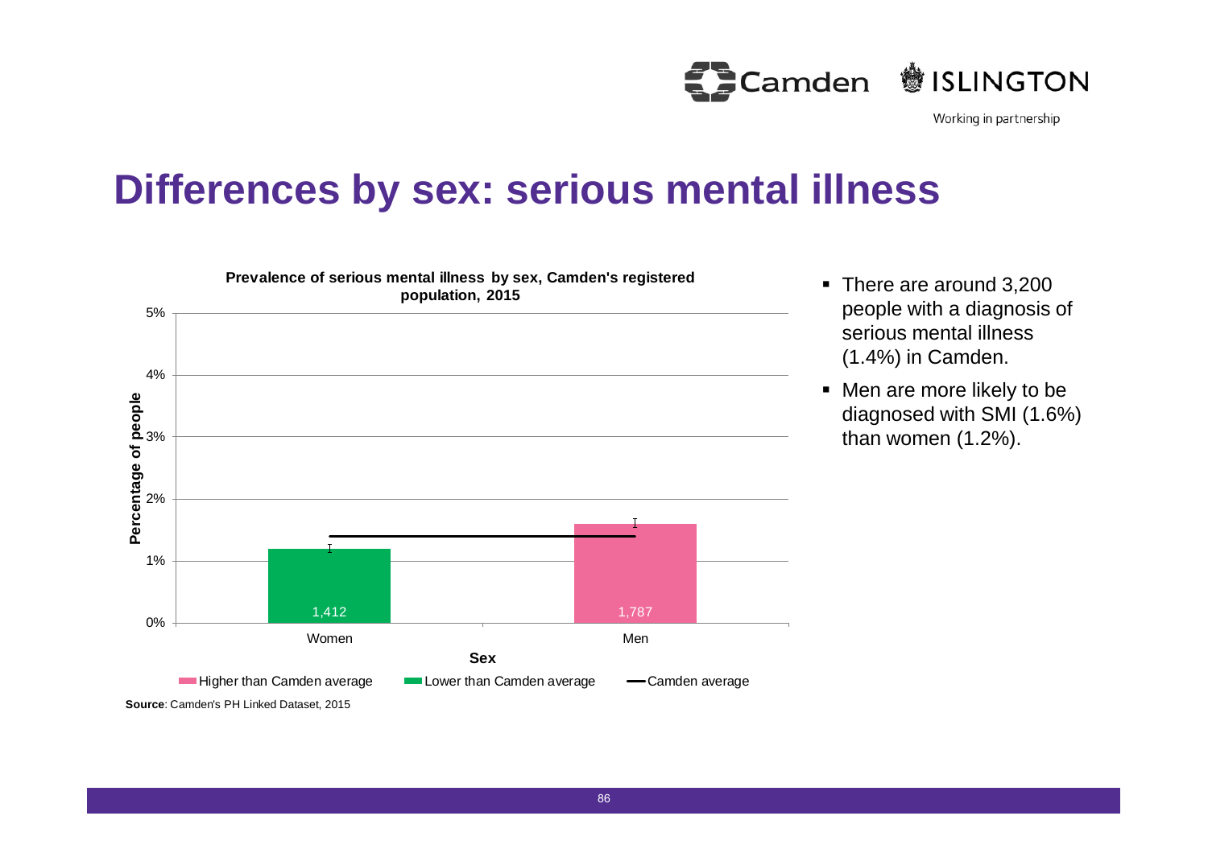# Differences by sex: serious mental illness

**Prevalence of serious mental illness by sex, Camden's registered population, 2015**

| Sex | Number of people | Percentage of people | Compared with Camden average |
|---|---|---|---|
| Women | 1,412 | 1.2% | Lower than Camden average |
| Men | 1,787 | 1.6% | Higher than Camden average |

Camden average: 1.4%

**Source**: Camden's PH Linked Dataset, 2015

- There are around 3,200 people with a diagnosis of serious mental illness (1.4%) in Camden.
- Men are more likely to be diagnosed with SMI (1.6%) than women (1.2%).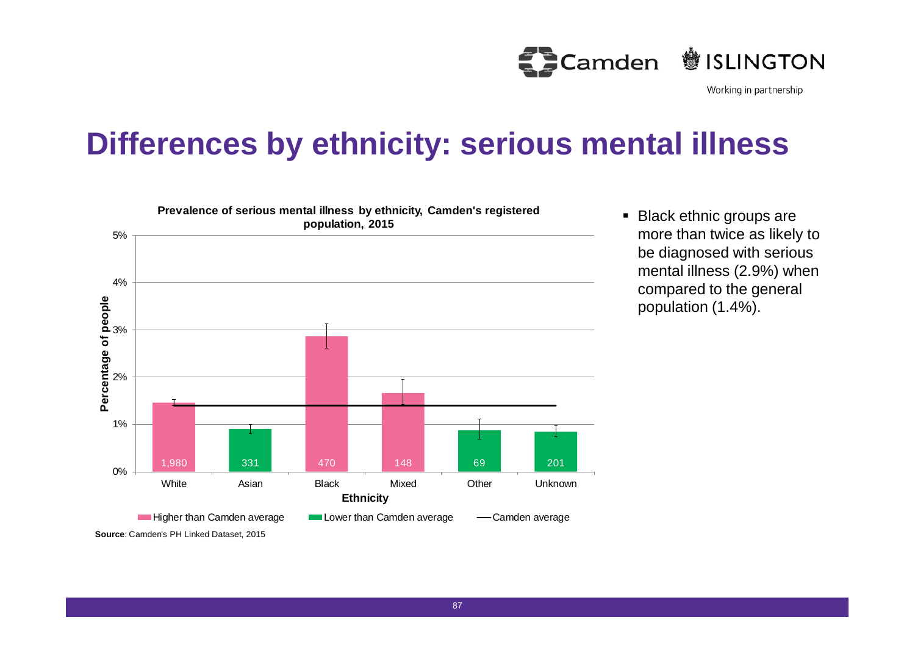# Differences by ethnicity: serious mental illness

**Prevalence of serious mental illness by ethnicity, Camden's registered population, 2015**

| Ethnicity | Number | Compared to Camden average |
|---|---|---|
| White | 1,980 | Higher than Camden average |
| Asian | 331 | Lower than Camden average |
| Black | 470 | Higher than Camden average |
| Mixed | 148 | Higher than Camden average |
| Other | 69 | Lower than Camden average |
| Unknown | 201 | Lower than Camden average |

**Source**: Camden's PH Linked Dataset, 2015

- Black ethnic groups are more than twice as likely to be diagnosed with serious mental illness (2.9%) when compared to the general population (1.4%).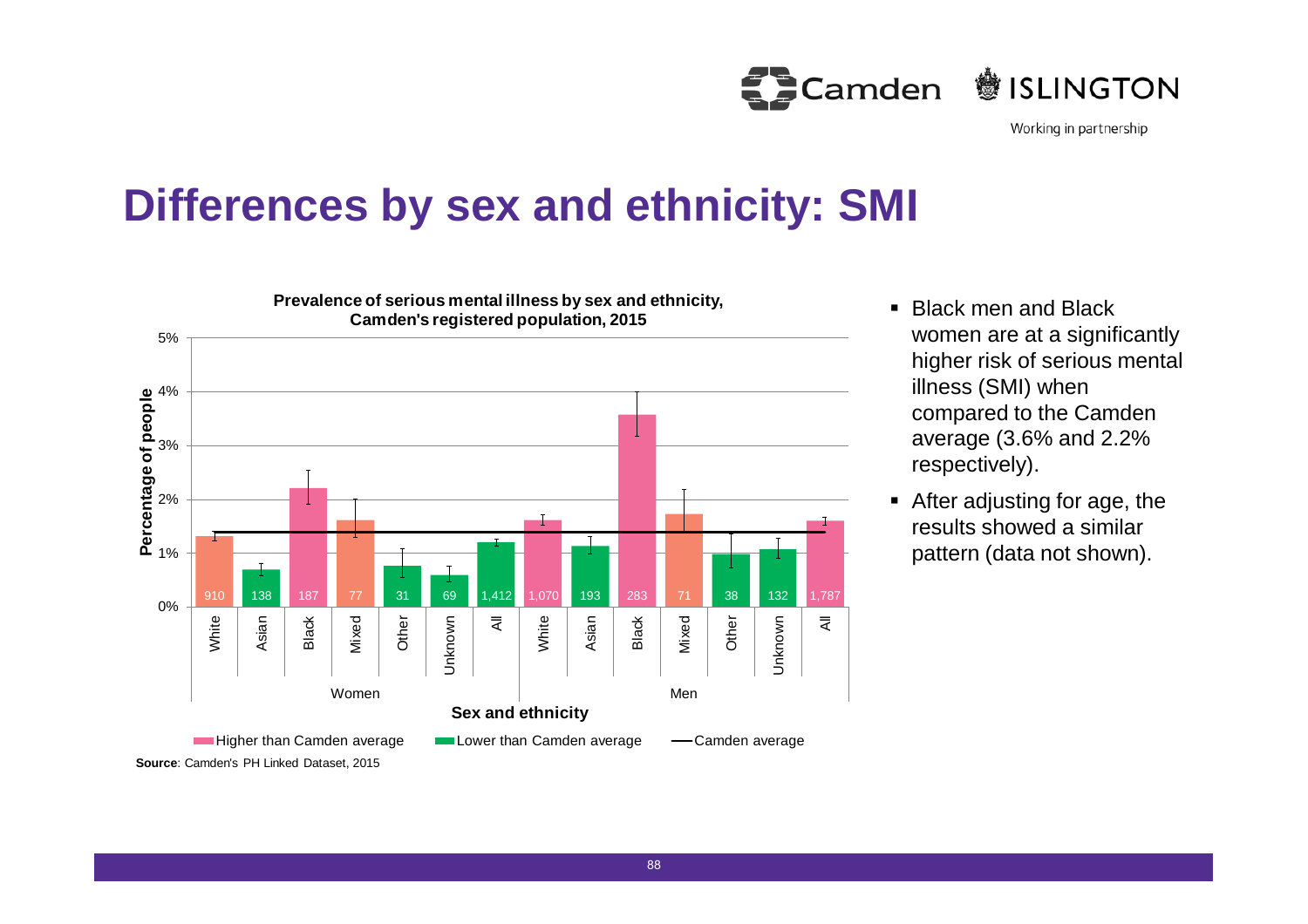# Differences by sex and ethnicity: SMI

**Prevalence of serious mental illness by sex and ethnicity, Camden's registered population, 2015**

| Sex | Ethnicity | Number |
|---|---|---|
| Women | White | 910 |
| Women | Asian | 138 |
| Women | Black | 187 |
| Women | Mixed | 77 |
| Women | Other | 31 |
| Women | Unknown | 69 |
| Women | All | 1,412 |
| Men | White | 1,070 |
| Men | Asian | 193 |
| Men | Black | 283 |
| Men | Mixed | 71 |
| Men | Other | 38 |
| Men | Unknown | 132 |
| Men | All | 1,787 |

Higher than Camden average | Lower than Camden average | Camden average

**Source**: Camden's PH Linked Dataset, 2015

- Black men and Black women are at a significantly higher risk of serious mental illness (SMI) when compared to the Camden average (3.6% and 2.2% respectively).
- After adjusting for age, the results showed a similar pattern (data not shown).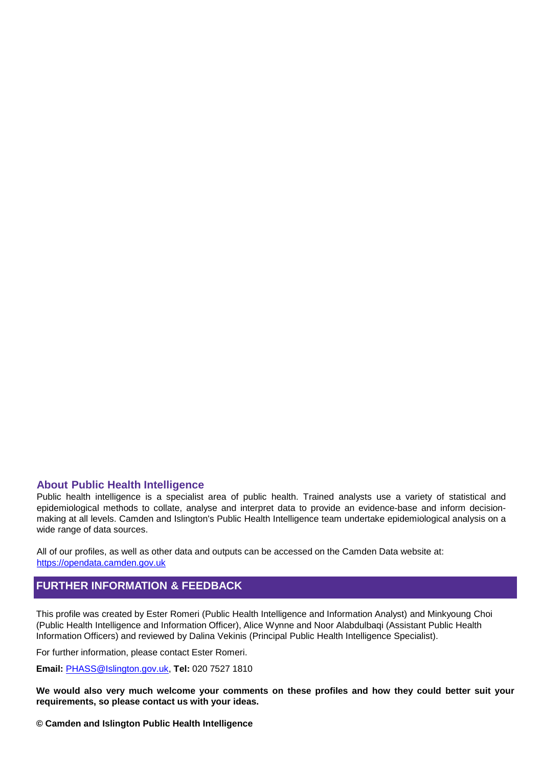## About Public Health Intelligence

Public health intelligence is a specialist area of public health. Trained analysts use a variety of statistical and epidemiological methods to collate, analyse and interpret data to provide an evidence-base and inform decision-making at all levels. Camden and Islington's Public Health Intelligence team undertake epidemiological analysis on a wide range of data sources.

All of our profiles, as well as other data and outputs can be accessed on the Camden Data website at: https://opendata.camden.gov.uk

## FURTHER INFORMATION & FEEDBACK

This profile was created by Ester Romeri (Public Health Intelligence and Information Analyst) and Minkyoung Choi (Public Health Intelligence and Information Officer), Alice Wynne and Noor Alabdulbaqi (Assistant Public Health Information Officers) and reviewed by Dalina Vekinis (Principal Public Health Intelligence Specialist).

For further information, please contact Ester Romeri.

**Email:** PHASS@Islington.gov.uk, **Tel:** 020 7527 1810

**We would also very much welcome your comments on these profiles and how they could better suit your requirements, so please contact us with your ideas.**

**© Camden and Islington Public Health Intelligence**